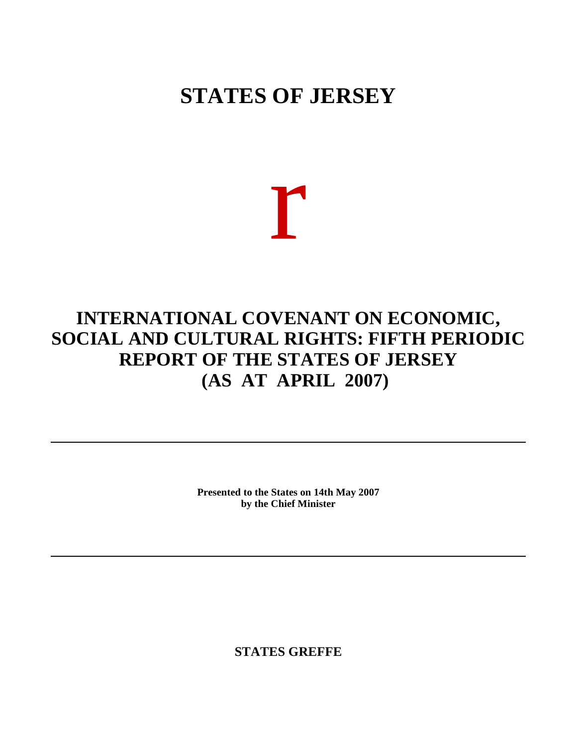# STATES OF JERSEY

r

# INTERNATIONAL COVENANT ON ECONOMIC, SOCIAL AND CULTURAL RIGHTS: FIFTH PERIODIC REPORT OF THE STATES OF JERSEY (AS AT APRIL 2007)

---

**Presented to the States on 14th May 2007**
**by the Chief Minister**

---

**STATES GREFFE**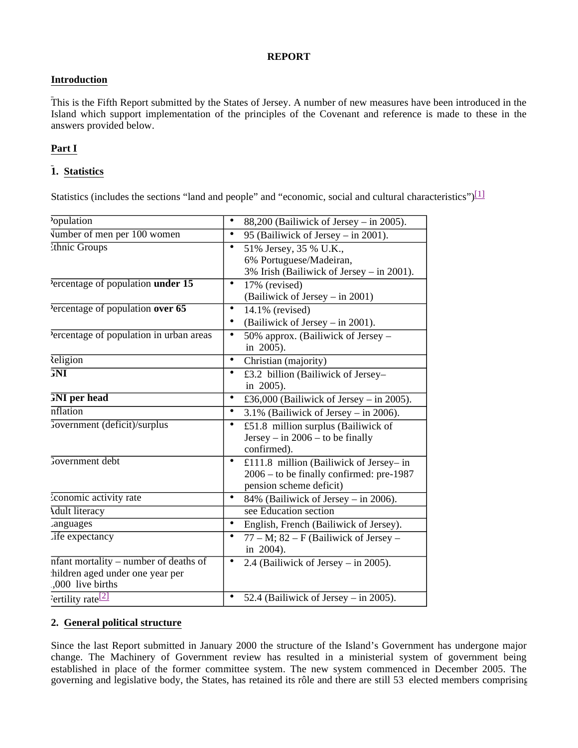**REPORT**

## Introduction

This is the Fifth Report submitted by the States of Jersey. A number of new measures have been introduced in the Island which support implementation of the principles of the Covenant and reference is made to these in the answers provided below.

## Part I

### 1. Statistics

Statistics (includes the sections "land and people" and "economic, social and cultural characteristics")[1]

| | |
|---|---|
| Population | • 88,200 (Bailiwick of Jersey – in 2005). |
| Number of men per 100 women | • 95 (Bailiwick of Jersey – in 2001). |
| Ethnic Groups | • 51% Jersey, 35 % U.K., 6% Portuguese/Madeiran, 3% Irish (Bailiwick of Jersey – in 2001). |
| Percentage of population **under 15** | • 17% (revised) (Bailiwick of Jersey – in 2001) |
| Percentage of population **over 65** | • 14.1% (revised)<br>• (Bailiwick of Jersey – in 2001). |
| Percentage of population in urban areas | • 50% approx. (Bailiwick of Jersey – in 2005). |
| Religion | • Christian (majority) |
| **GNI** | • £3.2 billion (Bailiwick of Jersey– in 2005). |
| **GNI per head** | • £36,000 (Bailiwick of Jersey – in 2005). |
| Inflation | • 3.1% (Bailiwick of Jersey – in 2006). |
| Government (deficit)/surplus | • £51.8 million surplus (Bailiwick of Jersey – in 2006 – to be finally confirmed). |
| Government debt | • £111.8 million (Bailiwick of Jersey– in 2006 – to be finally confirmed: pre-1987 pension scheme deficit) |
| Economic activity rate | • 84% (Bailiwick of Jersey – in 2006). |
| Adult literacy | see Education section |
| Languages | • English, French (Bailiwick of Jersey). |
| Life expectancy | • 77 – M; 82 – F (Bailiwick of Jersey – in 2004). |
| Infant mortality – number of deaths of children aged under one year per 1,000 live births | • 2.4 (Bailiwick of Jersey – in 2005). |
| Fertility rate[2] | • 52.4 (Bailiwick of Jersey – in 2005). |

### 2. General political structure

Since the last Report submitted in January 2000 the structure of the Island's Government has undergone major change. The Machinery of Government review has resulted in a ministerial system of government being established in place of the former committee system. The new system commenced in December 2005. The governing and legislative body, the States, has retained its rôle and there are still 53 elected members comprising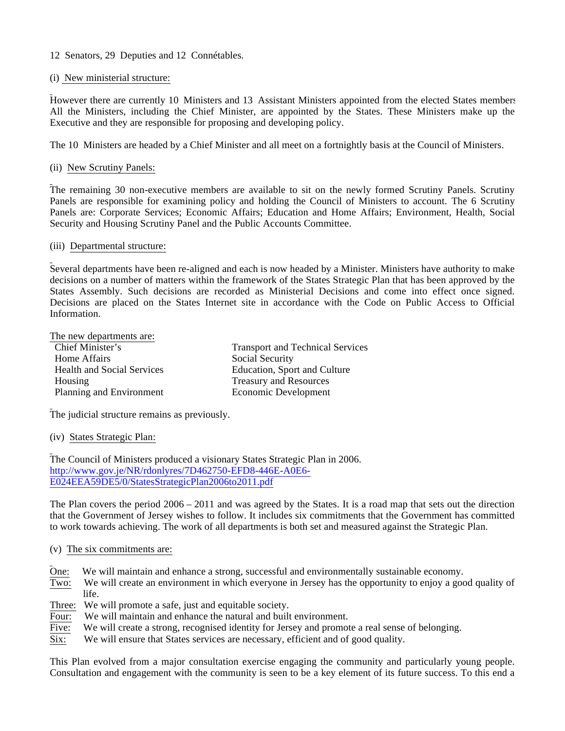12 Senators, 29 Deputies and 12 Connétables.

(i) New ministerial structure:

However there are currently 10 Ministers and 13 Assistant Ministers appointed from the elected States members. All the Ministers, including the Chief Minister, are appointed by the States. These Ministers make up the Executive and they are responsible for proposing and developing policy.

The 10 Ministers are headed by a Chief Minister and all meet on a fortnightly basis at the Council of Ministers.

(ii) New Scrutiny Panels:

The remaining 30 non-executive members are available to sit on the newly formed Scrutiny Panels. Scrutiny Panels are responsible for examining policy and holding the Council of Ministers to account. The 6 Scrutiny Panels are: Corporate Services; Economic Affairs; Education and Home Affairs; Environment, Health, Social Security and Housing Scrutiny Panel and the Public Accounts Committee.

(iii) Departmental structure:

Several departments have been re-aligned and each is now headed by a Minister. Ministers have authority to make decisions on a number of matters within the framework of the States Strategic Plan that has been approved by the States Assembly. Such decisions are recorded as Ministerial Decisions and come into effect once signed. Decisions are placed on the States Internet site in accordance with the Code on Public Access to Official Information.

The new departments are:

- Chief Minister's
- Home Affairs
- Health and Social Services
- Housing
- Planning and Environment
- Transport and Technical Services
- Social Security
- Education, Sport and Culture
- Treasury and Resources
- Economic Development

The judicial structure remains as previously.

(iv) States Strategic Plan:

The Council of Ministers produced a visionary States Strategic Plan in 2006.
http://www.gov.je/NR/rdonlyres/7D462750-EFD8-446E-A0E6-E024EEA59DE5/0/StatesStrategicPlan2006to2011.pdf

The Plan covers the period 2006 – 2011 and was agreed by the States. It is a road map that sets out the direction that the Government of Jersey wishes to follow. It includes six commitments that the Government has committed to work towards achieving. The work of all departments is both set and measured against the Strategic Plan.

(v) The six commitments are:

One: We will maintain and enhance a strong, successful and environmentally sustainable economy.
Two: We will create an environment in which everyone in Jersey has the opportunity to enjoy a good quality of life.
Three: We will promote a safe, just and equitable society.
Four: We will maintain and enhance the natural and built environment.
Five: We will create a strong, recognised identity for Jersey and promote a real sense of belonging.
Six: We will ensure that States services are necessary, efficient and of good quality.

This Plan evolved from a major consultation exercise engaging the community and particularly young people. Consultation and engagement with the community is seen to be a key element of its future success. To this end a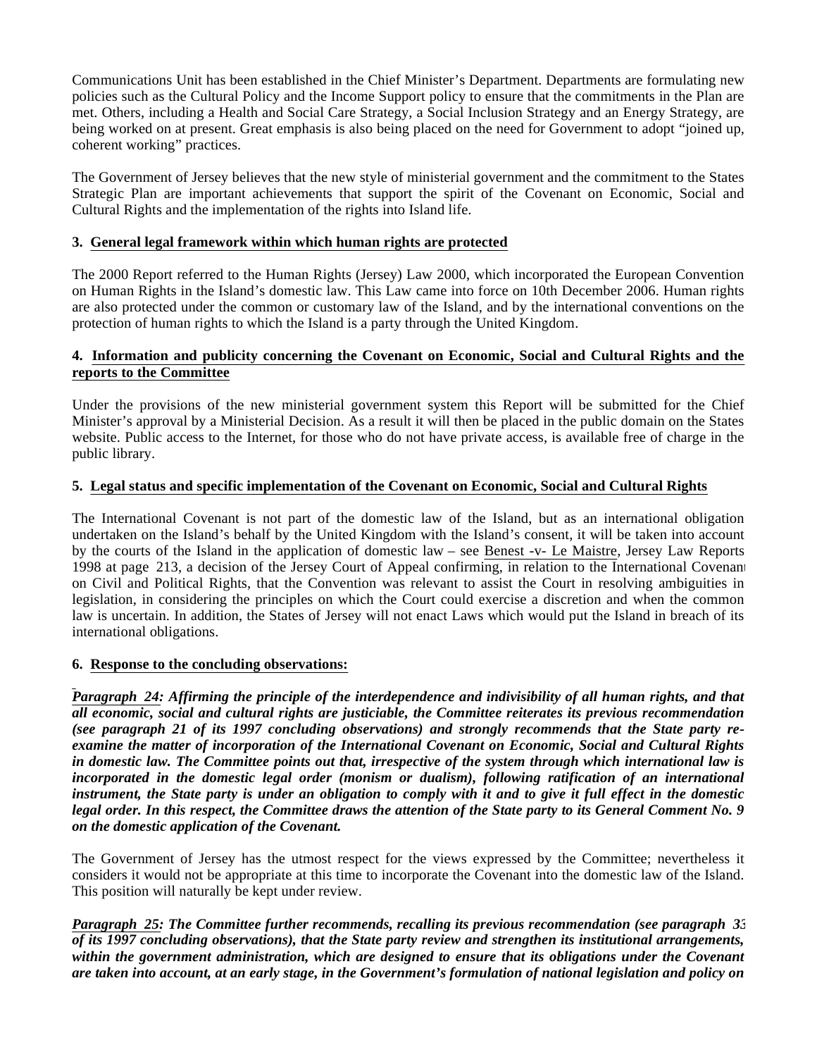Communications Unit has been established in the Chief Minister's Department. Departments are formulating new policies such as the Cultural Policy and the Income Support policy to ensure that the commitments in the Plan are met. Others, including a Health and Social Care Strategy, a Social Inclusion Strategy and an Energy Strategy, are being worked on at present. Great emphasis is also being placed on the need for Government to adopt "joined up, coherent working" practices.

The Government of Jersey believes that the new style of ministerial government and the commitment to the States Strategic Plan are important achievements that support the spirit of the Covenant on Economic, Social and Cultural Rights and the implementation of the rights into Island life.

### 3. General legal framework within which human rights are protected

The 2000 Report referred to the Human Rights (Jersey) Law 2000, which incorporated the European Convention on Human Rights in the Island's domestic law. This Law came into force on 10th December 2006. Human rights are also protected under the common or customary law of the Island, and by the international conventions on the protection of human rights to which the Island is a party through the United Kingdom.

### 4. Information and publicity concerning the Covenant on Economic, Social and Cultural Rights and the reports to the Committee

Under the provisions of the new ministerial government system this Report will be submitted for the Chief Minister's approval by a Ministerial Decision. As a result it will then be placed in the public domain on the States website. Public access to the Internet, for those who do not have private access, is available free of charge in the public library.

### 5. Legal status and specific implementation of the Covenant on Economic, Social and Cultural Rights

The International Covenant is not part of the domestic law of the Island, but as an international obligation undertaken on the Island's behalf by the United Kingdom with the Island's consent, it will be taken into account by the courts of the Island in the application of domestic law – see Benest -v- Le Maistre, Jersey Law Reports 1998 at page 213, a decision of the Jersey Court of Appeal confirming, in relation to the International Covenant on Civil and Political Rights, that the Convention was relevant to assist the Court in resolving ambiguities in legislation, in considering the principles on which the Court could exercise a discretion and when the common law is uncertain. In addition, the States of Jersey will not enact Laws which would put the Island in breach of its international obligations.

### 6. Response to the concluding observations:

***Paragraph 24: Affirming the principle of the interdependence and indivisibility of all human rights, and that all economic, social and cultural rights are justiciable, the Committee reiterates its previous recommendation (see paragraph 21 of its 1997 concluding observations) and strongly recommends that the State party re-examine the matter of incorporation of the International Covenant on Economic, Social and Cultural Rights in domestic law. The Committee points out that, irrespective of the system through which international law is incorporated in the domestic legal order (monism or dualism), following ratification of an international instrument, the State party is under an obligation to comply with it and to give it full effect in the domestic legal order. In this respect, the Committee draws the attention of the State party to its General Comment No. 9 on the domestic application of the Covenant.***

The Government of Jersey has the utmost respect for the views expressed by the Committee; nevertheless it considers it would not be appropriate at this time to incorporate the Covenant into the domestic law of the Island. This position will naturally be kept under review.

***Paragraph 25: The Committee further recommends, recalling its previous recommendation (see paragraph 33 of its 1997 concluding observations), that the State party review and strengthen its institutional arrangements, within the government administration, which are designed to ensure that its obligations under the Covenant are taken into account, at an early stage, in the Government's formulation of national legislation and policy on***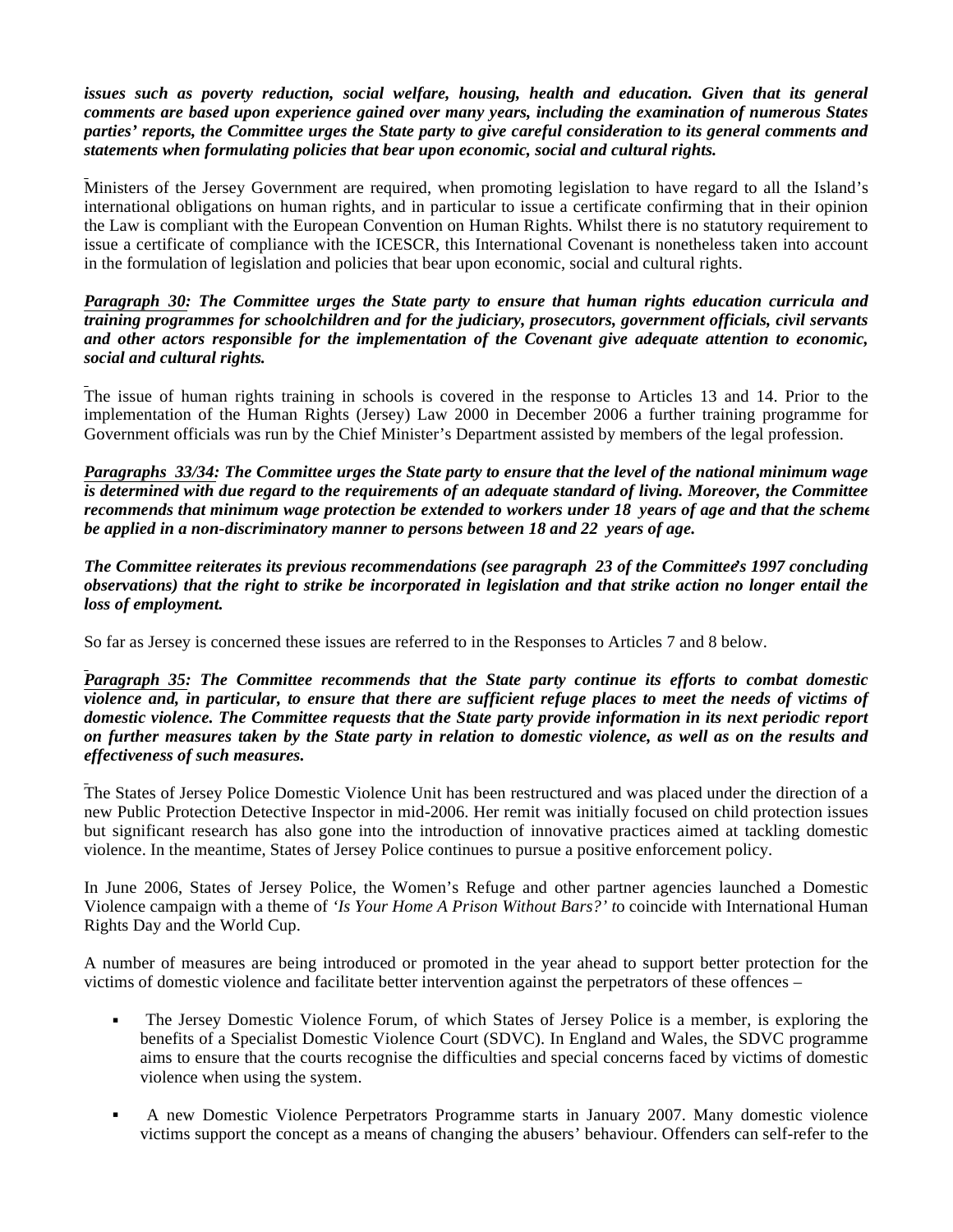***issues such as poverty reduction, social welfare, housing, health and education. Given that its general comments are based upon experience gained over many years, including the examination of numerous States parties' reports, the Committee urges the State party to give careful consideration to its general comments and statements when formulating policies that bear upon economic, social and cultural rights.***

Ministers of the Jersey Government are required, when promoting legislation to have regard to all the Island's international obligations on human rights, and in particular to issue a certificate confirming that in their opinion the Law is compliant with the European Convention on Human Rights. Whilst there is no statutory requirement to issue a certificate of compliance with the ICESCR, this International Covenant is nonetheless taken into account in the formulation of legislation and policies that bear upon economic, social and cultural rights.

***Paragraph 30: The Committee urges the State party to ensure that human rights education curricula and training programmes for schoolchildren and for the judiciary, prosecutors, government officials, civil servants and other actors responsible for the implementation of the Covenant give adequate attention to economic, social and cultural rights.***

The issue of human rights training in schools is covered in the response to Articles 13 and 14. Prior to the implementation of the Human Rights (Jersey) Law 2000 in December 2006 a further training programme for Government officials was run by the Chief Minister's Department assisted by members of the legal profession.

***Paragraphs 33/34: The Committee urges the State party to ensure that the level of the national minimum wage is determined with due regard to the requirements of an adequate standard of living. Moreover, the Committee recommends that minimum wage protection be extended to workers under 18 years of age and that the scheme be applied in a non-discriminatory manner to persons between 18 and 22 years of age.***

***The Committee reiterates its previous recommendations (see paragraph 23 of the Committee's 1997 concluding observations) that the right to strike be incorporated in legislation and that strike action no longer entail the loss of employment.***

So far as Jersey is concerned these issues are referred to in the Responses to Articles 7 and 8 below.

***Paragraph 35: The Committee recommends that the State party continue its efforts to combat domestic violence and, in particular, to ensure that there are sufficient refuge places to meet the needs of victims of domestic violence. The Committee requests that the State party provide information in its next periodic report on further measures taken by the State party in relation to domestic violence, as well as on the results and effectiveness of such measures.***

The States of Jersey Police Domestic Violence Unit has been restructured and was placed under the direction of a new Public Protection Detective Inspector in mid-2006. Her remit was initially focused on child protection issues but significant research has also gone into the introduction of innovative practices aimed at tackling domestic violence. In the meantime, States of Jersey Police continues to pursue a positive enforcement policy.

In June 2006, States of Jersey Police, the Women's Refuge and other partner agencies launched a Domestic Violence campaign with a theme of *'Is Your Home A Prison Without Bars?'* to coincide with International Human Rights Day and the World Cup.

A number of measures are being introduced or promoted in the year ahead to support better protection for the victims of domestic violence and facilitate better intervention against the perpetrators of these offences –

- The Jersey Domestic Violence Forum, of which States of Jersey Police is a member, is exploring the benefits of a Specialist Domestic Violence Court (SDVC). In England and Wales, the SDVC programme aims to ensure that the courts recognise the difficulties and special concerns faced by victims of domestic violence when using the system.

- A new Domestic Violence Perpetrators Programme starts in January 2007. Many domestic violence victims support the concept as a means of changing the abusers' behaviour. Offenders can self-refer to the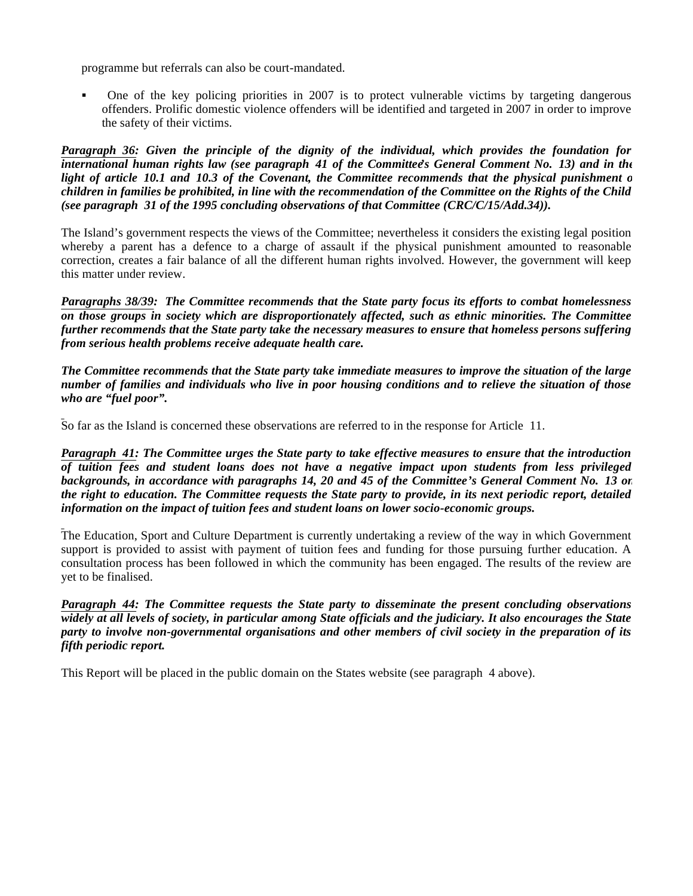programme but referrals can also be court-mandated.

- One of the key policing priorities in 2007 is to protect vulnerable victims by targeting dangerous offenders. Prolific domestic violence offenders will be identified and targeted in 2007 in order to improve the safety of their victims.

***Paragraph 36:*** ***Given the principle of the dignity of the individual, which provides the foundation for international human rights law (see paragraph 41 of the Committee's General Comment No. 13) and in the light of article 10.1 and 10.3 of the Covenant, the Committee recommends that the physical punishment of children in families be prohibited, in line with the recommendation of the Committee on the Rights of the Child (see paragraph 31 of the 1995 concluding observations of that Committee (CRC/C/15/Add.34)).***

The Island's government respects the views of the Committee; nevertheless it considers the existing legal position whereby a parent has a defence to a charge of assault if the physical punishment amounted to reasonable correction, creates a fair balance of all the different human rights involved. However, the government will keep this matter under review.

***Paragraphs 38/39:*** ***The Committee recommends that the State party focus its efforts to combat homelessness on those groups in society which are disproportionately affected, such as ethnic minorities. The Committee further recommends that the State party take the necessary measures to ensure that homeless persons suffering from serious health problems receive adequate health care.***

***The Committee recommends that the State party take immediate measures to improve the situation of the large number of families and individuals who live in poor housing conditions and to relieve the situation of those who are "fuel poor".***

So far as the Island is concerned these observations are referred to in the response for Article 11.

***Paragraph 41:*** ***The Committee urges the State party to take effective measures to ensure that the introduction of tuition fees and student loans does not have a negative impact upon students from less privileged backgrounds, in accordance with paragraphs 14, 20 and 45 of the Committee's General Comment No. 13 on the right to education. The Committee requests the State party to provide, in its next periodic report, detailed information on the impact of tuition fees and student loans on lower socio-economic groups.***

The Education, Sport and Culture Department is currently undertaking a review of the way in which Government support is provided to assist with payment of tuition fees and funding for those pursuing further education. A consultation process has been followed in which the community has been engaged. The results of the review are yet to be finalised.

***Paragraph 44:*** ***The Committee requests the State party to disseminate the present concluding observations widely at all levels of society, in particular among State officials and the judiciary. It also encourages the State party to involve non-governmental organisations and other members of civil society in the preparation of its fifth periodic report.***

This Report will be placed in the public domain on the States website (see paragraph 4 above).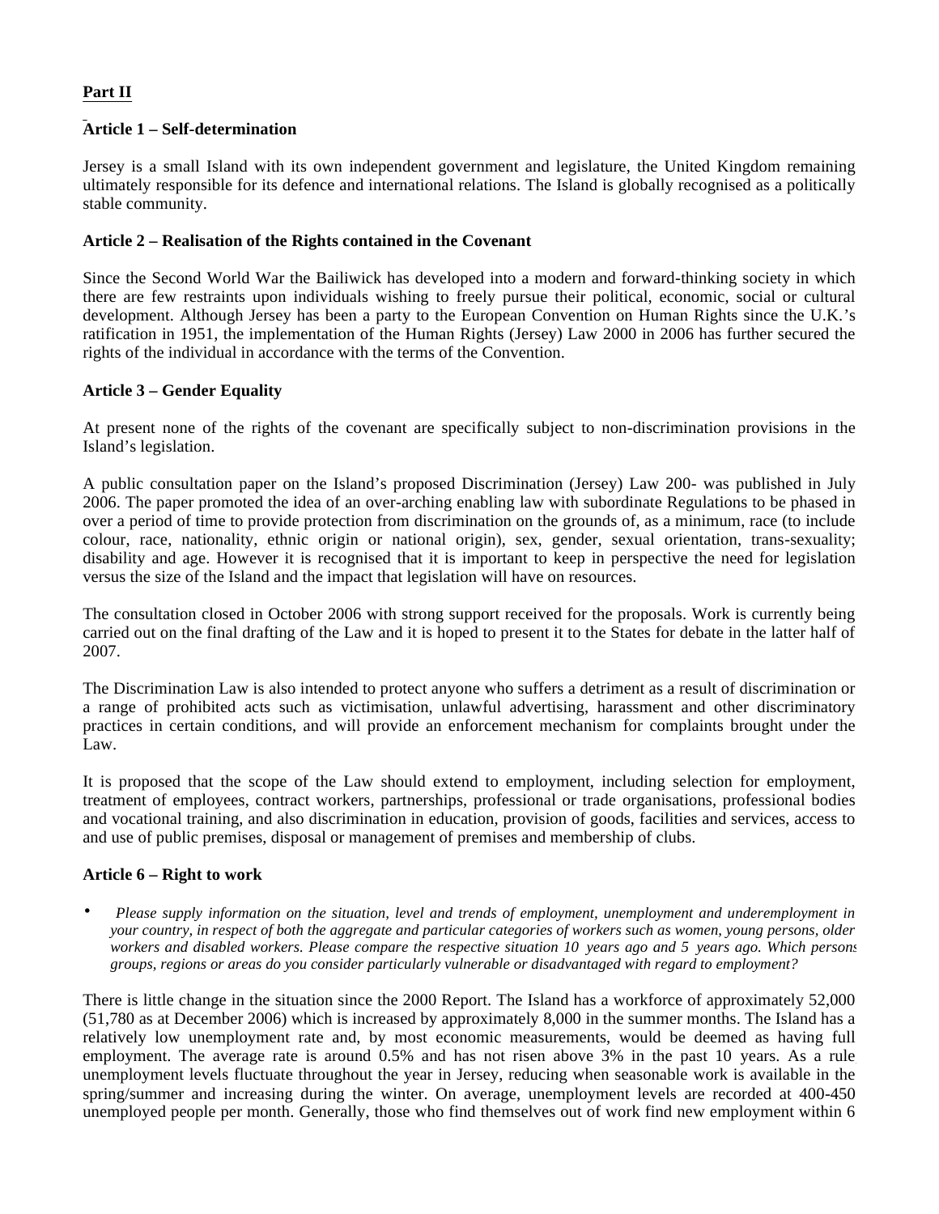**Part II**

**Article 1 – Self-determination**

Jersey is a small Island with its own independent government and legislature, the United Kingdom remaining ultimately responsible for its defence and international relations. The Island is globally recognised as a politically stable community.

**Article 2 – Realisation of the Rights contained in the Covenant**

Since the Second World War the Bailiwick has developed into a modern and forward-thinking society in which there are few restraints upon individuals wishing to freely pursue their political, economic, social or cultural development. Although Jersey has been a party to the European Convention on Human Rights since the U.K.'s ratification in 1951, the implementation of the Human Rights (Jersey) Law 2000 in 2006 has further secured the rights of the individual in accordance with the terms of the Convention.

**Article 3 – Gender Equality**

At present none of the rights of the covenant are specifically subject to non-discrimination provisions in the Island's legislation.

A public consultation paper on the Island's proposed Discrimination (Jersey) Law 200- was published in July 2006. The paper promoted the idea of an over-arching enabling law with subordinate Regulations to be phased in over a period of time to provide protection from discrimination on the grounds of, as a minimum, race (to include colour, race, nationality, ethnic origin or national origin), sex, gender, sexual orientation, trans-sexuality; disability and age. However it is recognised that it is important to keep in perspective the need for legislation versus the size of the Island and the impact that legislation will have on resources.

The consultation closed in October 2006 with strong support received for the proposals. Work is currently being carried out on the final drafting of the Law and it is hoped to present it to the States for debate in the latter half of 2007.

The Discrimination Law is also intended to protect anyone who suffers a detriment as a result of discrimination or a range of prohibited acts such as victimisation, unlawful advertising, harassment and other discriminatory practices in certain conditions, and will provide an enforcement mechanism for complaints brought under the Law.

It is proposed that the scope of the Law should extend to employment, including selection for employment, treatment of employees, contract workers, partnerships, professional or trade organisations, professional bodies and vocational training, and also discrimination in education, provision of goods, facilities and services, access to and use of public premises, disposal or management of premises and membership of clubs.

**Article 6 – Right to work**

- *Please supply information on the situation, level and trends of employment, unemployment and underemployment in your country, in respect of both the aggregate and particular categories of workers such as women, young persons, older workers and disabled workers. Please compare the respective situation 10 years ago and 5 years ago. Which persons groups, regions or areas do you consider particularly vulnerable or disadvantaged with regard to employment?*

There is little change in the situation since the 2000 Report. The Island has a workforce of approximately 52,000 (51,780 as at December 2006) which is increased by approximately 8,000 in the summer months. The Island has a relatively low unemployment rate and, by most economic measurements, would be deemed as having full employment. The average rate is around 0.5% and has not risen above 3% in the past 10 years. As a rule unemployment levels fluctuate throughout the year in Jersey, reducing when seasonable work is available in the spring/summer and increasing during the winter. On average, unemployment levels are recorded at 400-450 unemployed people per month. Generally, those who find themselves out of work find new employment within 6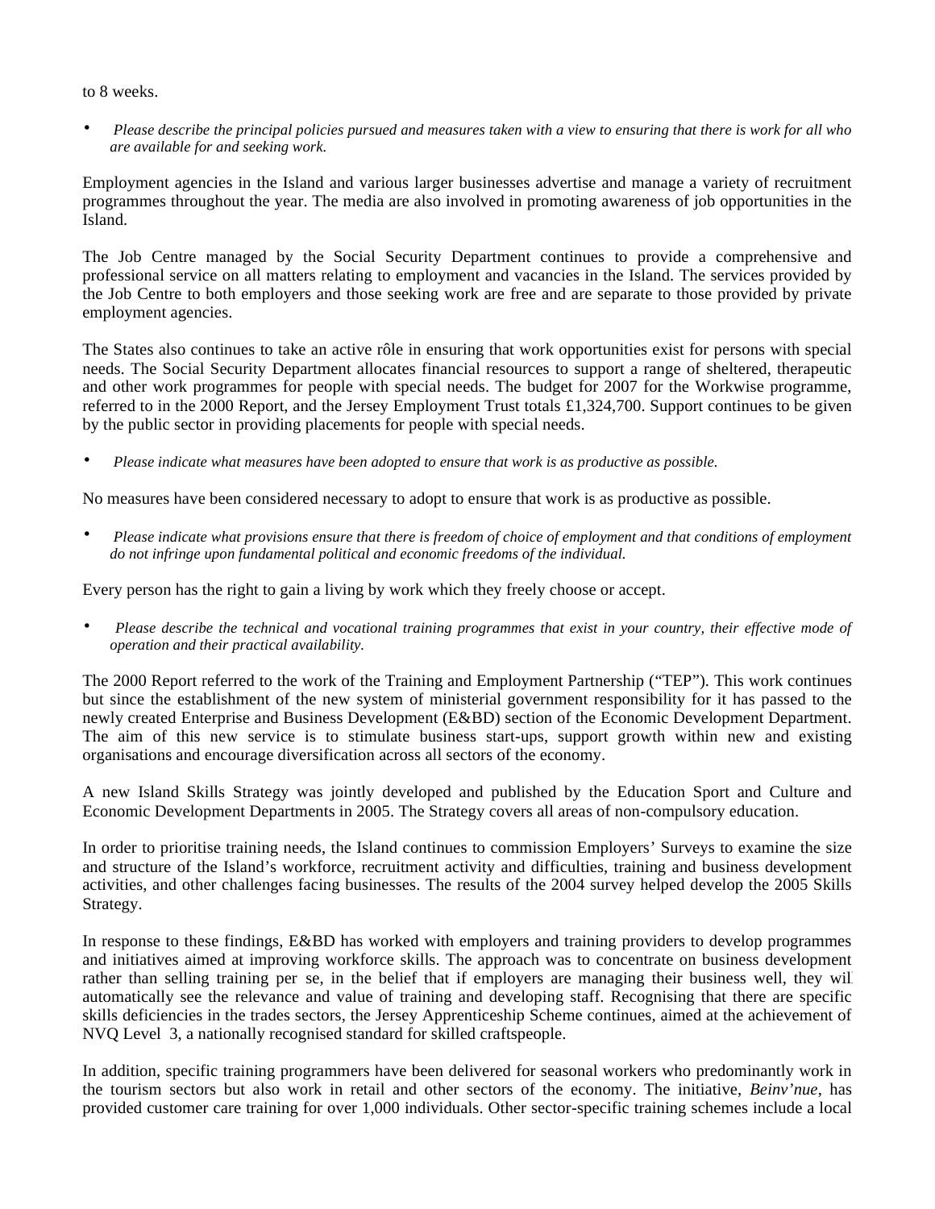to 8 weeks.

- *Please describe the principal policies pursued and measures taken with a view to ensuring that there is work for all who are available for and seeking work.*

Employment agencies in the Island and various larger businesses advertise and manage a variety of recruitment programmes throughout the year. The media are also involved in promoting awareness of job opportunities in the Island.

The Job Centre managed by the Social Security Department continues to provide a comprehensive and professional service on all matters relating to employment and vacancies in the Island. The services provided by the Job Centre to both employers and those seeking work are free and are separate to those provided by private employment agencies.

The States also continues to take an active rôle in ensuring that work opportunities exist for persons with special needs. The Social Security Department allocates financial resources to support a range of sheltered, therapeutic and other work programmes for people with special needs. The budget for 2007 for the Workwise programme, referred to in the 2000 Report, and the Jersey Employment Trust totals £1,324,700. Support continues to be given by the public sector in providing placements for people with special needs.

- *Please indicate what measures have been adopted to ensure that work is as productive as possible.*

No measures have been considered necessary to adopt to ensure that work is as productive as possible.

- *Please indicate what provisions ensure that there is freedom of choice of employment and that conditions of employment do not infringe upon fundamental political and economic freedoms of the individual.*

Every person has the right to gain a living by work which they freely choose or accept.

- *Please describe the technical and vocational training programmes that exist in your country, their effective mode of operation and their practical availability.*

The 2000 Report referred to the work of the Training and Employment Partnership ("TEP"). This work continues but since the establishment of the new system of ministerial government responsibility for it has passed to the newly created Enterprise and Business Development (E&BD) section of the Economic Development Department. The aim of this new service is to stimulate business start-ups, support growth within new and existing organisations and encourage diversification across all sectors of the economy.

A new Island Skills Strategy was jointly developed and published by the Education Sport and Culture and Economic Development Departments in 2005. The Strategy covers all areas of non-compulsory education.

In order to prioritise training needs, the Island continues to commission Employers' Surveys to examine the size and structure of the Island's workforce, recruitment activity and difficulties, training and business development activities, and other challenges facing businesses. The results of the 2004 survey helped develop the 2005 Skills Strategy.

In response to these findings, E&BD has worked with employers and training providers to develop programmes and initiatives aimed at improving workforce skills. The approach was to concentrate on business development rather than selling training per se, in the belief that if employers are managing their business well, they will automatically see the relevance and value of training and developing staff. Recognising that there are specific skills deficiencies in the trades sectors, the Jersey Apprenticeship Scheme continues, aimed at the achievement of NVQ Level 3, a nationally recognised standard for skilled craftspeople.

In addition, specific training programmers have been delivered for seasonal workers who predominantly work in the tourism sectors but also work in retail and other sectors of the economy. The initiative, *Beinv'nue*, has provided customer care training for over 1,000 individuals. Other sector-specific training schemes include a local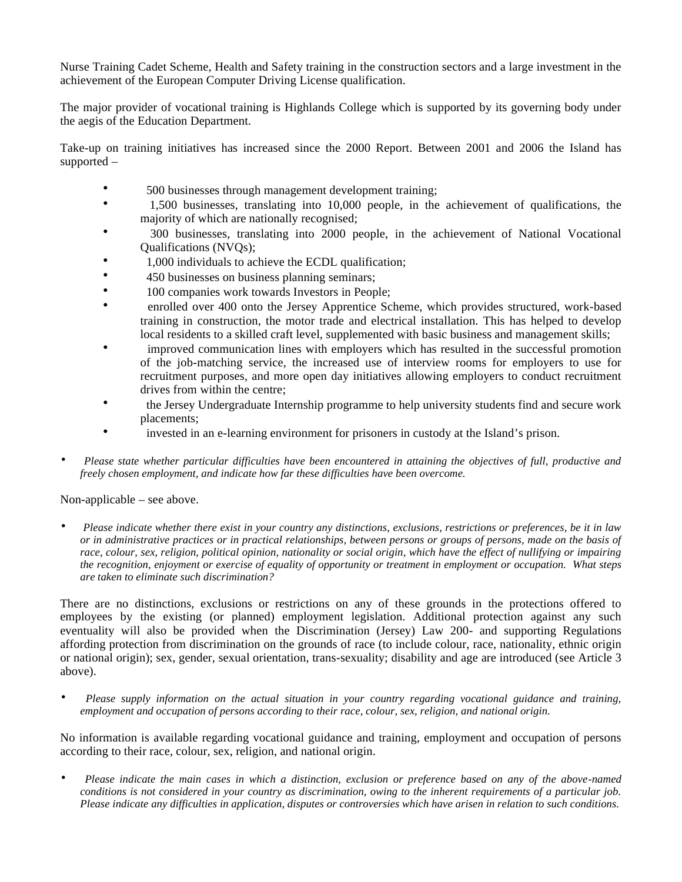Nurse Training Cadet Scheme, Health and Safety training in the construction sectors and a large investment in the achievement of the European Computer Driving License qualification.

The major provider of vocational training is Highlands College which is supported by its governing body under the aegis of the Education Department.

Take-up on training initiatives has increased since the 2000 Report. Between 2001 and 2006 the Island has supported –

- 500 businesses through management development training;
- 1,500 businesses, translating into 10,000 people, in the achievement of qualifications, the majority of which are nationally recognised;
- 300 businesses, translating into 2000 people, in the achievement of National Vocational Qualifications (NVQs);
- 1,000 individuals to achieve the ECDL qualification;
- 450 businesses on business planning seminars;
- 100 companies work towards Investors in People;
- enrolled over 400 onto the Jersey Apprentice Scheme, which provides structured, work-based training in construction, the motor trade and electrical installation. This has helped to develop local residents to a skilled craft level, supplemented with basic business and management skills;
- improved communication lines with employers which has resulted in the successful promotion of the job-matching service, the increased use of interview rooms for employers to use for recruitment purposes, and more open day initiatives allowing employers to conduct recruitment drives from within the centre;
- the Jersey Undergraduate Internship programme to help university students find and secure work placements;
- invested in an e-learning environment for prisoners in custody at the Island's prison.

- *Please state whether particular difficulties have been encountered in attaining the objectives of full, productive and freely chosen employment, and indicate how far these difficulties have been overcome.*

Non-applicable – see above.

- *Please indicate whether there exist in your country any distinctions, exclusions, restrictions or preferences, be it in law or in administrative practices or in practical relationships, between persons or groups of persons, made on the basis of race, colour, sex, religion, political opinion, nationality or social origin, which have the effect of nullifying or impairing the recognition, enjoyment or exercise of equality of opportunity or treatment in employment or occupation. What steps are taken to eliminate such discrimination?*

There are no distinctions, exclusions or restrictions on any of these grounds in the protections offered to employees by the existing (or planned) employment legislation. Additional protection against any such eventuality will also be provided when the Discrimination (Jersey) Law 200- and supporting Regulations affording protection from discrimination on the grounds of race (to include colour, race, nationality, ethnic origin or national origin); sex, gender, sexual orientation, trans-sexuality; disability and age are introduced (see Article 3 above).

- *Please supply information on the actual situation in your country regarding vocational guidance and training, employment and occupation of persons according to their race, colour, sex, religion, and national origin.*

No information is available regarding vocational guidance and training, employment and occupation of persons according to their race, colour, sex, religion, and national origin.

- *Please indicate the main cases in which a distinction, exclusion or preference based on any of the above-named conditions is not considered in your country as discrimination, owing to the inherent requirements of a particular job. Please indicate any difficulties in application, disputes or controversies which have arisen in relation to such conditions.*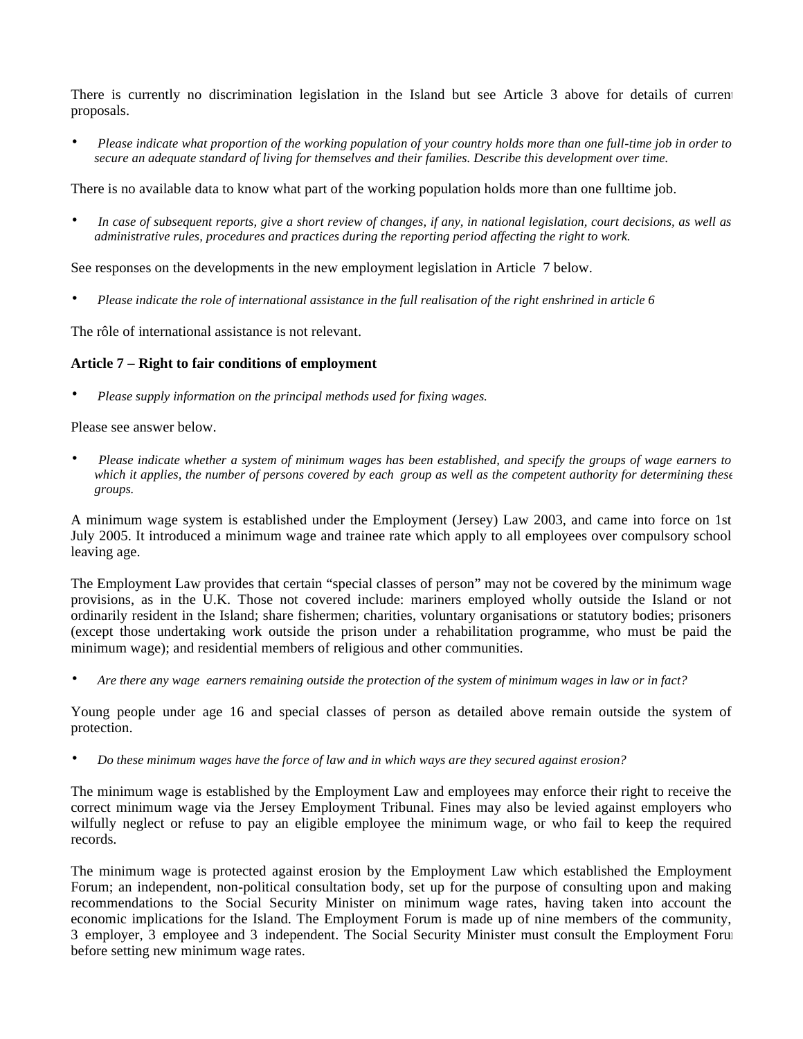There is currently no discrimination legislation in the Island but see Article 3 above for details of current proposals.

- *Please indicate what proportion of the working population of your country holds more than one full-time job in order to secure an adequate standard of living for themselves and their families. Describe this development over time.*

There is no available data to know what part of the working population holds more than one fulltime job.

- *In case of subsequent reports, give a short review of changes, if any, in national legislation, court decisions, as well as administrative rules, procedures and practices during the reporting period affecting the right to work.*

See responses on the developments in the new employment legislation in Article 7 below.

- *Please indicate the role of international assistance in the full realisation of the right enshrined in article 6*

The rôle of international assistance is not relevant.

**Article 7 – Right to fair conditions of employment**

- *Please supply information on the principal methods used for fixing wages.*

Please see answer below.

- *Please indicate whether a system of minimum wages has been established, and specify the groups of wage earners to which it applies, the number of persons covered by each group as well as the competent authority for determining these groups.*

A minimum wage system is established under the Employment (Jersey) Law 2003, and came into force on 1st July 2005. It introduced a minimum wage and trainee rate which apply to all employees over compulsory school leaving age.

The Employment Law provides that certain "special classes of person" may not be covered by the minimum wage provisions, as in the U.K. Those not covered include: mariners employed wholly outside the Island or not ordinarily resident in the Island; share fishermen; charities, voluntary organisations or statutory bodies; prisoners (except those undertaking work outside the prison under a rehabilitation programme, who must be paid the minimum wage); and residential members of religious and other communities.

- *Are there any wage earners remaining outside the protection of the system of minimum wages in law or in fact?*

Young people under age 16 and special classes of person as detailed above remain outside the system of protection.

- *Do these minimum wages have the force of law and in which ways are they secured against erosion?*

The minimum wage is established by the Employment Law and employees may enforce their right to receive the correct minimum wage via the Jersey Employment Tribunal. Fines may also be levied against employers who wilfully neglect or refuse to pay an eligible employee the minimum wage, or who fail to keep the required records.

The minimum wage is protected against erosion by the Employment Law which established the Employment Forum; an independent, non-political consultation body, set up for the purpose of consulting upon and making recommendations to the Social Security Minister on minimum wage rates, having taken into account the economic implications for the Island. The Employment Forum is made up of nine members of the community, 3 employer, 3 employee and 3 independent. The Social Security Minister must consult the Employment Forum before setting new minimum wage rates.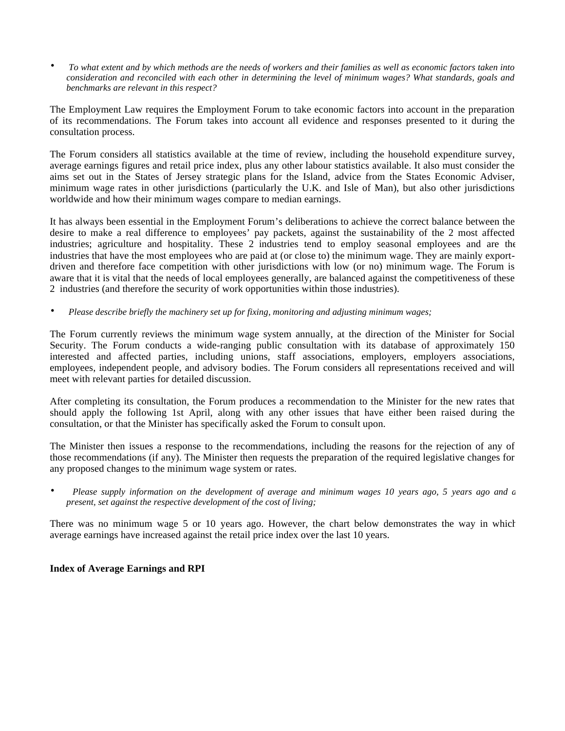- *To what extent and by which methods are the needs of workers and their families as well as economic factors taken into consideration and reconciled with each other in determining the level of minimum wages? What standards, goals and benchmarks are relevant in this respect?*

The Employment Law requires the Employment Forum to take economic factors into account in the preparation of its recommendations. The Forum takes into account all evidence and responses presented to it during the consultation process.

The Forum considers all statistics available at the time of review, including the household expenditure survey, average earnings figures and retail price index, plus any other labour statistics available. It also must consider the aims set out in the States of Jersey strategic plans for the Island, advice from the States Economic Adviser, minimum wage rates in other jurisdictions (particularly the U.K. and Isle of Man), but also other jurisdictions worldwide and how their minimum wages compare to median earnings.

It has always been essential in the Employment Forum's deliberations to achieve the correct balance between the desire to make a real difference to employees' pay packets, against the sustainability of the 2 most affected industries; agriculture and hospitality. These 2 industries tend to employ seasonal employees and are the industries that have the most employees who are paid at (or close to) the minimum wage. They are mainly export-driven and therefore face competition with other jurisdictions with low (or no) minimum wage. The Forum is aware that it is vital that the needs of local employees generally, are balanced against the competitiveness of these 2 industries (and therefore the security of work opportunities within those industries).

- *Please describe briefly the machinery set up for fixing, monitoring and adjusting minimum wages;*

The Forum currently reviews the minimum wage system annually, at the direction of the Minister for Social Security. The Forum conducts a wide-ranging public consultation with its database of approximately 150 interested and affected parties, including unions, staff associations, employers, employers associations, employees, independent people, and advisory bodies. The Forum considers all representations received and will meet with relevant parties for detailed discussion.

After completing its consultation, the Forum produces a recommendation to the Minister for the new rates that should apply the following 1st April, along with any other issues that have either been raised during the consultation, or that the Minister has specifically asked the Forum to consult upon.

The Minister then issues a response to the recommendations, including the reasons for the rejection of any of those recommendations (if any). The Minister then requests the preparation of the required legislative changes for any proposed changes to the minimum wage system or rates.

- *Please supply information on the development of average and minimum wages 10 years ago, 5 years ago and at present, set against the respective development of the cost of living;*

There was no minimum wage 5 or 10 years ago. However, the chart below demonstrates the way in which average earnings have increased against the retail price index over the last 10 years.

**Index of Average Earnings and RPI**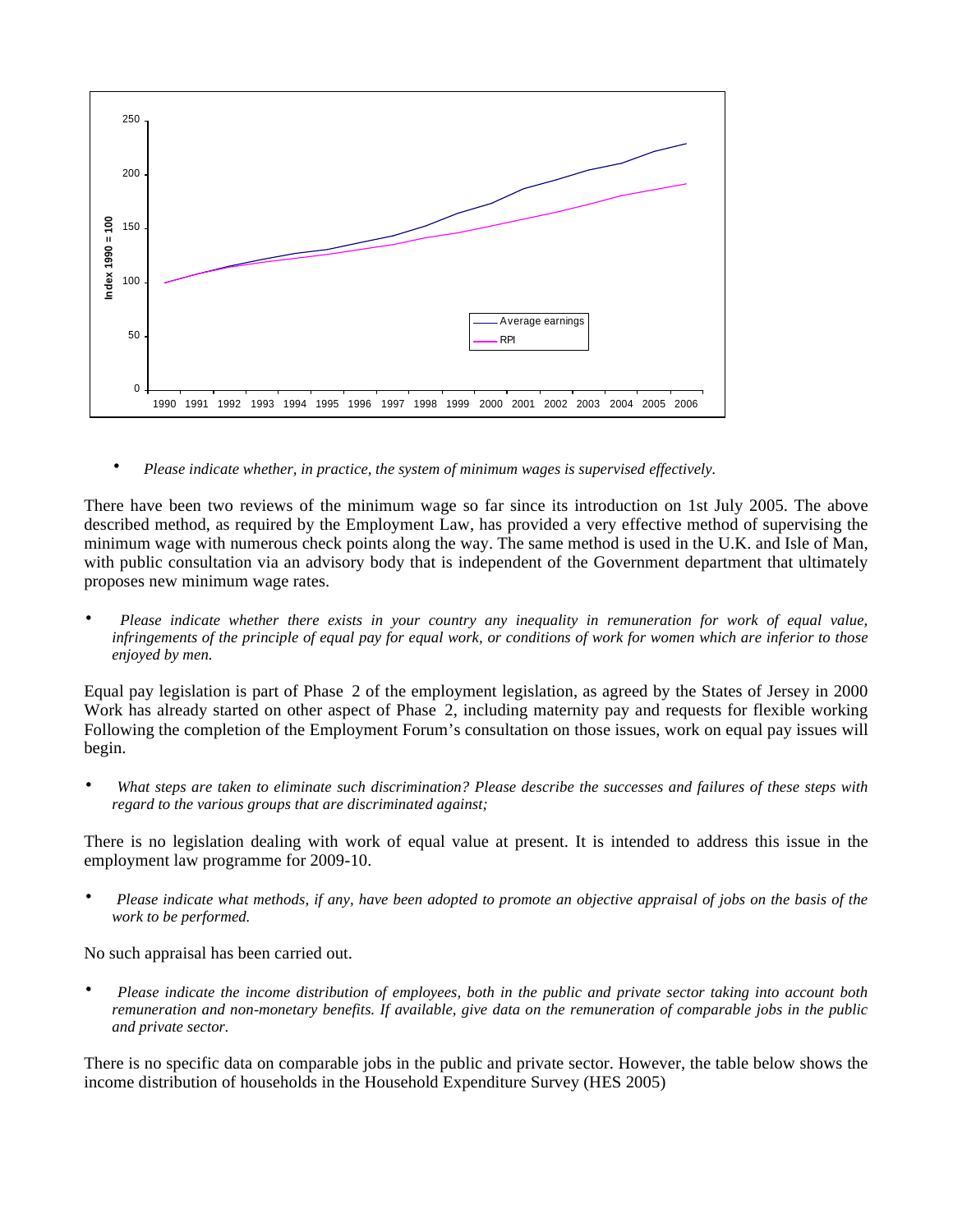- *Please indicate whether, in practice, the system of minimum wages is supervised effectively.*

There have been two reviews of the minimum wage so far since its introduction on 1st July 2005. The above described method, as required by the Employment Law, has provided a very effective method of supervising the minimum wage with numerous check points along the way. The same method is used in the U.K. and Isle of Man, with public consultation via an advisory body that is independent of the Government department that ultimately proposes new minimum wage rates.

- *Please indicate whether there exists in your country any inequality in remuneration for work of equal value, infringements of the principle of equal pay for equal work, or conditions of work for women which are inferior to those enjoyed by men.*

Equal pay legislation is part of Phase 2 of the employment legislation, as agreed by the States of Jersey in 2000 Work has already started on other aspect of Phase 2, including maternity pay and requests for flexible working Following the completion of the Employment Forum's consultation on those issues, work on equal pay issues will begin.

- *What steps are taken to eliminate such discrimination? Please describe the successes and failures of these steps with regard to the various groups that are discriminated against;*

There is no legislation dealing with work of equal value at present. It is intended to address this issue in the employment law programme for 2009-10.

- *Please indicate what methods, if any, have been adopted to promote an objective appraisal of jobs on the basis of the work to be performed.*

No such appraisal has been carried out.

- *Please indicate the income distribution of employees, both in the public and private sector taking into account both remuneration and non-monetary benefits. If available, give data on the remuneration of comparable jobs in the public and private sector.*

There is no specific data on comparable jobs in the public and private sector. However, the table below shows the income distribution of households in the Household Expenditure Survey (HES 2005)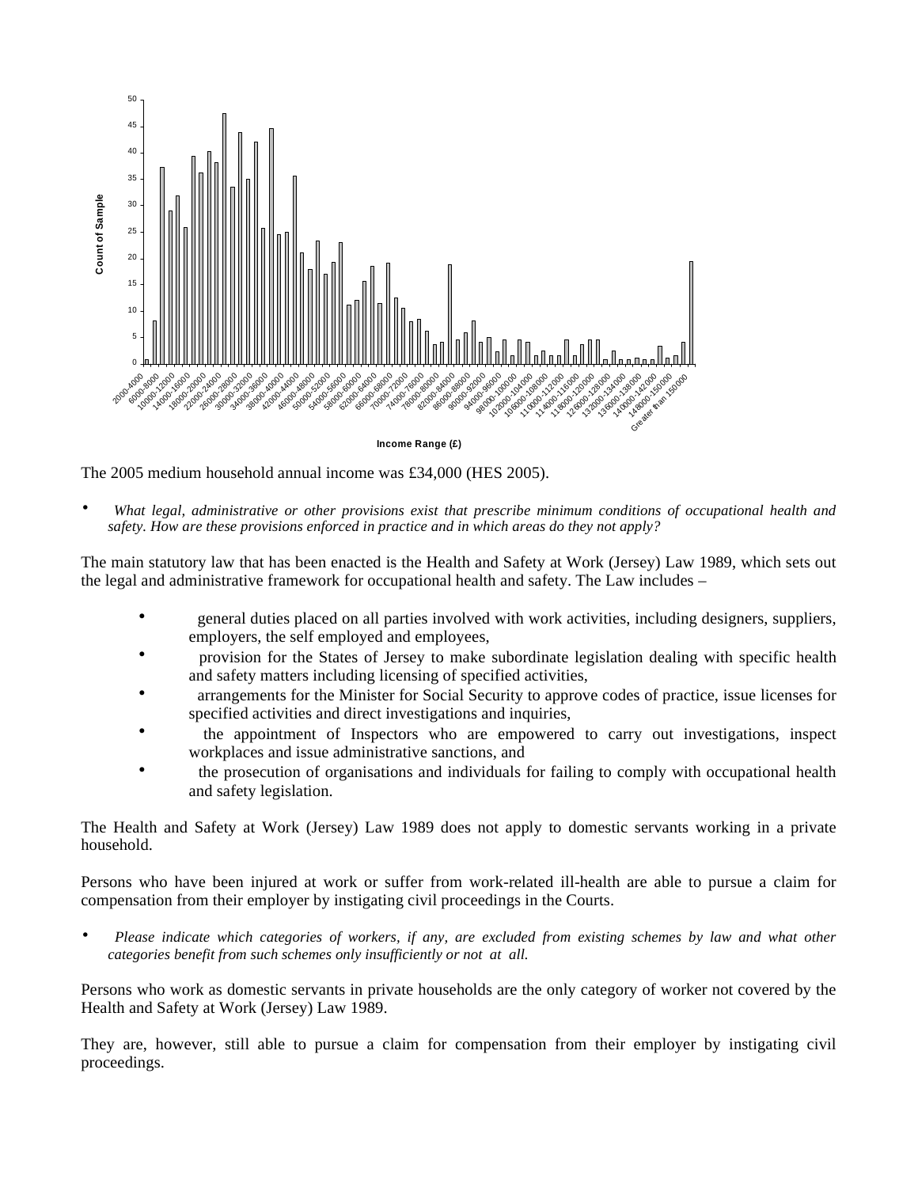The 2005 medium household annual income was £34,000 (HES 2005).

- *What legal, administrative or other provisions exist that prescribe minimum conditions of occupational health and safety. How are these provisions enforced in practice and in which areas do they not apply?*

The main statutory law that has been enacted is the Health and Safety at Work (Jersey) Law 1989, which sets out the legal and administrative framework for occupational health and safety. The Law includes –

- general duties placed on all parties involved with work activities, including designers, suppliers, employers, the self employed and employees,
- provision for the States of Jersey to make subordinate legislation dealing with specific health and safety matters including licensing of specified activities,
- arrangements for the Minister for Social Security to approve codes of practice, issue licenses for specified activities and direct investigations and inquiries,
- the appointment of Inspectors who are empowered to carry out investigations, inspect workplaces and issue administrative sanctions, and
- the prosecution of organisations and individuals for failing to comply with occupational health and safety legislation.

The Health and Safety at Work (Jersey) Law 1989 does not apply to domestic servants working in a private household.

Persons who have been injured at work or suffer from work-related ill-health are able to pursue a claim for compensation from their employer by instigating civil proceedings in the Courts.

- *Please indicate which categories of workers, if any, are excluded from existing schemes by law and what other categories benefit from such schemes only insufficiently or not at all.*

Persons who work as domestic servants in private households are the only category of worker not covered by the Health and Safety at Work (Jersey) Law 1989.

They are, however, still able to pursue a claim for compensation from their employer by instigating civil proceedings.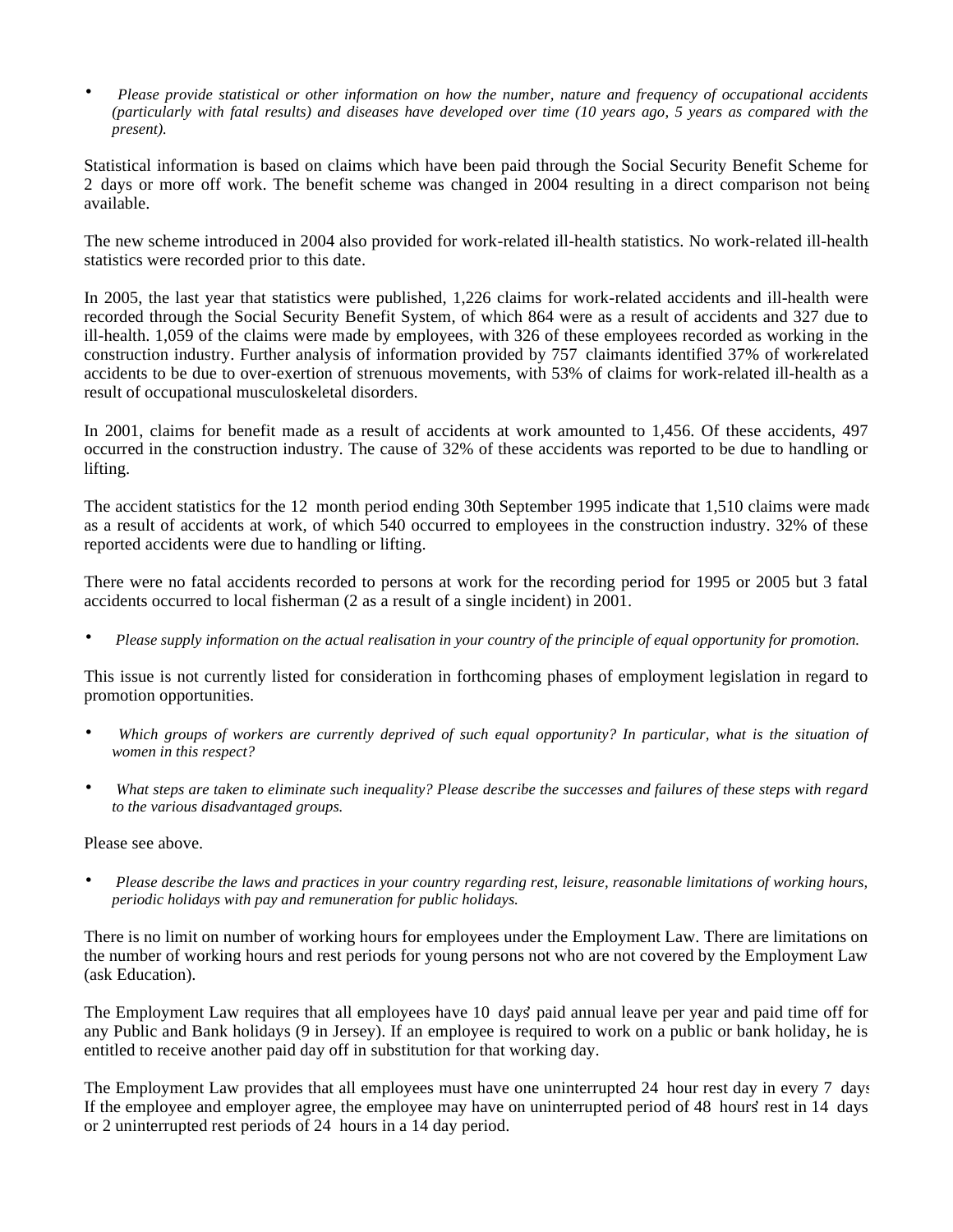- *Please provide statistical or other information on how the number, nature and frequency of occupational accidents (particularly with fatal results) and diseases have developed over time (10 years ago, 5 years as compared with the present).*

Statistical information is based on claims which have been paid through the Social Security Benefit Scheme for 2 days or more off work. The benefit scheme was changed in 2004 resulting in a direct comparison not being available.

The new scheme introduced in 2004 also provided for work-related ill-health statistics. No work-related ill-health statistics were recorded prior to this date.

In 2005, the last year that statistics were published, 1,226 claims for work-related accidents and ill-health were recorded through the Social Security Benefit System, of which 864 were as a result of accidents and 327 due to ill-health. 1,059 of the claims were made by employees, with 326 of these employees recorded as working in the construction industry. Further analysis of information provided by 757 claimants identified 37% of work-related accidents to be due to over-exertion of strenuous movements, with 53% of claims for work-related ill-health as a result of occupational musculoskeletal disorders.

In 2001, claims for benefit made as a result of accidents at work amounted to 1,456. Of these accidents, 497 occurred in the construction industry. The cause of 32% of these accidents was reported to be due to handling or lifting.

The accident statistics for the 12 month period ending 30th September 1995 indicate that 1,510 claims were made as a result of accidents at work, of which 540 occurred to employees in the construction industry. 32% of these reported accidents were due to handling or lifting.

There were no fatal accidents recorded to persons at work for the recording period for 1995 or 2005 but 3 fatal accidents occurred to local fisherman (2 as a result of a single incident) in 2001.

- *Please supply information on the actual realisation in your country of the principle of equal opportunity for promotion.*

This issue is not currently listed for consideration in forthcoming phases of employment legislation in regard to promotion opportunities.

- *Which groups of workers are currently deprived of such equal opportunity? In particular, what is the situation of women in this respect?*

- *What steps are taken to eliminate such inequality? Please describe the successes and failures of these steps with regard to the various disadvantaged groups.*

Please see above.

- *Please describe the laws and practices in your country regarding rest, leisure, reasonable limitations of working hours, periodic holidays with pay and remuneration for public holidays.*

There is no limit on number of working hours for employees under the Employment Law. There are limitations on the number of working hours and rest periods for young persons not who are not covered by the Employment Law (ask Education).

The Employment Law requires that all employees have 10 days' paid annual leave per year and paid time off for any Public and Bank holidays (9 in Jersey). If an employee is required to work on a public or bank holiday, he is entitled to receive another paid day off in substitution for that working day.

The Employment Law provides that all employees must have one uninterrupted 24 hour rest day in every 7 days. If the employee and employer agree, the employee may have on uninterrupted period of 48 hours' rest in 14 days or 2 uninterrupted rest periods of 24 hours in a 14 day period.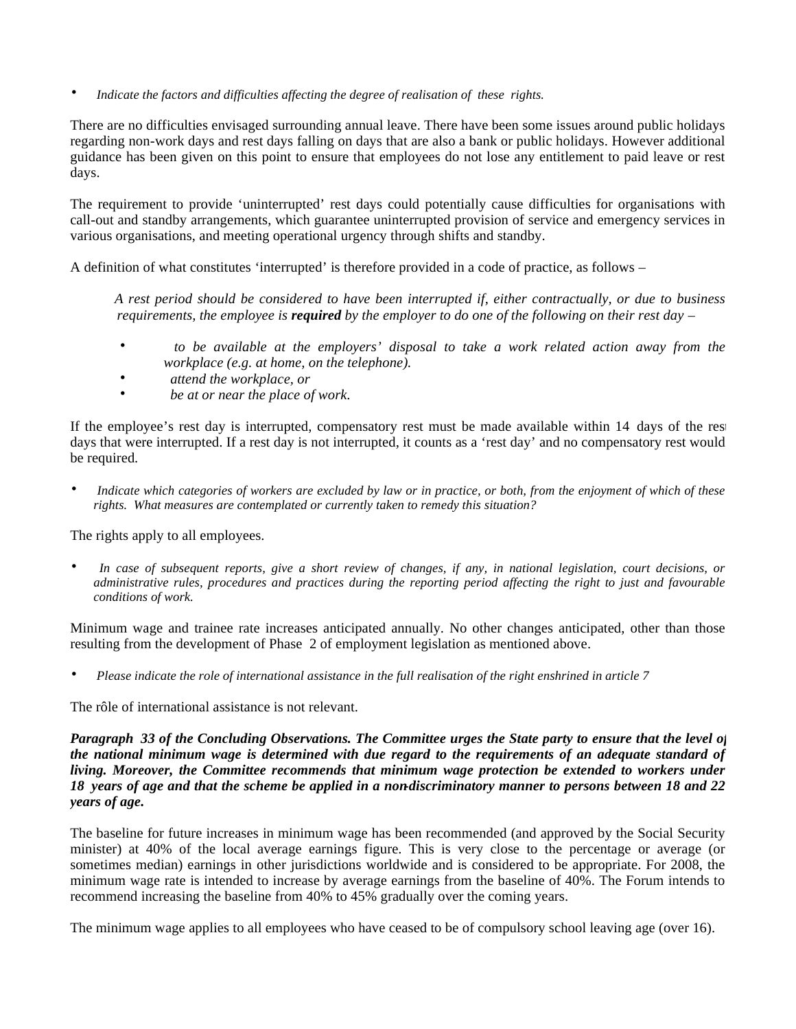- *Indicate the factors and difficulties affecting the degree of realisation of these rights.*

There are no difficulties envisaged surrounding annual leave. There have been some issues around public holidays regarding non-work days and rest days falling on days that are also a bank or public holidays. However additional guidance has been given on this point to ensure that employees do not lose any entitlement to paid leave or rest days.

The requirement to provide 'uninterrupted' rest days could potentially cause difficulties for organisations with call-out and standby arrangements, which guarantee uninterrupted provision of service and emergency services in various organisations, and meeting operational urgency through shifts and standby.

A definition of what constitutes 'interrupted' is therefore provided in a code of practice, as follows –

> *A rest period should be considered to have been interrupted if, either contractually, or due to business requirements, the employee is **required** by the employer to do one of the following on their rest day –*
>
> - *to be available at the employers' disposal to take a work related action away from the workplace (e.g. at home, on the telephone).*
> - *attend the workplace, or*
> - *be at or near the place of work.*

If the employee's rest day is interrupted, compensatory rest must be made available within 14 days of the rest days that were interrupted. If a rest day is not interrupted, it counts as a 'rest day' and no compensatory rest would be required.

- *Indicate which categories of workers are excluded by law or in practice, or both, from the enjoyment of which of these rights. What measures are contemplated or currently taken to remedy this situation?*

The rights apply to all employees.

- *In case of subsequent reports, give a short review of changes, if any, in national legislation, court decisions, or administrative rules, procedures and practices during the reporting period affecting the right to just and favourable conditions of work.*

Minimum wage and trainee rate increases anticipated annually. No other changes anticipated, other than those resulting from the development of Phase 2 of employment legislation as mentioned above.

- *Please indicate the role of international assistance in the full realisation of the right enshrined in article 7*

The rôle of international assistance is not relevant.

***Paragraph 33 of the Concluding Observations. The Committee urges the State party to ensure that the level of the national minimum wage is determined with due regard to the requirements of an adequate standard of living. Moreover, the Committee recommends that minimum wage protection be extended to workers under 18 years of age and that the scheme be applied in a non-discriminatory manner to persons between 18 and 22 years of age.***

The baseline for future increases in minimum wage has been recommended (and approved by the Social Security minister) at 40% of the local average earnings figure. This is very close to the percentage or average (or sometimes median) earnings in other jurisdictions worldwide and is considered to be appropriate. For 2008, the minimum wage rate is intended to increase by average earnings from the baseline of 40%. The Forum intends to recommend increasing the baseline from 40% to 45% gradually over the coming years.

The minimum wage applies to all employees who have ceased to be of compulsory school leaving age (over 16).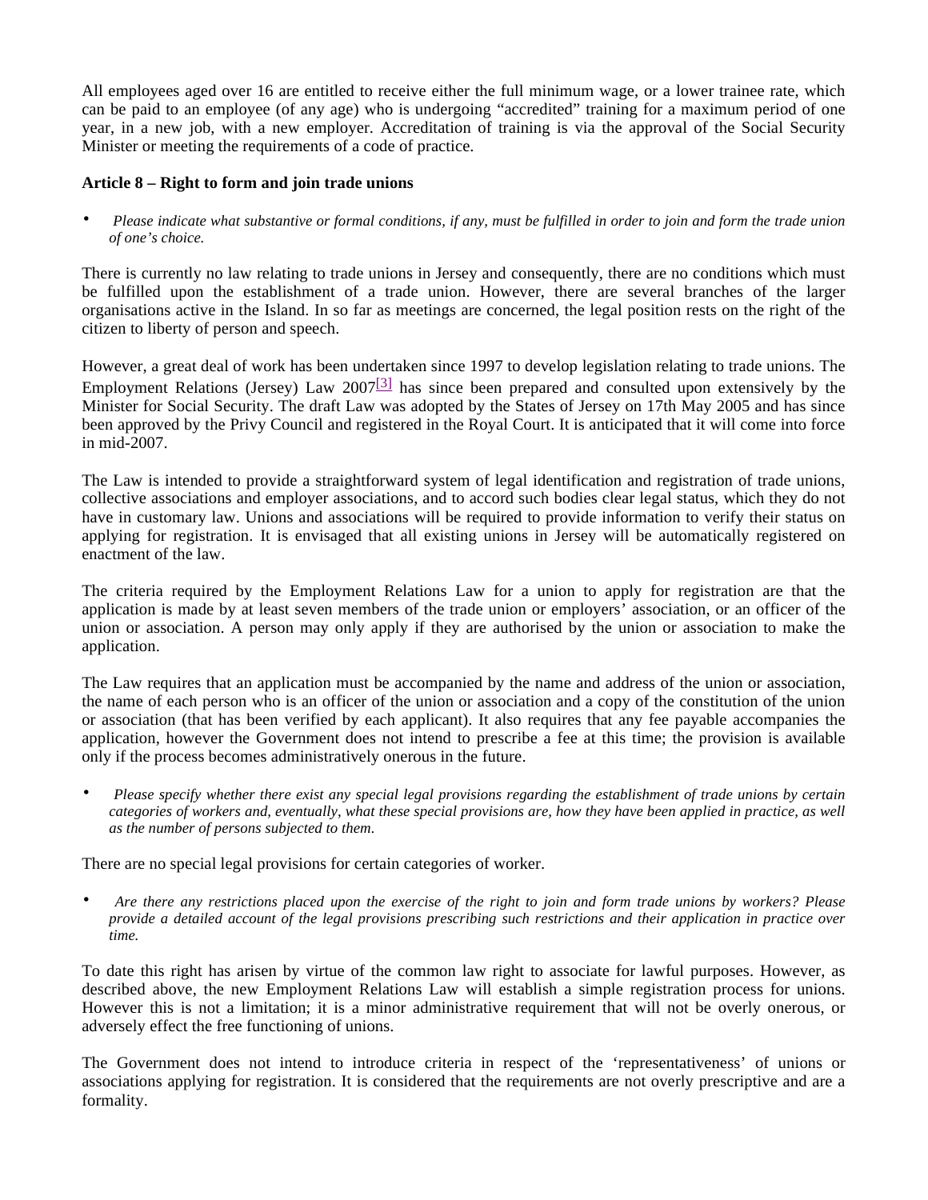All employees aged over 16 are entitled to receive either the full minimum wage, or a lower trainee rate, which can be paid to an employee (of any age) who is undergoing "accredited" training for a maximum period of one year, in a new job, with a new employer. Accreditation of training is via the approval of the Social Security Minister or meeting the requirements of a code of practice.

**Article 8 – Right to form and join trade unions**

- *Please indicate what substantive or formal conditions, if any, must be fulfilled in order to join and form the trade union of one's choice.*

There is currently no law relating to trade unions in Jersey and consequently, there are no conditions which must be fulfilled upon the establishment of a trade union. However, there are several branches of the larger organisations active in the Island. In so far as meetings are concerned, the legal position rests on the right of the citizen to liberty of person and speech.

However, a great deal of work has been undertaken since 1997 to develop legislation relating to trade unions. The Employment Relations (Jersey) Law 2007[3] has since been prepared and consulted upon extensively by the Minister for Social Security. The draft Law was adopted by the States of Jersey on 17th May 2005 and has since been approved by the Privy Council and registered in the Royal Court. It is anticipated that it will come into force in mid-2007.

The Law is intended to provide a straightforward system of legal identification and registration of trade unions, collective associations and employer associations, and to accord such bodies clear legal status, which they do not have in customary law. Unions and associations will be required to provide information to verify their status on applying for registration. It is envisaged that all existing unions in Jersey will be automatically registered on enactment of the law.

The criteria required by the Employment Relations Law for a union to apply for registration are that the application is made by at least seven members of the trade union or employers' association, or an officer of the union or association. A person may only apply if they are authorised by the union or association to make the application.

The Law requires that an application must be accompanied by the name and address of the union or association, the name of each person who is an officer of the union or association and a copy of the constitution of the union or association (that has been verified by each applicant). It also requires that any fee payable accompanies the application, however the Government does not intend to prescribe a fee at this time; the provision is available only if the process becomes administratively onerous in the future.

- *Please specify whether there exist any special legal provisions regarding the establishment of trade unions by certain categories of workers and, eventually, what these special provisions are, how they have been applied in practice, as well as the number of persons subjected to them.*

There are no special legal provisions for certain categories of worker.

- *Are there any restrictions placed upon the exercise of the right to join and form trade unions by workers? Please provide a detailed account of the legal provisions prescribing such restrictions and their application in practice over time.*

To date this right has arisen by virtue of the common law right to associate for lawful purposes. However, as described above, the new Employment Relations Law will establish a simple registration process for unions. However this is not a limitation; it is a minor administrative requirement that will not be overly onerous, or adversely effect the free functioning of unions.

The Government does not intend to introduce criteria in respect of the 'representativeness' of unions or associations applying for registration. It is considered that the requirements are not overly prescriptive and are a formality.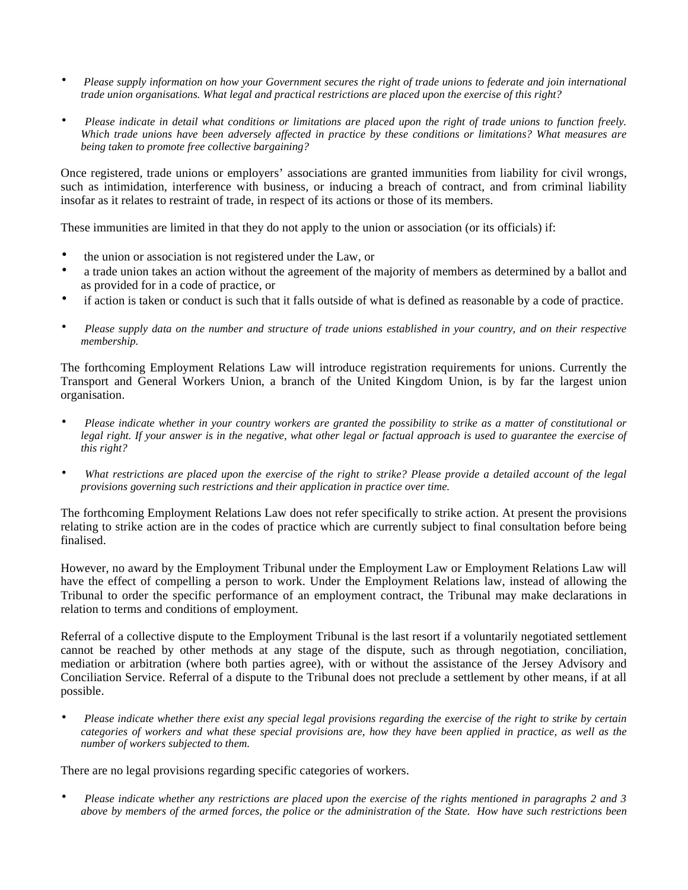- *Please supply information on how your Government secures the right of trade unions to federate and join international trade union organisations. What legal and practical restrictions are placed upon the exercise of this right?*

- *Please indicate in detail what conditions or limitations are placed upon the right of trade unions to function freely. Which trade unions have been adversely affected in practice by these conditions or limitations? What measures are being taken to promote free collective bargaining?*

Once registered, trade unions or employers' associations are granted immunities from liability for civil wrongs, such as intimidation, interference with business, or inducing a breach of contract, and from criminal liability insofar as it relates to restraint of trade, in respect of its actions or those of its members.

These immunities are limited in that they do not apply to the union or association (or its officials) if:

- the union or association is not registered under the Law, or
- a trade union takes an action without the agreement of the majority of members as determined by a ballot and as provided for in a code of practice, or
- if action is taken or conduct is such that it falls outside of what is defined as reasonable by a code of practice.

- *Please supply data on the number and structure of trade unions established in your country, and on their respective membership.*

The forthcoming Employment Relations Law will introduce registration requirements for unions. Currently the Transport and General Workers Union, a branch of the United Kingdom Union, is by far the largest union organisation.

- *Please indicate whether in your country workers are granted the possibility to strike as a matter of constitutional or legal right. If your answer is in the negative, what other legal or factual approach is used to guarantee the exercise of this right?*

- *What restrictions are placed upon the exercise of the right to strike? Please provide a detailed account of the legal provisions governing such restrictions and their application in practice over time.*

The forthcoming Employment Relations Law does not refer specifically to strike action. At present the provisions relating to strike action are in the codes of practice which are currently subject to final consultation before being finalised.

However, no award by the Employment Tribunal under the Employment Law or Employment Relations Law will have the effect of compelling a person to work. Under the Employment Relations law, instead of allowing the Tribunal to order the specific performance of an employment contract, the Tribunal may make declarations in relation to terms and conditions of employment.

Referral of a collective dispute to the Employment Tribunal is the last resort if a voluntarily negotiated settlement cannot be reached by other methods at any stage of the dispute, such as through negotiation, conciliation, mediation or arbitration (where both parties agree), with or without the assistance of the Jersey Advisory and Conciliation Service. Referral of a dispute to the Tribunal does not preclude a settlement by other means, if at all possible.

- *Please indicate whether there exist any special legal provisions regarding the exercise of the right to strike by certain categories of workers and what these special provisions are, how they have been applied in practice, as well as the number of workers subjected to them.*

There are no legal provisions regarding specific categories of workers.

- *Please indicate whether any restrictions are placed upon the exercise of the rights mentioned in paragraphs 2 and 3 above by members of the armed forces, the police or the administration of the State. How have such restrictions been*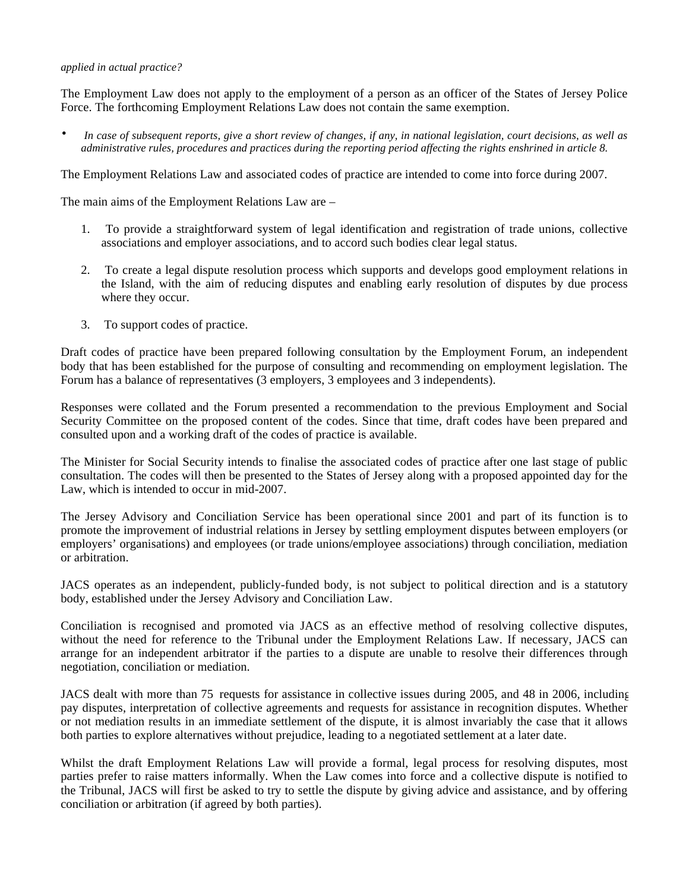*applied in actual practice?*

The Employment Law does not apply to the employment of a person as an officer of the States of Jersey Police Force. The forthcoming Employment Relations Law does not contain the same exemption.

- *In case of subsequent reports, give a short review of changes, if any, in national legislation, court decisions, as well as administrative rules, procedures and practices during the reporting period affecting the rights enshrined in article 8.*

The Employment Relations Law and associated codes of practice are intended to come into force during 2007.

The main aims of the Employment Relations Law are –

1. To provide a straightforward system of legal identification and registration of trade unions, collective associations and employer associations, and to accord such bodies clear legal status.
2. To create a legal dispute resolution process which supports and develops good employment relations in the Island, with the aim of reducing disputes and enabling early resolution of disputes by due process where they occur.
3. To support codes of practice.

Draft codes of practice have been prepared following consultation by the Employment Forum, an independent body that has been established for the purpose of consulting and recommending on employment legislation. The Forum has a balance of representatives (3 employers, 3 employees and 3 independents).

Responses were collated and the Forum presented a recommendation to the previous Employment and Social Security Committee on the proposed content of the codes. Since that time, draft codes have been prepared and consulted upon and a working draft of the codes of practice is available.

The Minister for Social Security intends to finalise the associated codes of practice after one last stage of public consultation. The codes will then be presented to the States of Jersey along with a proposed appointed day for the Law, which is intended to occur in mid-2007.

The Jersey Advisory and Conciliation Service has been operational since 2001 and part of its function is to promote the improvement of industrial relations in Jersey by settling employment disputes between employers (or employers' organisations) and employees (or trade unions/employee associations) through conciliation, mediation or arbitration.

JACS operates as an independent, publicly-funded body, is not subject to political direction and is a statutory body, established under the Jersey Advisory and Conciliation Law.

Conciliation is recognised and promoted via JACS as an effective method of resolving collective disputes, without the need for reference to the Tribunal under the Employment Relations Law. If necessary, JACS can arrange for an independent arbitrator if the parties to a dispute are unable to resolve their differences through negotiation, conciliation or mediation.

JACS dealt with more than 75 requests for assistance in collective issues during 2005, and 48 in 2006, including pay disputes, interpretation of collective agreements and requests for assistance in recognition disputes. Whether or not mediation results in an immediate settlement of the dispute, it is almost invariably the case that it allows both parties to explore alternatives without prejudice, leading to a negotiated settlement at a later date.

Whilst the draft Employment Relations Law will provide a formal, legal process for resolving disputes, most parties prefer to raise matters informally. When the Law comes into force and a collective dispute is notified to the Tribunal, JACS will first be asked to try to settle the dispute by giving advice and assistance, and by offering conciliation or arbitration (if agreed by both parties).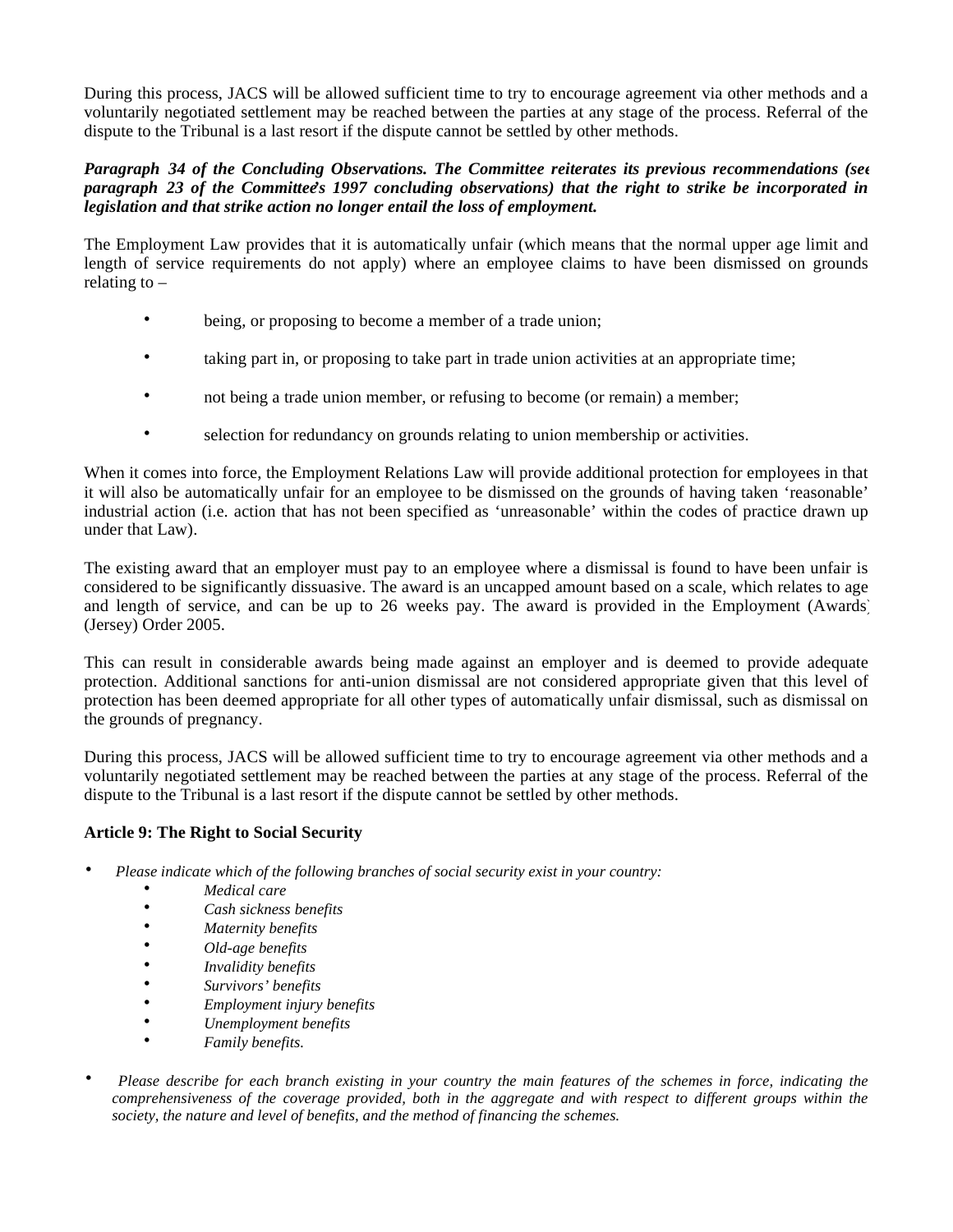During this process, JACS will be allowed sufficient time to try to encourage agreement via other methods and a voluntarily negotiated settlement may be reached between the parties at any stage of the process. Referral of the dispute to the Tribunal is a last resort if the dispute cannot be settled by other methods.

***Paragraph 34 of the Concluding Observations. The Committee reiterates its previous recommendations (see paragraph 23 of the Committee's 1997 concluding observations) that the right to strike be incorporated in legislation and that strike action no longer entail the loss of employment.***

The Employment Law provides that it is automatically unfair (which means that the normal upper age limit and length of service requirements do not apply) where an employee claims to have been dismissed on grounds relating to –

- being, or proposing to become a member of a trade union;
- taking part in, or proposing to take part in trade union activities at an appropriate time;
- not being a trade union member, or refusing to become (or remain) a member;
- selection for redundancy on grounds relating to union membership or activities.

When it comes into force, the Employment Relations Law will provide additional protection for employees in that it will also be automatically unfair for an employee to be dismissed on the grounds of having taken 'reasonable' industrial action (i.e. action that has not been specified as 'unreasonable' within the codes of practice drawn up under that Law).

The existing award that an employer must pay to an employee where a dismissal is found to have been unfair is considered to be significantly dissuasive. The award is an uncapped amount based on a scale, which relates to age and length of service, and can be up to 26 weeks pay. The award is provided in the Employment (Awards) (Jersey) Order 2005.

This can result in considerable awards being made against an employer and is deemed to provide adequate protection. Additional sanctions for anti-union dismissal are not considered appropriate given that this level of protection has been deemed appropriate for all other types of automatically unfair dismissal, such as dismissal on the grounds of pregnancy.

During this process, JACS will be allowed sufficient time to try to encourage agreement via other methods and a voluntarily negotiated settlement may be reached between the parties at any stage of the process. Referral of the dispute to the Tribunal is a last resort if the dispute cannot be settled by other methods.

**Article 9: The Right to Social Security**

- *Please indicate which of the following branches of social security exist in your country:*
  - *Medical care*
  - *Cash sickness benefits*
  - *Maternity benefits*
  - *Old-age benefits*
  - *Invalidity benefits*
  - *Survivors' benefits*
  - *Employment injury benefits*
  - *Unemployment benefits*
  - *Family benefits.*

- *Please describe for each branch existing in your country the main features of the schemes in force, indicating the comprehensiveness of the coverage provided, both in the aggregate and with respect to different groups within the society, the nature and level of benefits, and the method of financing the schemes.*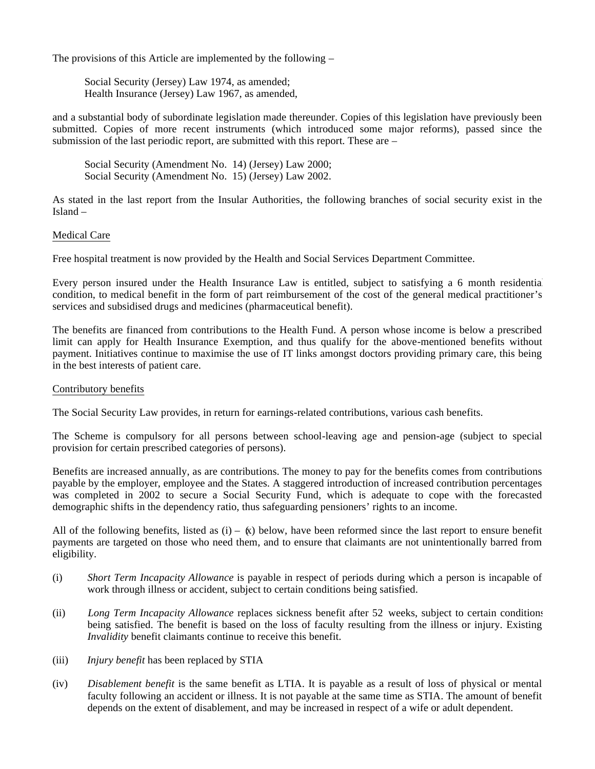The provisions of this Article are implemented by the following –

Social Security (Jersey) Law 1974, as amended;
Health Insurance (Jersey) Law 1967, as amended,

and a substantial body of subordinate legislation made thereunder. Copies of this legislation have previously been submitted. Copies of more recent instruments (which introduced some major reforms), passed since the submission of the last periodic report, are submitted with this report. These are –

Social Security (Amendment No. 14) (Jersey) Law 2000;
Social Security (Amendment No. 15) (Jersey) Law 2002.

As stated in the last report from the Insular Authorities, the following branches of social security exist in the Island –

Medical Care

Free hospital treatment is now provided by the Health and Social Services Department Committee.

Every person insured under the Health Insurance Law is entitled, subject to satisfying a 6 month residential condition, to medical benefit in the form of part reimbursement of the cost of the general medical practitioner's services and subsidised drugs and medicines (pharmaceutical benefit).

The benefits are financed from contributions to the Health Fund. A person whose income is below a prescribed limit can apply for Health Insurance Exemption, and thus qualify for the above-mentioned benefits without payment. Initiatives continue to maximise the use of IT links amongst doctors providing primary care, this being in the best interests of patient care.

Contributory benefits

The Social Security Law provides, in return for earnings-related contributions, various cash benefits.

The Scheme is compulsory for all persons between school-leaving age and pension-age (subject to special provision for certain prescribed categories of persons).

Benefits are increased annually, as are contributions. The money to pay for the benefits comes from contributions payable by the employer, employee and the States. A staggered introduction of increased contribution percentages was completed in 2002 to secure a Social Security Fund, which is adequate to cope with the forecasted demographic shifts in the dependency ratio, thus safeguarding pensioners' rights to an income.

All of the following benefits, listed as (i) – (x) below, have been reformed since the last report to ensure benefit payments are targeted on those who need them, and to ensure that claimants are not unintentionally barred from eligibility.

(i) *Short Term Incapacity Allowance* is payable in respect of periods during which a person is incapable of work through illness or accident, subject to certain conditions being satisfied.

(ii) *Long Term Incapacity Allowance* replaces sickness benefit after 52 weeks, subject to certain conditions being satisfied. The benefit is based on the loss of faculty resulting from the illness or injury. Existing *Invalidity* benefit claimants continue to receive this benefit.

(iii) *Injury benefit* has been replaced by STIA

(iv) *Disablement benefit* is the same benefit as LTIA. It is payable as a result of loss of physical or mental faculty following an accident or illness. It is not payable at the same time as STIA. The amount of benefit depends on the extent of disablement, and may be increased in respect of a wife or adult dependent.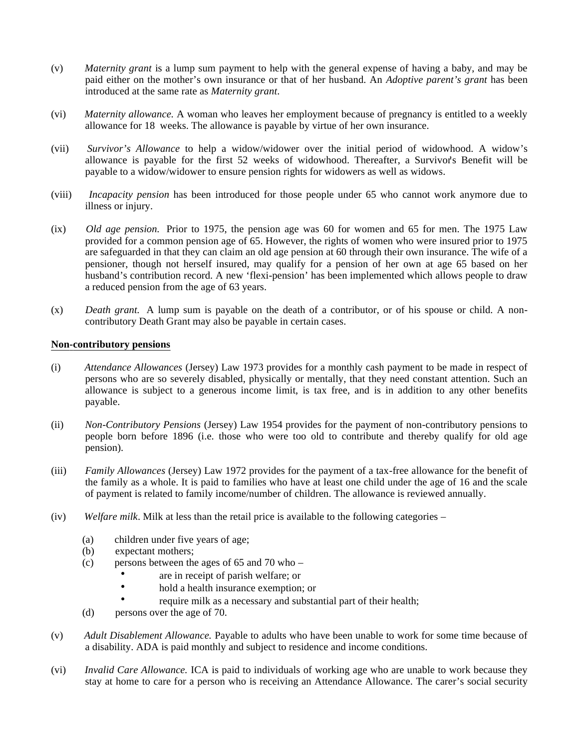(v) *Maternity grant* is a lump sum payment to help with the general expense of having a baby, and may be paid either on the mother's own insurance or that of her husband. An *Adoptive parent's grant* has been introduced at the same rate as *Maternity grant*.

(vi) *Maternity allowance.* A woman who leaves her employment because of pregnancy is entitled to a weekly allowance for 18 weeks. The allowance is payable by virtue of her own insurance.

(vii) *Survivor's Allowance* to help a widow/widower over the initial period of widowhood. A widow's allowance is payable for the first 52 weeks of widowhood. Thereafter, a Survivor's Benefit will be payable to a widow/widower to ensure pension rights for widowers as well as widows.

(viii) *Incapacity pension* has been introduced for those people under 65 who cannot work anymore due to illness or injury.

(ix) *Old age pension.* Prior to 1975, the pension age was 60 for women and 65 for men. The 1975 Law provided for a common pension age of 65. However, the rights of women who were insured prior to 1975 are safeguarded in that they can claim an old age pension at 60 through their own insurance. The wife of a pensioner, though not herself insured, may qualify for a pension of her own at age 65 based on her husband's contribution record. A new 'flexi-pension' has been implemented which allows people to draw a reduced pension from the age of 63 years.

(x) *Death grant.* A lump sum is payable on the death of a contributor, or of his spouse or child. A non-contributory Death Grant may also be payable in certain cases.

**Non-contributory pensions**

(i) *Attendance Allowances* (Jersey) Law 1973 provides for a monthly cash payment to be made in respect of persons who are so severely disabled, physically or mentally, that they need constant attention. Such an allowance is subject to a generous income limit, is tax free, and is in addition to any other benefits payable.

(ii) *Non-Contributory Pensions* (Jersey) Law 1954 provides for the payment of non-contributory pensions to people born before 1896 (i.e. those who were too old to contribute and thereby qualify for old age pension).

(iii) *Family Allowances* (Jersey) Law 1972 provides for the payment of a tax-free allowance for the benefit of the family as a whole. It is paid to families who have at least one child under the age of 16 and the scale of payment is related to family income/number of children. The allowance is reviewed annually.

(iv) *Welfare milk*. Milk at less than the retail price is available to the following categories –

(a) children under five years of age;
(b) expectant mothers;
(c) persons between the ages of 65 and 70 who –
- are in receipt of parish welfare; or
- hold a health insurance exemption; or
- require milk as a necessary and substantial part of their health;

(d) persons over the age of 70.

(v) *Adult Disablement Allowance.* Payable to adults who have been unable to work for some time because of a disability. ADA is paid monthly and subject to residence and income conditions.

(vi) *Invalid Care Allowance.* ICA is paid to individuals of working age who are unable to work because they stay at home to care for a person who is receiving an Attendance Allowance. The carer's social security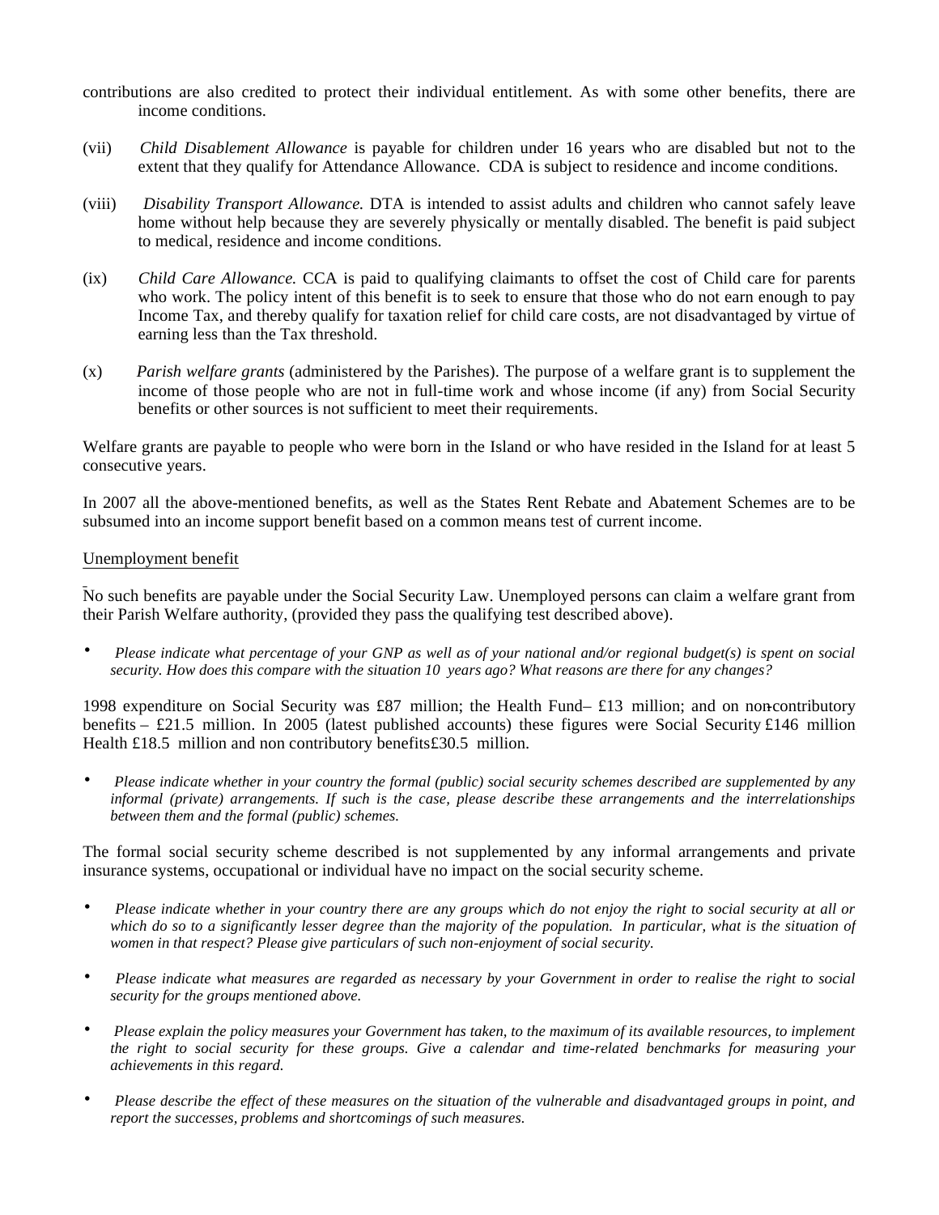contributions are also credited to protect their individual entitlement. As with some other benefits, there are income conditions.

(vii) *Child Disablement Allowance* is payable for children under 16 years who are disabled but not to the extent that they qualify for Attendance Allowance. CDA is subject to residence and income conditions.

(viii) *Disability Transport Allowance.* DTA is intended to assist adults and children who cannot safely leave home without help because they are severely physically or mentally disabled. The benefit is paid subject to medical, residence and income conditions.

(ix) *Child Care Allowance.* CCA is paid to qualifying claimants to offset the cost of Child care for parents who work. The policy intent of this benefit is to seek to ensure that those who do not earn enough to pay Income Tax, and thereby qualify for taxation relief for child care costs, are not disadvantaged by virtue of earning less than the Tax threshold.

(x) *Parish welfare grants* (administered by the Parishes). The purpose of a welfare grant is to supplement the income of those people who are not in full-time work and whose income (if any) from Social Security benefits or other sources is not sufficient to meet their requirements.

Welfare grants are payable to people who were born in the Island or who have resided in the Island for at least 5 consecutive years.

In 2007 all the above-mentioned benefits, as well as the States Rent Rebate and Abatement Schemes are to be subsumed into an income support benefit based on a common means test of current income.

Unemployment benefit

No such benefits are payable under the Social Security Law. Unemployed persons can claim a welfare grant from their Parish Welfare authority, (provided they pass the qualifying test described above).

- *Please indicate what percentage of your GNP as well as of your national and/or regional budget(s) is spent on social security. How does this compare with the situation 10 years ago? What reasons are there for any changes?*

1998 expenditure on Social Security was £87 million; the Health Fund– £13 million; and on non-contributory benefits – £21.5 million. In 2005 (latest published accounts) these figures were Social Security £146 million Health £18.5 million and non contributory benefits £30.5 million.

- *Please indicate whether in your country the formal (public) social security schemes described are supplemented by any informal (private) arrangements. If such is the case, please describe these arrangements and the interrelationships between them and the formal (public) schemes.*

The formal social security scheme described is not supplemented by any informal arrangements and private insurance systems, occupational or individual have no impact on the social security scheme.

- *Please indicate whether in your country there are any groups which do not enjoy the right to social security at all or which do so to a significantly lesser degree than the majority of the population. In particular, what is the situation of women in that respect? Please give particulars of such non-enjoyment of social security.*

- *Please indicate what measures are regarded as necessary by your Government in order to realise the right to social security for the groups mentioned above.*

- *Please explain the policy measures your Government has taken, to the maximum of its available resources, to implement the right to social security for these groups. Give a calendar and time-related benchmarks for measuring your achievements in this regard.*

- *Please describe the effect of these measures on the situation of the vulnerable and disadvantaged groups in point, and report the successes, problems and shortcomings of such measures.*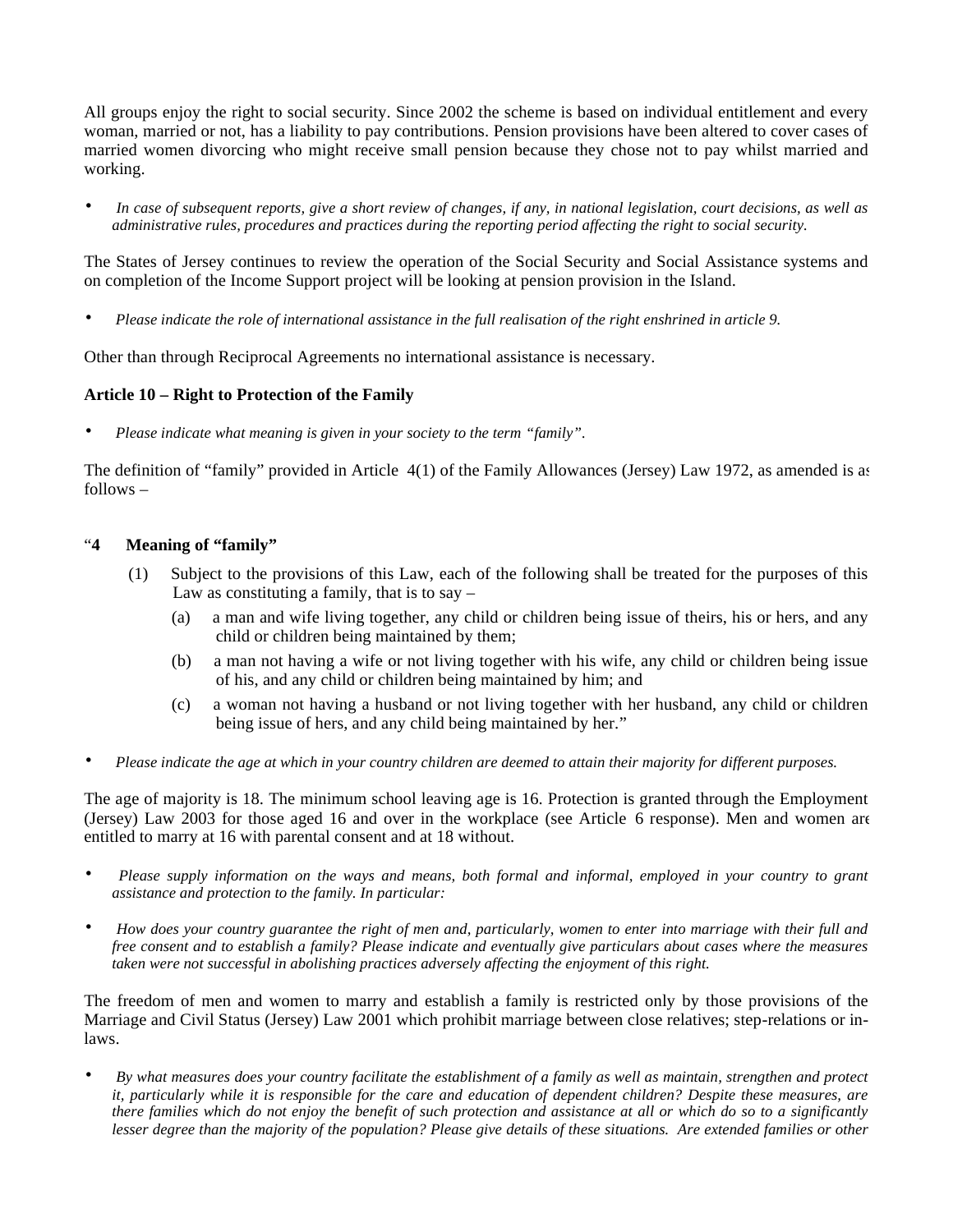All groups enjoy the right to social security. Since 2002 the scheme is based on individual entitlement and every woman, married or not, has a liability to pay contributions. Pension provisions have been altered to cover cases of married women divorcing who might receive small pension because they chose not to pay whilst married and working.

- *In case of subsequent reports, give a short review of changes, if any, in national legislation, court decisions, as well as administrative rules, procedures and practices during the reporting period affecting the right to social security.*

The States of Jersey continues to review the operation of the Social Security and Social Assistance systems and on completion of the Income Support project will be looking at pension provision in the Island.

- *Please indicate the role of international assistance in the full realisation of the right enshrined in article 9.*

Other than through Reciprocal Agreements no international assistance is necessary.

**Article 10 – Right to Protection of the Family**

- *Please indicate what meaning is given in your society to the term "family".*

The definition of "family" provided in Article 4(1) of the Family Allowances (Jersey) Law 1972, as amended is as follows –

"**4 Meaning of "family"**

(1) Subject to the provisions of this Law, each of the following shall be treated for the purposes of this Law as constituting a family, that is to say –

(a) a man and wife living together, any child or children being issue of theirs, his or hers, and any child or children being maintained by them;

(b) a man not having a wife or not living together with his wife, any child or children being issue of his, and any child or children being maintained by him; and

(c) a woman not having a husband or not living together with her husband, any child or children being issue of hers, and any child being maintained by her."

- *Please indicate the age at which in your country children are deemed to attain their majority for different purposes.*

The age of majority is 18. The minimum school leaving age is 16. Protection is granted through the Employment (Jersey) Law 2003 for those aged 16 and over in the workplace (see Article 6 response). Men and women are entitled to marry at 16 with parental consent and at 18 without.

- *Please supply information on the ways and means, both formal and informal, employed in your country to grant assistance and protection to the family. In particular:*

- *How does your country guarantee the right of men and, particularly, women to enter into marriage with their full and free consent and to establish a family? Please indicate and eventually give particulars about cases where the measures taken were not successful in abolishing practices adversely affecting the enjoyment of this right.*

The freedom of men and women to marry and establish a family is restricted only by those provisions of the Marriage and Civil Status (Jersey) Law 2001 which prohibit marriage between close relatives; step-relations or in-laws.

- *By what measures does your country facilitate the establishment of a family as well as maintain, strengthen and protect it, particularly while it is responsible for the care and education of dependent children? Despite these measures, are there families which do not enjoy the benefit of such protection and assistance at all or which do so to a significantly lesser degree than the majority of the population? Please give details of these situations. Are extended families or other*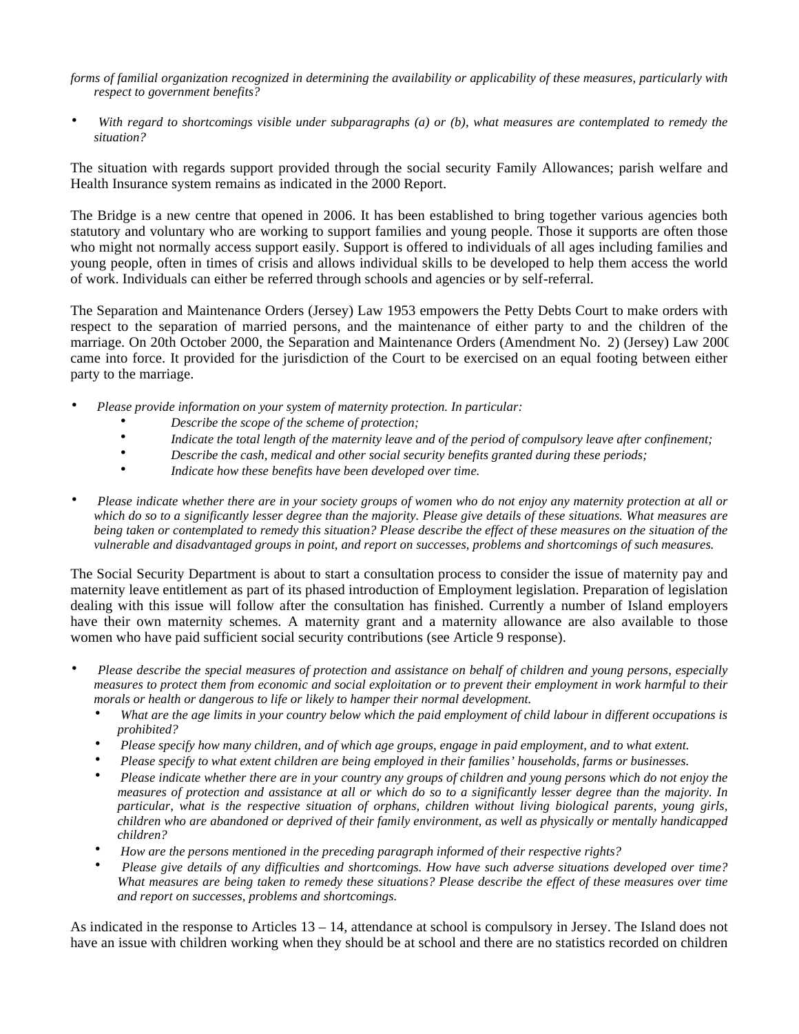*forms of familial organization recognized in determining the availability or applicability of these measures, particularly with respect to government benefits?*

- *With regard to shortcomings visible under subparagraphs (a) or (b), what measures are contemplated to remedy the situation?*

The situation with regards support provided through the social security Family Allowances; parish welfare and Health Insurance system remains as indicated in the 2000 Report.

The Bridge is a new centre that opened in 2006. It has been established to bring together various agencies both statutory and voluntary who are working to support families and young people. Those it supports are often those who might not normally access support easily. Support is offered to individuals of all ages including families and young people, often in times of crisis and allows individual skills to be developed to help them access the world of work. Individuals can either be referred through schools and agencies or by self-referral.

The Separation and Maintenance Orders (Jersey) Law 1953 empowers the Petty Debts Court to make orders with respect to the separation of married persons, and the maintenance of either party to and the children of the marriage. On 20th October 2000, the Separation and Maintenance Orders (Amendment No. 2) (Jersey) Law 2000 came into force. It provided for the jurisdiction of the Court to be exercised on an equal footing between either party to the marriage.

- *Please provide information on your system of maternity protection. In particular:*
  - *Describe the scope of the scheme of protection;*
  - *Indicate the total length of the maternity leave and of the period of compulsory leave after confinement;*
  - *Describe the cash, medical and other social security benefits granted during these periods;*
  - *Indicate how these benefits have been developed over time.*

- *Please indicate whether there are in your society groups of women who do not enjoy any maternity protection at all or which do so to a significantly lesser degree than the majority. Please give details of these situations. What measures are being taken or contemplated to remedy this situation? Please describe the effect of these measures on the situation of the vulnerable and disadvantaged groups in point, and report on successes, problems and shortcomings of such measures.*

The Social Security Department is about to start a consultation process to consider the issue of maternity pay and maternity leave entitlement as part of its phased introduction of Employment legislation. Preparation of legislation dealing with this issue will follow after the consultation has finished. Currently a number of Island employers have their own maternity schemes. A maternity grant and a maternity allowance are also available to those women who have paid sufficient social security contributions (see Article 9 response).

- *Please describe the special measures of protection and assistance on behalf of children and young persons, especially measures to protect them from economic and social exploitation or to prevent their employment in work harmful to their morals or health or dangerous to life or likely to hamper their normal development.*
  - *What are the age limits in your country below which the paid employment of child labour in different occupations is prohibited?*
  - *Please specify how many children, and of which age groups, engage in paid employment, and to what extent.*
  - *Please specify to what extent children are being employed in their families' households, farms or businesses.*
  - *Please indicate whether there are in your country any groups of children and young persons which do not enjoy the measures of protection and assistance at all or which do so to a significantly lesser degree than the majority. In particular, what is the respective situation of orphans, children without living biological parents, young girls, children who are abandoned or deprived of their family environment, as well as physically or mentally handicapped children?*
  - *How are the persons mentioned in the preceding paragraph informed of their respective rights?*
  - *Please give details of any difficulties and shortcomings. How have such adverse situations developed over time? What measures are being taken to remedy these situations? Please describe the effect of these measures over time and report on successes, problems and shortcomings.*

As indicated in the response to Articles 13 – 14, attendance at school is compulsory in Jersey. The Island does not have an issue with children working when they should be at school and there are no statistics recorded on children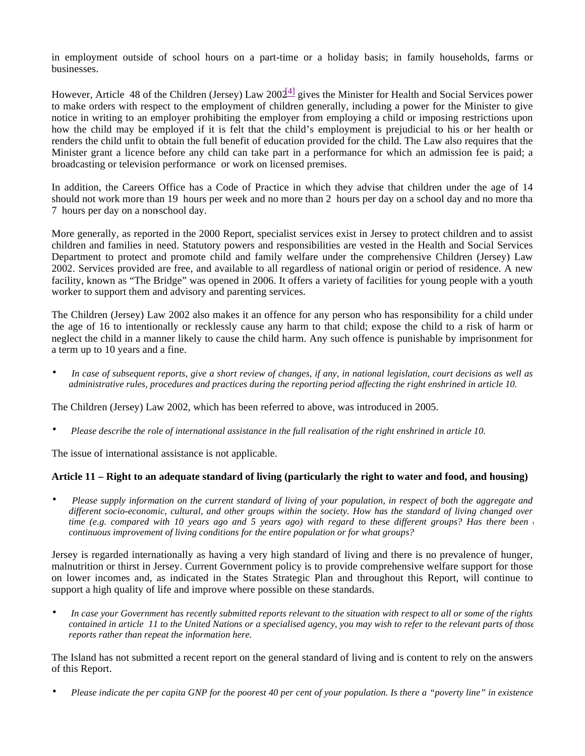in employment outside of school hours on a part-time or a holiday basis; in family households, farms or businesses.

However, Article 48 of the Children (Jersey) Law 2002[4] gives the Minister for Health and Social Services power to make orders with respect to the employment of children generally, including a power for the Minister to give notice in writing to an employer prohibiting the employer from employing a child or imposing restrictions upon how the child may be employed if it is felt that the child's employment is prejudicial to his or her health or renders the child unfit to obtain the full benefit of education provided for the child. The Law also requires that the Minister grant a licence before any child can take part in a performance for which an admission fee is paid; a broadcasting or television performance or work on licensed premises.

In addition, the Careers Office has a Code of Practice in which they advise that children under the age of 14 should not work more than 19 hours per week and no more than 2 hours per day on a school day and no more than 7 hours per day on a non-school day.

More generally, as reported in the 2000 Report, specialist services exist in Jersey to protect children and to assist children and families in need. Statutory powers and responsibilities are vested in the Health and Social Services Department to protect and promote child and family welfare under the comprehensive Children (Jersey) Law 2002. Services provided are free, and available to all regardless of national origin or period of residence. A new facility, known as "The Bridge" was opened in 2006. It offers a variety of facilities for young people with a youth worker to support them and advisory and parenting services.

The Children (Jersey) Law 2002 also makes it an offence for any person who has responsibility for a child under the age of 16 to intentionally or recklessly cause any harm to that child; expose the child to a risk of harm or neglect the child in a manner likely to cause the child harm. Any such offence is punishable by imprisonment for a term up to 10 years and a fine.

- *In case of subsequent reports, give a short review of changes, if any, in national legislation, court decisions as well as administrative rules, procedures and practices during the reporting period affecting the right enshrined in article 10.*

The Children (Jersey) Law 2002, which has been referred to above, was introduced in 2005.

- *Please describe the role of international assistance in the full realisation of the right enshrined in article 10.*

The issue of international assistance is not applicable.

**Article 11 – Right to an adequate standard of living (particularly the right to water and food, and housing)**

- *Please supply information on the current standard of living of your population, in respect of both the aggregate and different socio-economic, cultural, and other groups within the society. How has the standard of living changed over time (e.g. compared with 10 years ago and 5 years ago) with regard to these different groups? Has there been a continuous improvement of living conditions for the entire population or for what groups?*

Jersey is regarded internationally as having a very high standard of living and there is no prevalence of hunger, malnutrition or thirst in Jersey. Current Government policy is to provide comprehensive welfare support for those on lower incomes and, as indicated in the States Strategic Plan and throughout this Report, will continue to support a high quality of life and improve where possible on these standards.

- *In case your Government has recently submitted reports relevant to the situation with respect to all or some of the rights contained in article 11 to the United Nations or a specialised agency, you may wish to refer to the relevant parts of those reports rather than repeat the information here.*

The Island has not submitted a recent report on the general standard of living and is content to rely on the answers of this Report.

- *Please indicate the per capita GNP for the poorest 40 per cent of your population. Is there a "poverty line" in existence*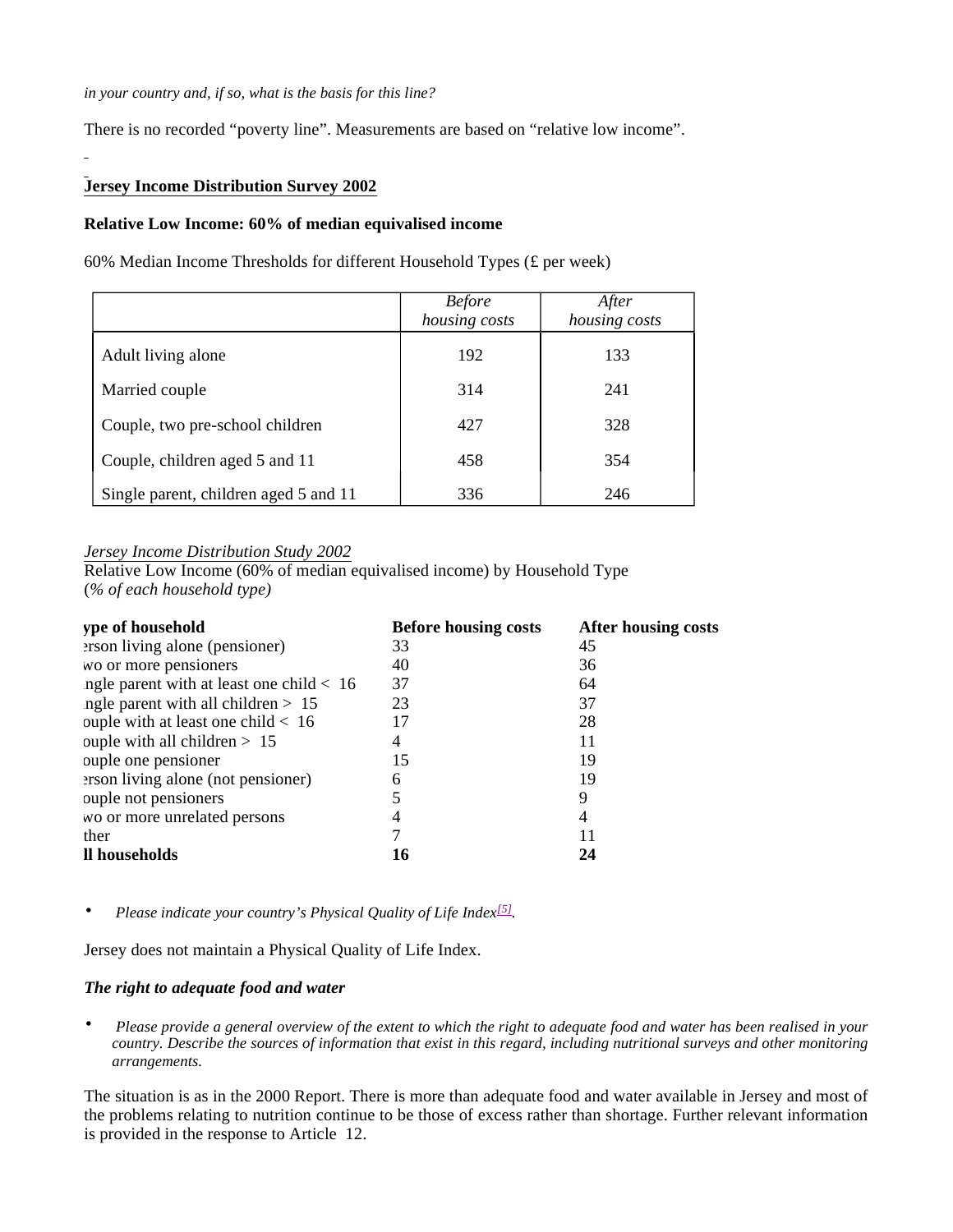*in your country and, if so, what is the basis for this line?*

There is no recorded "poverty line". Measurements are based on "relative low income".

**Jersey Income Distribution Survey 2002**

**Relative Low Income: 60% of median equivalised income**

60% Median Income Thresholds for different Household Types (£ per week)

| | *Before housing costs* | *After housing costs* |
|---|---|---|
| Adult living alone | 192 | 133 |
| Married couple | 314 | 241 |
| Couple, two pre-school children | 427 | 328 |
| Couple, children aged 5 and 11 | 458 | 354 |
| Single parent, children aged 5 and 11 | 336 | 246 |

*Jersey Income Distribution Study 2002*
Relative Low Income (60% of median equivalised income) by Household Type
(*% of each household type)*

| ype of household | Before housing costs | After housing costs |
|---|---|---|
| erson living alone (pensioner) | 33 | 45 |
| wo or more pensioners | 40 | 36 |
| ngle parent with at least one child < 16 | 37 | 64 |
| ngle parent with all children > 15 | 23 | 37 |
| ouple with at least one child < 16 | 17 | 28 |
| ouple with all children > 15 | 4 | 11 |
| ouple one pensioner | 15 | 19 |
| erson living alone (not pensioner) | 6 | 19 |
| ouple not pensioners | 5 | 9 |
| wo or more unrelated persons | 4 | 4 |
| ther | 7 | 11 |
| **ll households** | **16** | **24** |

- *Please indicate your country's Physical Quality of Life Index[5].*

Jersey does not maintain a Physical Quality of Life Index.

***The right to adequate food and water***

- *Please provide a general overview of the extent to which the right to adequate food and water has been realised in your country. Describe the sources of information that exist in this regard, including nutritional surveys and other monitoring arrangements.*

The situation is as in the 2000 Report. There is more than adequate food and water available in Jersey and most of the problems relating to nutrition continue to be those of excess rather than shortage. Further relevant information is provided in the response to Article 12.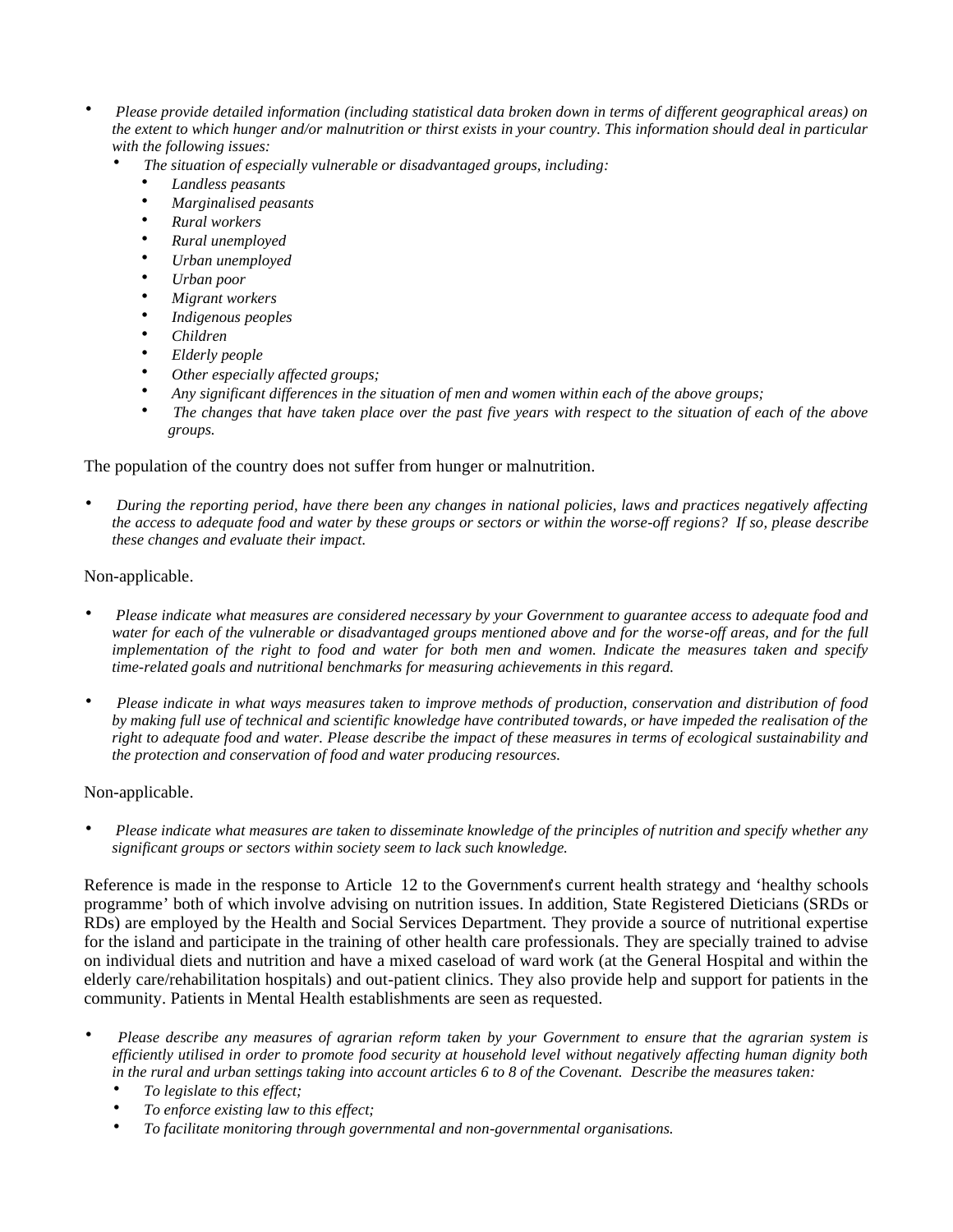- *Please provide detailed information (including statistical data broken down in terms of different geographical areas) on the extent to which hunger and/or malnutrition or thirst exists in your country. This information should deal in particular with the following issues:*
  - *The situation of especially vulnerable or disadvantaged groups, including:*
    - *Landless peasants*
    - *Marginalised peasants*
    - *Rural workers*
    - *Rural unemployed*
    - *Urban unemployed*
    - *Urban poor*
    - *Migrant workers*
    - *Indigenous peoples*
    - *Children*
    - *Elderly people*
    - *Other especially affected groups;*
    - *Any significant differences in the situation of men and women within each of the above groups;*
    - *The changes that have taken place over the past five years with respect to the situation of each of the above groups.*

The population of the country does not suffer from hunger or malnutrition.

- *During the reporting period, have there been any changes in national policies, laws and practices negatively affecting the access to adequate food and water by these groups or sectors or within the worse-off regions? If so, please describe these changes and evaluate their impact.*

Non-applicable.

- *Please indicate what measures are considered necessary by your Government to guarantee access to adequate food and water for each of the vulnerable or disadvantaged groups mentioned above and for the worse-off areas, and for the full implementation of the right to food and water for both men and women. Indicate the measures taken and specify time-related goals and nutritional benchmarks for measuring achievements in this regard.*

- *Please indicate in what ways measures taken to improve methods of production, conservation and distribution of food by making full use of technical and scientific knowledge have contributed towards, or have impeded the realisation of the right to adequate food and water. Please describe the impact of these measures in terms of ecological sustainability and the protection and conservation of food and water producing resources.*

Non-applicable.

- *Please indicate what measures are taken to disseminate knowledge of the principles of nutrition and specify whether any significant groups or sectors within society seem to lack such knowledge.*

Reference is made in the response to Article 12 to the Government's current health strategy and 'healthy schools programme' both of which involve advising on nutrition issues. In addition, State Registered Dieticians (SRDs or RDs) are employed by the Health and Social Services Department. They provide a source of nutritional expertise for the island and participate in the training of other health care professionals. They are specially trained to advise on individual diets and nutrition and have a mixed caseload of ward work (at the General Hospital and within the elderly care/rehabilitation hospitals) and out-patient clinics. They also provide help and support for patients in the community. Patients in Mental Health establishments are seen as requested.

- *Please describe any measures of agrarian reform taken by your Government to ensure that the agrarian system is efficiently utilised in order to promote food security at household level without negatively affecting human dignity both in the rural and urban settings taking into account articles 6 to 8 of the Covenant. Describe the measures taken:*
  - *To legislate to this effect;*
  - *To enforce existing law to this effect;*
  - *To facilitate monitoring through governmental and non-governmental organisations.*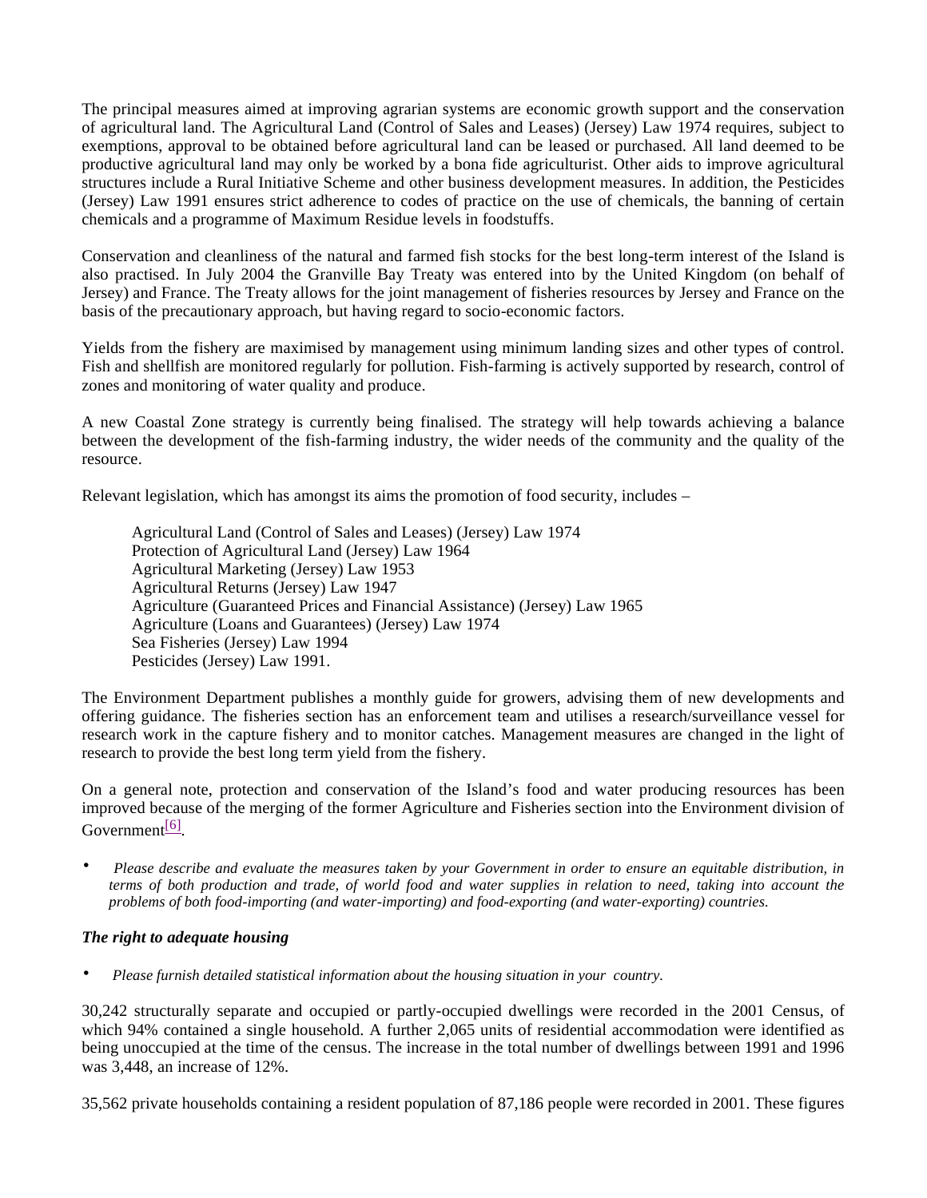The principal measures aimed at improving agrarian systems are economic growth support and the conservation of agricultural land. The Agricultural Land (Control of Sales and Leases) (Jersey) Law 1974 requires, subject to exemptions, approval to be obtained before agricultural land can be leased or purchased. All land deemed to be productive agricultural land may only be worked by a bona fide agriculturist. Other aids to improve agricultural structures include a Rural Initiative Scheme and other business development measures. In addition, the Pesticides (Jersey) Law 1991 ensures strict adherence to codes of practice on the use of chemicals, the banning of certain chemicals and a programme of Maximum Residue levels in foodstuffs.

Conservation and cleanliness of the natural and farmed fish stocks for the best long-term interest of the Island is also practised. In July 2004 the Granville Bay Treaty was entered into by the United Kingdom (on behalf of Jersey) and France. The Treaty allows for the joint management of fisheries resources by Jersey and France on the basis of the precautionary approach, but having regard to socio-economic factors.

Yields from the fishery are maximised by management using minimum landing sizes and other types of control. Fish and shellfish are monitored regularly for pollution. Fish-farming is actively supported by research, control of zones and monitoring of water quality and produce.

A new Coastal Zone strategy is currently being finalised. The strategy will help towards achieving a balance between the development of the fish-farming industry, the wider needs of the community and the quality of the resource.

Relevant legislation, which has amongst its aims the promotion of food security, includes –

Agricultural Land (Control of Sales and Leases) (Jersey) Law 1974
Protection of Agricultural Land (Jersey) Law 1964
Agricultural Marketing (Jersey) Law 1953
Agricultural Returns (Jersey) Law 1947
Agriculture (Guaranteed Prices and Financial Assistance) (Jersey) Law 1965
Agriculture (Loans and Guarantees) (Jersey) Law 1974
Sea Fisheries (Jersey) Law 1994
Pesticides (Jersey) Law 1991.

The Environment Department publishes a monthly guide for growers, advising them of new developments and offering guidance. The fisheries section has an enforcement team and utilises a research/surveillance vessel for research work in the capture fishery and to monitor catches. Management measures are changed in the light of research to provide the best long term yield from the fishery.

On a general note, protection and conservation of the Island's food and water producing resources has been improved because of the merging of the former Agriculture and Fisheries section into the Environment division of Government[6].

- *Please describe and evaluate the measures taken by your Government in order to ensure an equitable distribution, in terms of both production and trade, of world food and water supplies in relation to need, taking into account the problems of both food-importing (and water-importing) and food-exporting (and water-exporting) countries.*

### *The right to adequate housing*

- *Please furnish detailed statistical information about the housing situation in your country.*

30,242 structurally separate and occupied or partly-occupied dwellings were recorded in the 2001 Census, of which 94% contained a single household. A further 2,065 units of residential accommodation were identified as being unoccupied at the time of the census. The increase in the total number of dwellings between 1991 and 1996 was 3,448, an increase of 12%.

35,562 private households containing a resident population of 87,186 people were recorded in 2001. These figures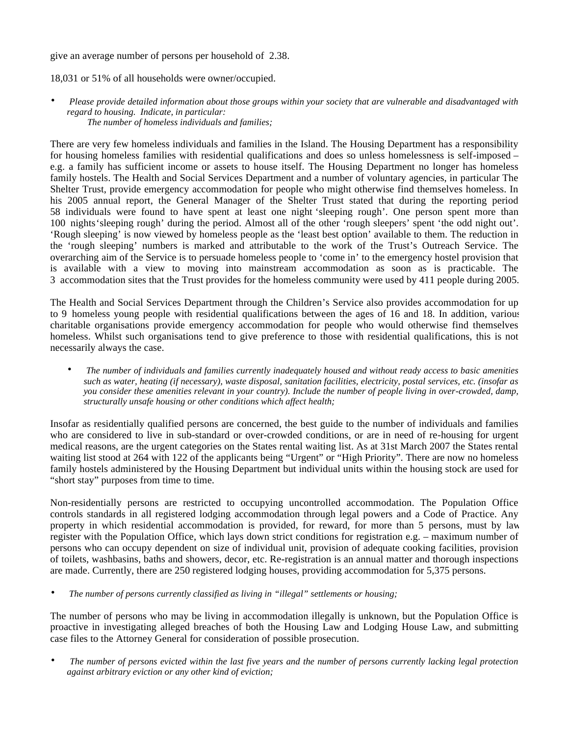give an average number of persons per household of 2.38.

18,031 or 51% of all households were owner/occupied.

- *Please provide detailed information about those groups within your society that are vulnerable and disadvantaged with regard to housing. Indicate, in particular:*
  *The number of homeless individuals and families;*

There are very few homeless individuals and families in the Island. The Housing Department has a responsibility for housing homeless families with residential qualifications and does so unless homelessness is self-imposed – e.g. a family has sufficient income or assets to house itself. The Housing Department no longer has homeless family hostels. The Health and Social Services Department and a number of voluntary agencies, in particular The Shelter Trust, provide emergency accommodation for people who might otherwise find themselves homeless. In his 2005 annual report, the General Manager of the Shelter Trust stated that during the reporting period 58 individuals were found to have spent at least one night 'sleeping rough'. One person spent more than 100 nights 'sleeping rough' during the period. Almost all of the other 'rough sleepers' spent 'the odd night out'. 'Rough sleeping' is now viewed by homeless people as the 'least best option' available to them. The reduction in the 'rough sleeping' numbers is marked and attributable to the work of the Trust's Outreach Service. The overarching aim of the Service is to persuade homeless people to 'come in' to the emergency hostel provision that is available with a view to moving into mainstream accommodation as soon as is practicable. The 3 accommodation sites that the Trust provides for the homeless community were used by 411 people during 2005.

The Health and Social Services Department through the Children's Service also provides accommodation for up to 9 homeless young people with residential qualifications between the ages of 16 and 18. In addition, various charitable organisations provide emergency accommodation for people who would otherwise find themselves homeless. Whilst such organisations tend to give preference to those with residential qualifications, this is not necessarily always the case.

- *The number of individuals and families currently inadequately housed and without ready access to basic amenities such as water, heating (if necessary), waste disposal, sanitation facilities, electricity, postal services, etc. (insofar as you consider these amenities relevant in your country). Include the number of people living in over-crowded, damp, structurally unsafe housing or other conditions which affect health;*

Insofar as residentially qualified persons are concerned, the best guide to the number of individuals and families who are considered to live in sub-standard or over-crowded conditions, or are in need of re-housing for urgent medical reasons, are the urgent categories on the States rental waiting list. As at 31st March 2007 the States rental waiting list stood at 264 with 122 of the applicants being "Urgent" or "High Priority". There are now no homeless family hostels administered by the Housing Department but individual units within the housing stock are used for "short stay" purposes from time to time.

Non-residentially persons are restricted to occupying uncontrolled accommodation. The Population Office controls standards in all registered lodging accommodation through legal powers and a Code of Practice. Any property in which residential accommodation is provided, for reward, for more than 5 persons, must by law register with the Population Office, which lays down strict conditions for registration e.g. – maximum number of persons who can occupy dependent on size of individual unit, provision of adequate cooking facilities, provision of toilets, washbasins, baths and showers, decor, etc. Re-registration is an annual matter and thorough inspections are made. Currently, there are 250 registered lodging houses, providing accommodation for 5,375 persons.

- *The number of persons currently classified as living in "illegal" settlements or housing;*

The number of persons who may be living in accommodation illegally is unknown, but the Population Office is proactive in investigating alleged breaches of both the Housing Law and Lodging House Law, and submitting case files to the Attorney General for consideration of possible prosecution.

- *The number of persons evicted within the last five years and the number of persons currently lacking legal protection against arbitrary eviction or any other kind of eviction;*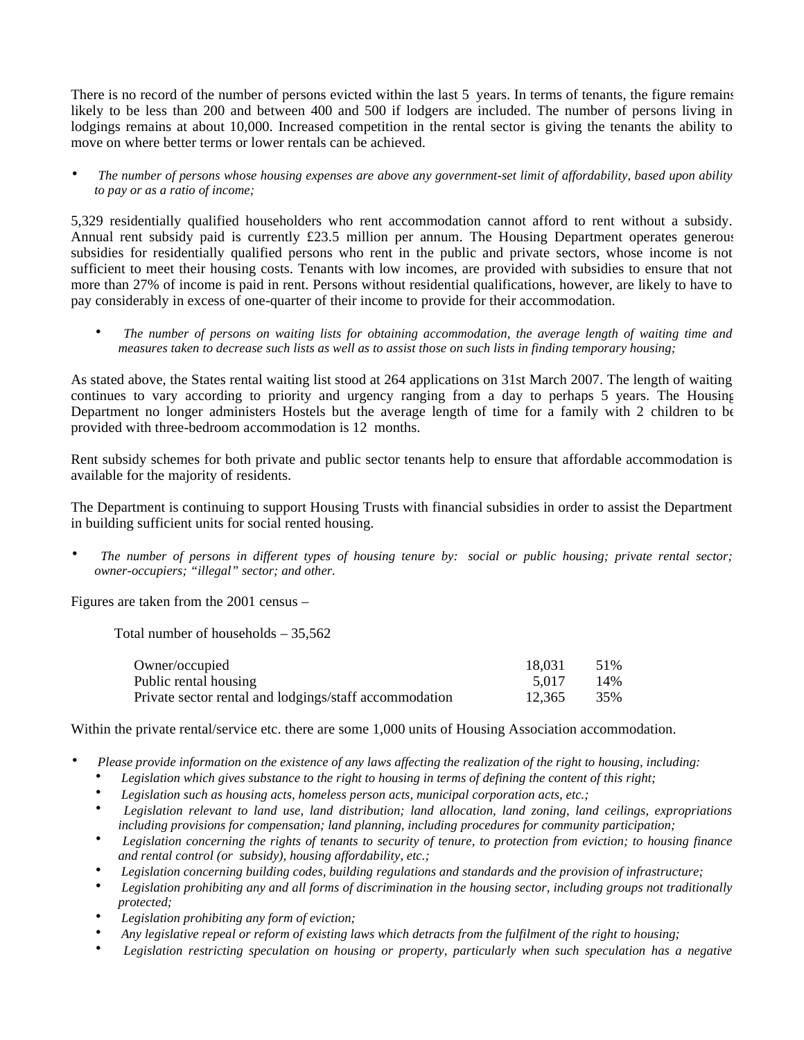There is no record of the number of persons evicted within the last 5 years. In terms of tenants, the figure remains likely to be less than 200 and between 400 and 500 if lodgers are included. The number of persons living in lodgings remains at about 10,000. Increased competition in the rental sector is giving the tenants the ability to move on where better terms or lower rentals can be achieved.

- *The number of persons whose housing expenses are above any government-set limit of affordability, based upon ability to pay or as a ratio of income;*

5,329 residentially qualified householders who rent accommodation cannot afford to rent without a subsidy. Annual rent subsidy paid is currently £23.5 million per annum. The Housing Department operates generous subsidies for residentially qualified persons who rent in the public and private sectors, whose income is not sufficient to meet their housing costs. Tenants with low incomes, are provided with subsidies to ensure that not more than 27% of income is paid in rent. Persons without residential qualifications, however, are likely to have to pay considerably in excess of one-quarter of their income to provide for their accommodation.

- *The number of persons on waiting lists for obtaining accommodation, the average length of waiting time and measures taken to decrease such lists as well as to assist those on such lists in finding temporary housing;*

As stated above, the States rental waiting list stood at 264 applications on 31st March 2007. The length of waiting continues to vary according to priority and urgency ranging from a day to perhaps 5 years. The Housing Department no longer administers Hostels but the average length of time for a family with 2 children to be provided with three-bedroom accommodation is 12 months.

Rent subsidy schemes for both private and public sector tenants help to ensure that affordable accommodation is available for the majority of residents.

The Department is continuing to support Housing Trusts with financial subsidies in order to assist the Department in building sufficient units for social rented housing.

- *The number of persons in different types of housing tenure by: social or public housing; private rental sector; owner-occupiers; "illegal" sector; and other.*

Figures are taken from the 2001 census –

Total number of households – 35,562

| | | |
|---|---|---|
| Owner/occupied | 18,031 | 51% |
| Public rental housing | 5,017 | 14% |
| Private sector rental and lodgings/staff accommodation | 12,365 | 35% |

Within the private rental/service etc. there are some 1,000 units of Housing Association accommodation.

- *Please provide information on the existence of any laws affecting the realization of the right to housing, including:*
  - *Legislation which gives substance to the right to housing in terms of defining the content of this right;*
  - *Legislation such as housing acts, homeless person acts, municipal corporation acts, etc.;*
  - *Legislation relevant to land use, land distribution; land allocation, land zoning, land ceilings, expropriations including provisions for compensation; land planning, including procedures for community participation;*
  - *Legislation concerning the rights of tenants to security of tenure, to protection from eviction; to housing finance and rental control (or subsidy), housing affordability, etc.;*
  - *Legislation concerning building codes, building regulations and standards and the provision of infrastructure;*
  - *Legislation prohibiting any and all forms of discrimination in the housing sector, including groups not traditionally protected;*
  - *Legislation prohibiting any form of eviction;*
  - *Any legislative repeal or reform of existing laws which detracts from the fulfilment of the right to housing;*
  - *Legislation restricting speculation on housing or property, particularly when such speculation has a negative*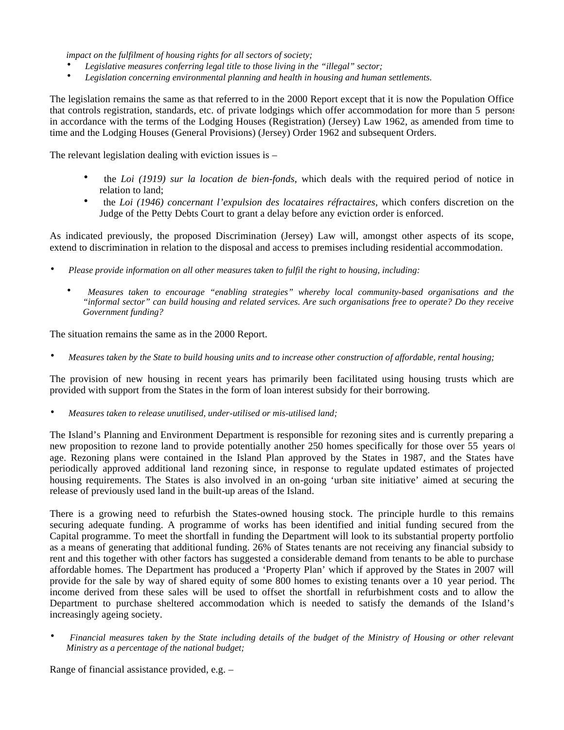*impact on the fulfilment of housing rights for all sectors of society;*

- *Legislative measures conferring legal title to those living in the "illegal" sector;*
- *Legislation concerning environmental planning and health in housing and human settlements.*

The legislation remains the same as that referred to in the 2000 Report except that it is now the Population Office that controls registration, standards, etc. of private lodgings which offer accommodation for more than 5 persons in accordance with the terms of the Lodging Houses (Registration) (Jersey) Law 1962, as amended from time to time and the Lodging Houses (General Provisions) (Jersey) Order 1962 and subsequent Orders.

The relevant legislation dealing with eviction issues is –

- the *Loi (1919) sur la location de bien-fonds*, which deals with the required period of notice in relation to land;
- the *Loi (1946) concernant l'expulsion des locataires réfractaires*, which confers discretion on the Judge of the Petty Debts Court to grant a delay before any eviction order is enforced.

As indicated previously, the proposed Discrimination (Jersey) Law will, amongst other aspects of its scope, extend to discrimination in relation to the disposal and access to premises including residential accommodation.

- *Please provide information on all other measures taken to fulfil the right to housing, including:*
  - *Measures taken to encourage "enabling strategies" whereby local community-based organisations and the "informal sector" can build housing and related services. Are such organisations free to operate? Do they receive Government funding?*

The situation remains the same as in the 2000 Report.

- *Measures taken by the State to build housing units and to increase other construction of affordable, rental housing;*

The provision of new housing in recent years has primarily been facilitated using housing trusts which are provided with support from the States in the form of loan interest subsidy for their borrowing.

- *Measures taken to release unutilised, under-utilised or mis-utilised land;*

The Island's Planning and Environment Department is responsible for rezoning sites and is currently preparing a new proposition to rezone land to provide potentially another 250 homes specifically for those over 55 years of age. Rezoning plans were contained in the Island Plan approved by the States in 1987, and the States have periodically approved additional land rezoning since, in response to regulate updated estimates of projected housing requirements. The States is also involved in an on-going 'urban site initiative' aimed at securing the release of previously used land in the built-up areas of the Island.

There is a growing need to refurbish the States-owned housing stock. The principle hurdle to this remains securing adequate funding. A programme of works has been identified and initial funding secured from the Capital programme. To meet the shortfall in funding the Department will look to its substantial property portfolio as a means of generating that additional funding. 26% of States tenants are not receiving any financial subsidy to rent and this together with other factors has suggested a considerable demand from tenants to be able to purchase affordable homes. The Department has produced a 'Property Plan' which if approved by the States in 2007 will provide for the sale by way of shared equity of some 800 homes to existing tenants over a 10 year period. The income derived from these sales will be used to offset the shortfall in refurbishment costs and to allow the Department to purchase sheltered accommodation which is needed to satisfy the demands of the Island's increasingly ageing society.

- *Financial measures taken by the State including details of the budget of the Ministry of Housing or other relevant Ministry as a percentage of the national budget;*

Range of financial assistance provided, e.g. –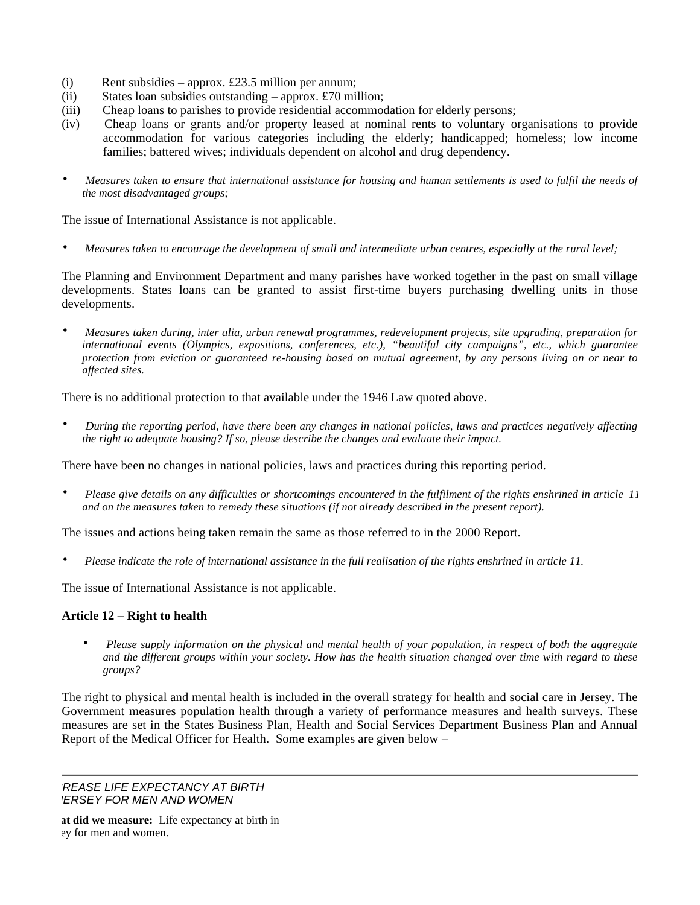(i) Rent subsidies – approx. £23.5 million per annum;
(ii) States loan subsidies outstanding – approx. £70 million;
(iii) Cheap loans to parishes to provide residential accommodation for elderly persons;
(iv) Cheap loans or grants and/or property leased at nominal rents to voluntary organisations to provide accommodation for various categories including the elderly; handicapped; homeless; low income families; battered wives; individuals dependent on alcohol and drug dependency.

- *Measures taken to ensure that international assistance for housing and human settlements is used to fulfil the needs of the most disadvantaged groups;*

The issue of International Assistance is not applicable.

- *Measures taken to encourage the development of small and intermediate urban centres, especially at the rural level;*

The Planning and Environment Department and many parishes have worked together in the past on small village developments. States loans can be granted to assist first-time buyers purchasing dwelling units in those developments.

- *Measures taken during, inter alia, urban renewal programmes, redevelopment projects, site upgrading, preparation for international events (Olympics, expositions, conferences, etc.), "beautiful city campaigns", etc., which guarantee protection from eviction or guaranteed re-housing based on mutual agreement, by any persons living on or near to affected sites.*

There is no additional protection to that available under the 1946 Law quoted above.

- *During the reporting period, have there been any changes in national policies, laws and practices negatively affecting the right to adequate housing? If so, please describe the changes and evaluate their impact.*

There have been no changes in national policies, laws and practices during this reporting period.

- *Please give details on any difficulties or shortcomings encountered in the fulfilment of the rights enshrined in article 11 and on the measures taken to remedy these situations (if not already described in the present report).*

The issues and actions being taken remain the same as those referred to in the 2000 Report.

- *Please indicate the role of international assistance in the full realisation of the rights enshrined in article 11.*

The issue of International Assistance is not applicable.

**Article 12 – Right to health**

- *Please supply information on the physical and mental health of your population, in respect of both the aggregate and the different groups within your society. How has the health situation changed over time with regard to these groups?*

The right to physical and mental health is included in the overall strategy for health and social care in Jersey. The Government measures population health through a variety of performance measures and health surveys. These measures are set in the States Business Plan, Health and Social Services Department Business Plan and Annual Report of the Medical Officer for Health. Some examples are given below –

---

*REASE LIFE EXPECTANCY AT BIRTH*
*IERSEY FOR MEN AND WOMEN*

**at did we measure:** Life expectancy at birth in
ey for men and women.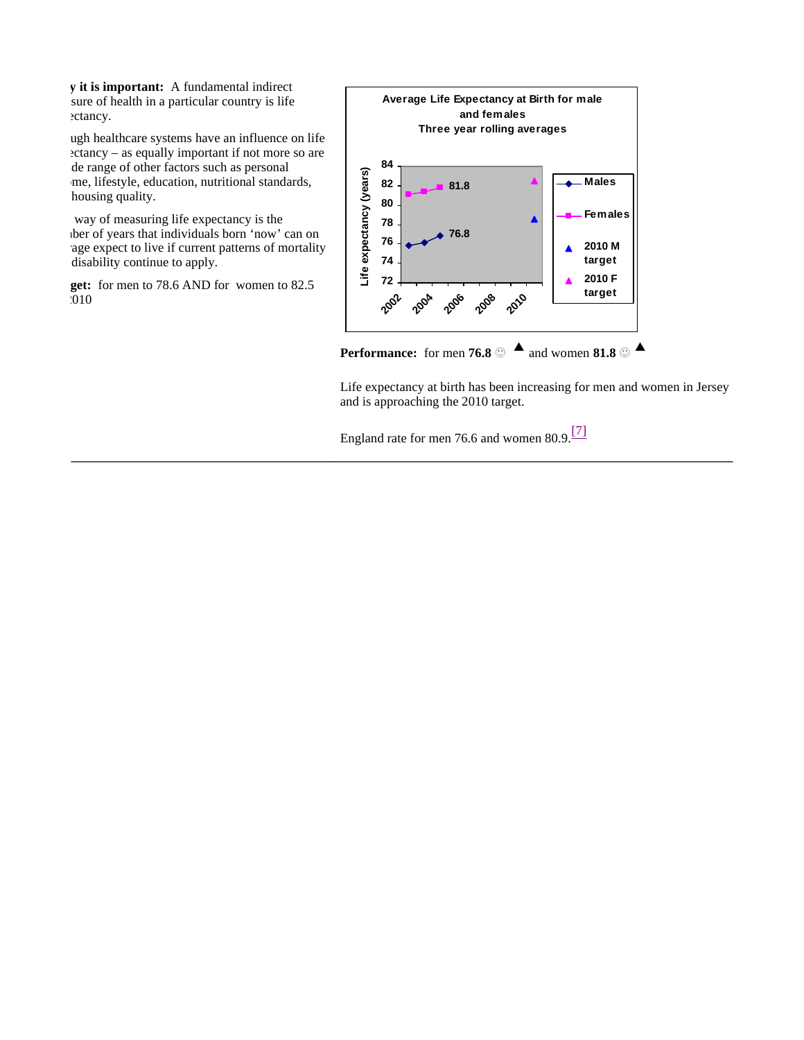**y it is important:** A fundamental indirect sure of health in a particular country is life ectancy.

ugh healthcare systems have an influence on life ectancy – as equally important if not more so are de range of other factors such as personal me, lifestyle, education, nutritional standards, housing quality.

way of measuring life expectancy is the iber of years that individuals born 'now' can on age expect to live if current patterns of mortality disability continue to apply.

**get:** for men to 78.6 AND for women to 82.5 2010

Average Life Expectancy at Birth for male and females
Three year rolling averages

**Performance:** for men **76.8** ☺ ▲ and women **81.8** ☺ ▲

Life expectancy at birth has been increasing for men and women in Jersey and is approaching the 2010 target.

England rate for men 76.6 and women 80.9.[7]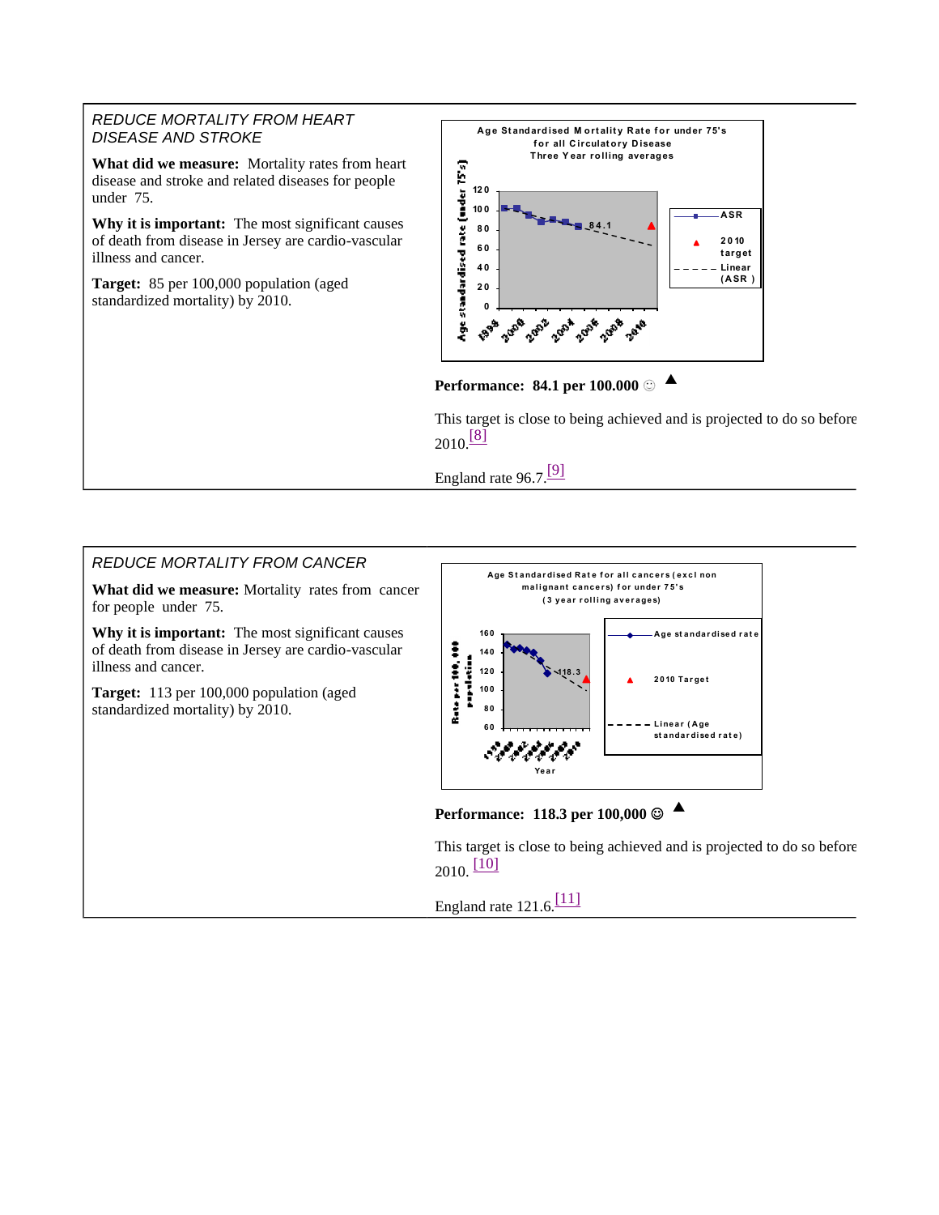## REDUCE MORTALITY FROM HEART DISEASE AND STROKE

**What did we measure:** Mortality rates from heart disease and stroke and related diseases for people under 75.

**Why it is important:** The most significant causes of death from disease in Jersey are cardio-vascular illness and cancer.

**Target:** 85 per 100,000 population (aged standardized mortality) by 2010.

**Performance: 84.1 per 100.000** ☺ ▲

This target is close to being achieved and is projected to do so before 2010.[8]

England rate 96.7.[9]

## REDUCE MORTALITY FROM CANCER

**What did we measure:** Mortality rates from cancer for people under 75.

**Why it is important:** The most significant causes of death from disease in Jersey are cardio-vascular illness and cancer.

**Target:** 113 per 100,000 population (aged standardized mortality) by 2010.

**Performance: 118.3 per 100,000** ☺ ▲

This target is close to being achieved and is projected to do so before 2010. [10]

England rate 121.6.[11]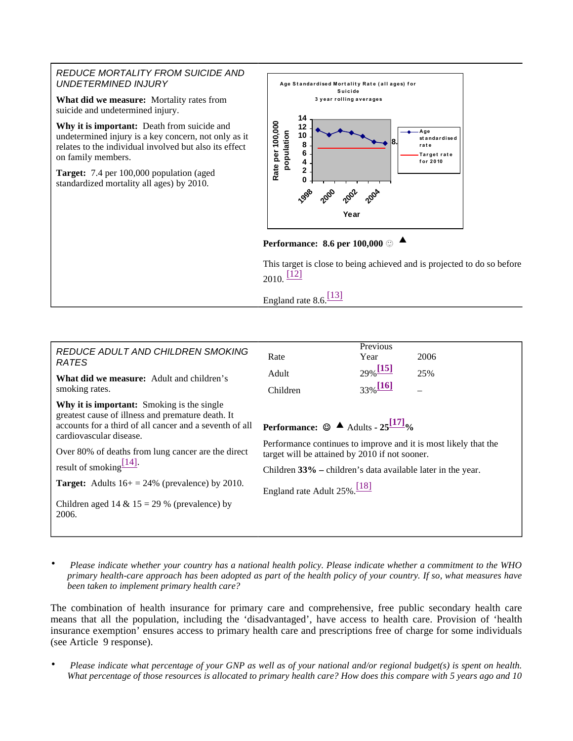*REDUCE MORTALITY FROM SUICIDE AND UNDETERMINED INJURY*

**What did we measure:** Mortality rates from suicide and undetermined injury.

**Why it is important:** Death from suicide and undetermined injury is a key concern, not only as it relates to the individual involved but also its effect on family members.

**Target:** 7.4 per 100,000 population (aged standardized mortality all ages) by 2010.

Age Standardised Mortality Rate (all ages) for Suicide
3 year rolling averages

Rate per 100,000 population: 14, 12, 10, 8, 6, 4, 2, 0
Year: 1998, 2000, 2002, 2004
8.
Age standardised rate
Target rate for 2010

**Performance: 8.6 per 100,000** ☺ ▲

This target is close to being achieved and is projected to do so before 2010. [12]

England rate 8.6.[13]

*REDUCE ADULT AND CHILDREN SMOKING RATES*

**What did we measure:** Adult and children's smoking rates.

**Why it is important:** Smoking is the single greatest cause of illness and premature death. It accounts for a third of all cancer and a seventh of all cardiovascular disease.

Over 80% of deaths from lung cancer are the direct result of smoking[14].

**Target:** Adults 16+ = 24% (prevalence) by 2010.

Children aged 14 & 15 = 29 % (prevalence) by 2006.

| Rate | Previous Year | 2006 |
|---|---|---|
| Adult | 29%[15] | 25% |
| Children | 33%[16] | – |

**Performance:** ☺ ▲ Adults - **25[17]%**

Performance continues to improve and it is most likely that the target will be attained by 2010 if not sooner.

Children **33% –** children's data available later in the year.

England rate Adult 25%.[18]

- *Please indicate whether your country has a national health policy. Please indicate whether a commitment to the WHO primary health-care approach has been adopted as part of the health policy of your country. If so, what measures have been taken to implement primary health care?*

The combination of health insurance for primary care and comprehensive, free public secondary health care means that all the population, including the 'disadvantaged', have access to health care. Provision of 'health insurance exemption' ensures access to primary health care and prescriptions free of charge for some individuals (see Article 9 response).

- *Please indicate what percentage of your GNP as well as of your national and/or regional budget(s) is spent on health. What percentage of those resources is allocated to primary health care? How does this compare with 5 years ago and 10*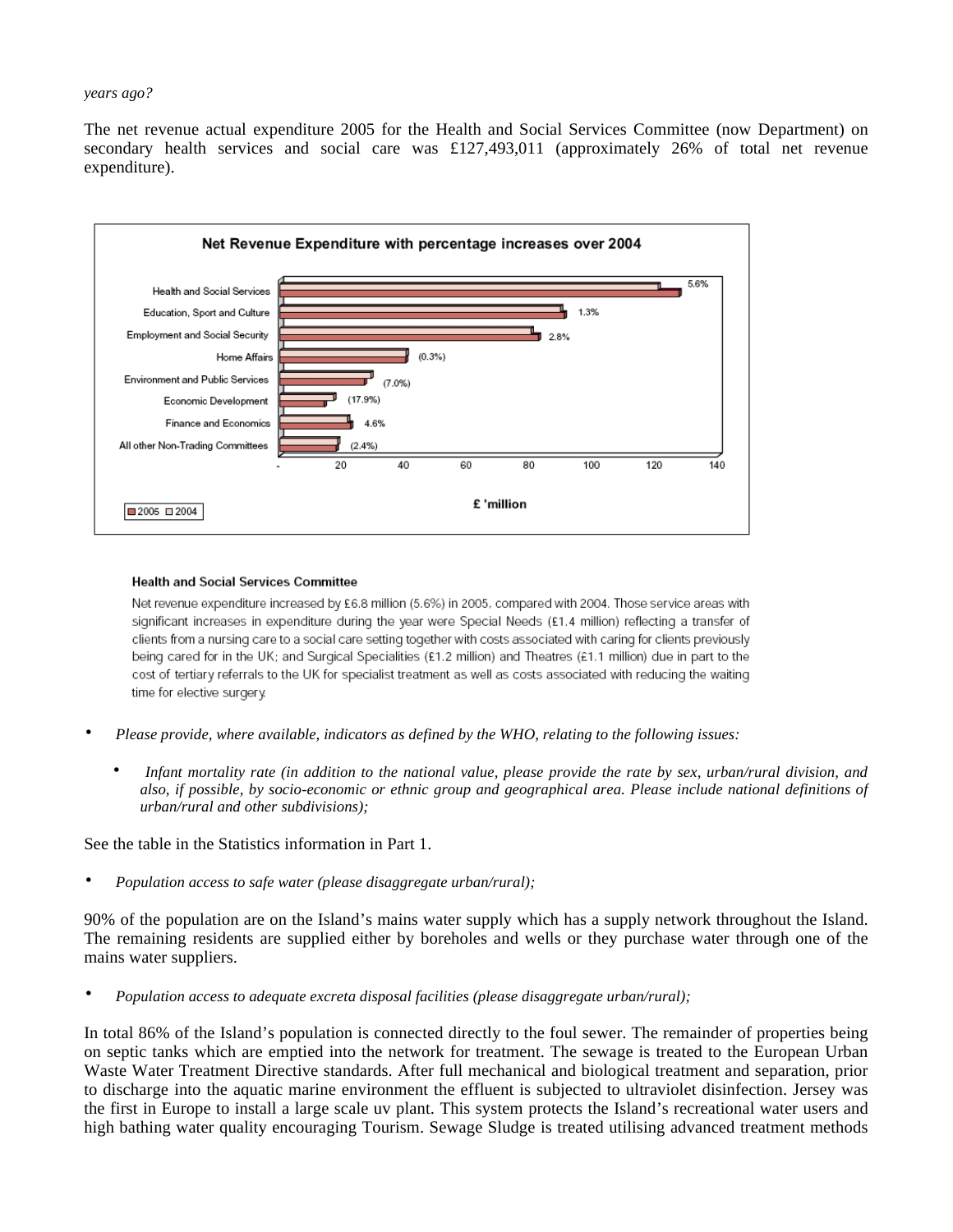*years ago?*

The net revenue actual expenditure 2005 for the Health and Social Services Committee (now Department) on secondary health services and social care was £127,493,011 (approximately 26% of total net revenue expenditure).

**Net Revenue Expenditure with percentage increases over 2004**

| Committee | % change over 2004 |
|---|---|
| Health and Social Services | 5.6% |
| Education, Sport and Culture | 1.3% |
| Employment and Social Security | 2.8% |
| Home Affairs | (0.3%) |
| Environment and Public Services | (7.0%) |
| Economic Development | (17.9%) |
| Finance and Economics | 4.6% |
| All other Non-Trading Committees | (2.4%) |

£ 'million (2005, 2004)

**Health and Social Services Committee**

Net revenue expenditure increased by £6.8 million (5.6%) in 2005, compared with 2004. Those service areas with significant increases in expenditure during the year were Special Needs (£1.4 million) reflecting a transfer of clients from a nursing care to a social care setting together with costs associated with caring for clients previously being cared for in the UK; and Surgical Specialities (£1.2 million) and Theatres (£1.1 million) due in part to the cost of tertiary referrals to the UK for specialist treatment as well as costs associated with reducing the waiting time for elective surgery.

- *Please provide, where available, indicators as defined by the WHO, relating to the following issues:*
  - *Infant mortality rate (in addition to the national value, please provide the rate by sex, urban/rural division, and also, if possible, by socio-economic or ethnic group and geographical area. Please include national definitions of urban/rural and other subdivisions);*

See the table in the Statistics information in Part 1.

- *Population access to safe water (please disaggregate urban/rural);*

90% of the population are on the Island's mains water supply which has a supply network throughout the Island. The remaining residents are supplied either by boreholes and wells or they purchase water through one of the mains water suppliers.

- *Population access to adequate excreta disposal facilities (please disaggregate urban/rural);*

In total 86% of the Island's population is connected directly to the foul sewer. The remainder of properties being on septic tanks which are emptied into the network for treatment. The sewage is treated to the European Urban Waste Water Treatment Directive standards. After full mechanical and biological treatment and separation, prior to discharge into the aquatic marine environment the effluent is subjected to ultraviolet disinfection. Jersey was the first in Europe to install a large scale uv plant. This system protects the Island's recreational water users and high bathing water quality encouraging Tourism. Sewage Sludge is treated utilising advanced treatment methods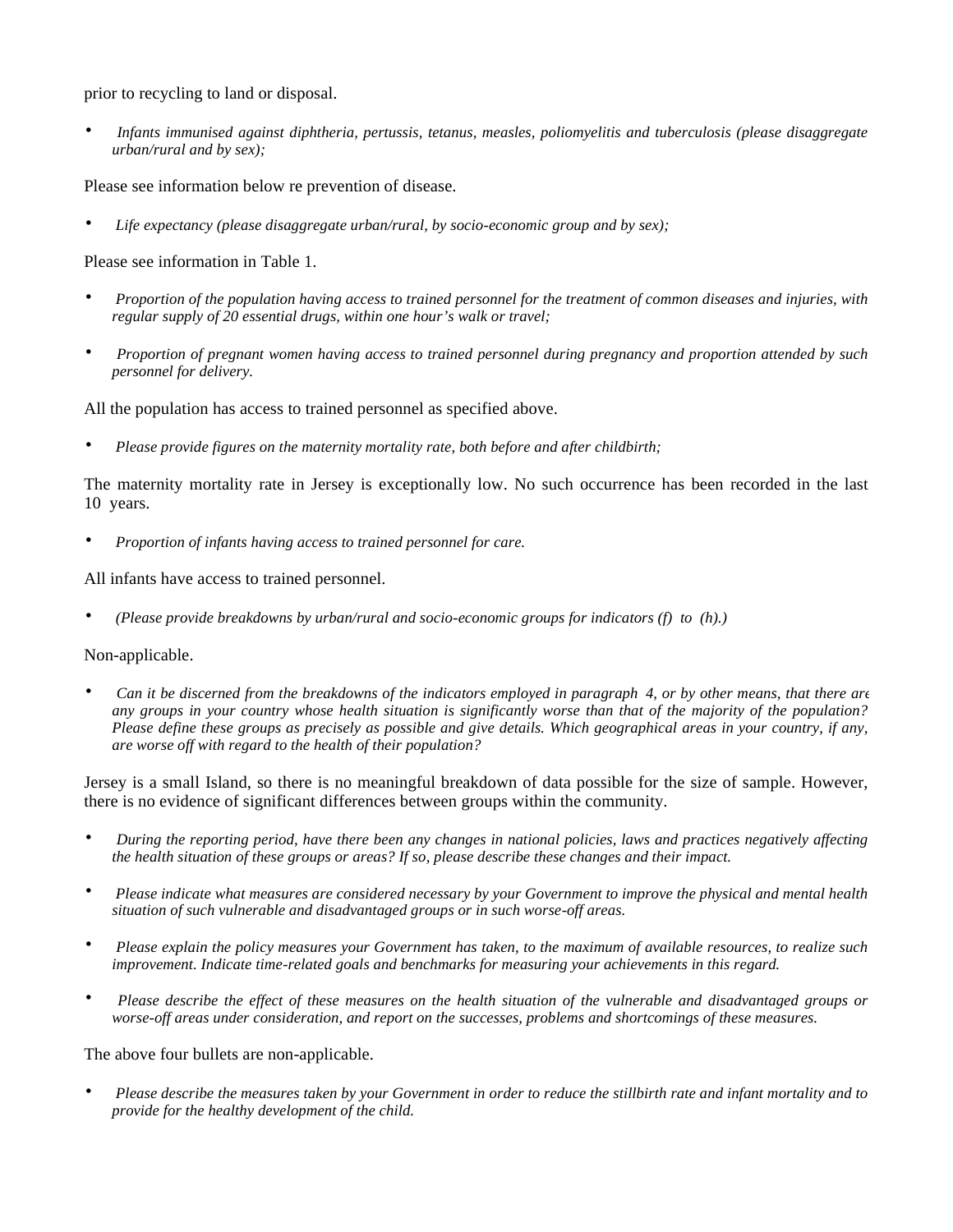prior to recycling to land or disposal.

- *Infants immunised against diphtheria, pertussis, tetanus, measles, poliomyelitis and tuberculosis (please disaggregate urban/rural and by sex);*

Please see information below re prevention of disease.

- *Life expectancy (please disaggregate urban/rural, by socio-economic group and by sex);*

Please see information in Table 1.

- *Proportion of the population having access to trained personnel for the treatment of common diseases and injuries, with regular supply of 20 essential drugs, within one hour's walk or travel;*

- *Proportion of pregnant women having access to trained personnel during pregnancy and proportion attended by such personnel for delivery.*

All the population has access to trained personnel as specified above.

- *Please provide figures on the maternity mortality rate, both before and after childbirth;*

The maternity mortality rate in Jersey is exceptionally low. No such occurrence has been recorded in the last 10 years.

- *Proportion of infants having access to trained personnel for care.*

All infants have access to trained personnel.

- *(Please provide breakdowns by urban/rural and socio-economic groups for indicators (f) to (h).)*

Non-applicable.

- *Can it be discerned from the breakdowns of the indicators employed in paragraph 4, or by other means, that there are any groups in your country whose health situation is significantly worse than that of the majority of the population? Please define these groups as precisely as possible and give details. Which geographical areas in your country, if any, are worse off with regard to the health of their population?*

Jersey is a small Island, so there is no meaningful breakdown of data possible for the size of sample. However, there is no evidence of significant differences between groups within the community.

- *During the reporting period, have there been any changes in national policies, laws and practices negatively affecting the health situation of these groups or areas? If so, please describe these changes and their impact.*

- *Please indicate what measures are considered necessary by your Government to improve the physical and mental health situation of such vulnerable and disadvantaged groups or in such worse-off areas.*

- *Please explain the policy measures your Government has taken, to the maximum of available resources, to realize such improvement. Indicate time-related goals and benchmarks for measuring your achievements in this regard.*

- *Please describe the effect of these measures on the health situation of the vulnerable and disadvantaged groups or worse-off areas under consideration, and report on the successes, problems and shortcomings of these measures.*

The above four bullets are non-applicable.

- *Please describe the measures taken by your Government in order to reduce the stillbirth rate and infant mortality and to provide for the healthy development of the child.*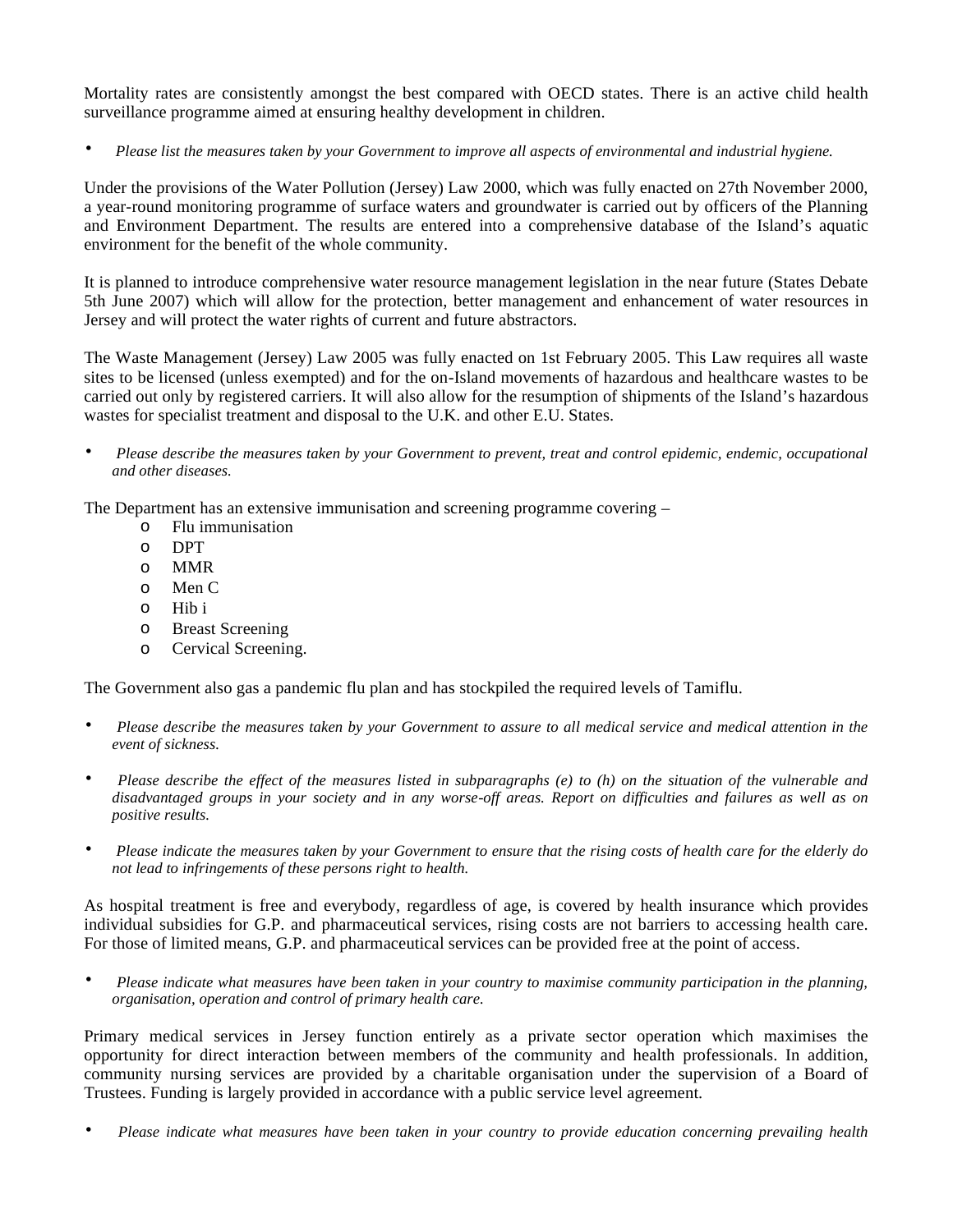Mortality rates are consistently amongst the best compared with OECD states. There is an active child health surveillance programme aimed at ensuring healthy development in children.

- *Please list the measures taken by your Government to improve all aspects of environmental and industrial hygiene.*

Under the provisions of the Water Pollution (Jersey) Law 2000, which was fully enacted on 27th November 2000, a year-round monitoring programme of surface waters and groundwater is carried out by officers of the Planning and Environment Department. The results are entered into a comprehensive database of the Island's aquatic environment for the benefit of the whole community.

It is planned to introduce comprehensive water resource management legislation in the near future (States Debate 5th June 2007) which will allow for the protection, better management and enhancement of water resources in Jersey and will protect the water rights of current and future abstractors.

The Waste Management (Jersey) Law 2005 was fully enacted on 1st February 2005. This Law requires all waste sites to be licensed (unless exempted) and for the on-Island movements of hazardous and healthcare wastes to be carried out only by registered carriers. It will also allow for the resumption of shipments of the Island's hazardous wastes for specialist treatment and disposal to the U.K. and other E.U. States.

- *Please describe the measures taken by your Government to prevent, treat and control epidemic, endemic, occupational and other diseases.*

The Department has an extensive immunisation and screening programme covering –

- Flu immunisation
- DPT
- MMR
- Men C
- Hib i
- Breast Screening
- Cervical Screening.

The Government also gas a pandemic flu plan and has stockpiled the required levels of Tamiflu.

- *Please describe the measures taken by your Government to assure to all medical service and medical attention in the event of sickness.*

- *Please describe the effect of the measures listed in subparagraphs (e) to (h) on the situation of the vulnerable and disadvantaged groups in your society and in any worse-off areas. Report on difficulties and failures as well as on positive results.*

- *Please indicate the measures taken by your Government to ensure that the rising costs of health care for the elderly do not lead to infringements of these persons right to health.*

As hospital treatment is free and everybody, regardless of age, is covered by health insurance which provides individual subsidies for G.P. and pharmaceutical services, rising costs are not barriers to accessing health care. For those of limited means, G.P. and pharmaceutical services can be provided free at the point of access.

- *Please indicate what measures have been taken in your country to maximise community participation in the planning, organisation, operation and control of primary health care.*

Primary medical services in Jersey function entirely as a private sector operation which maximises the opportunity for direct interaction between members of the community and health professionals. In addition, community nursing services are provided by a charitable organisation under the supervision of a Board of Trustees. Funding is largely provided in accordance with a public service level agreement.

- *Please indicate what measures have been taken in your country to provide education concerning prevailing health*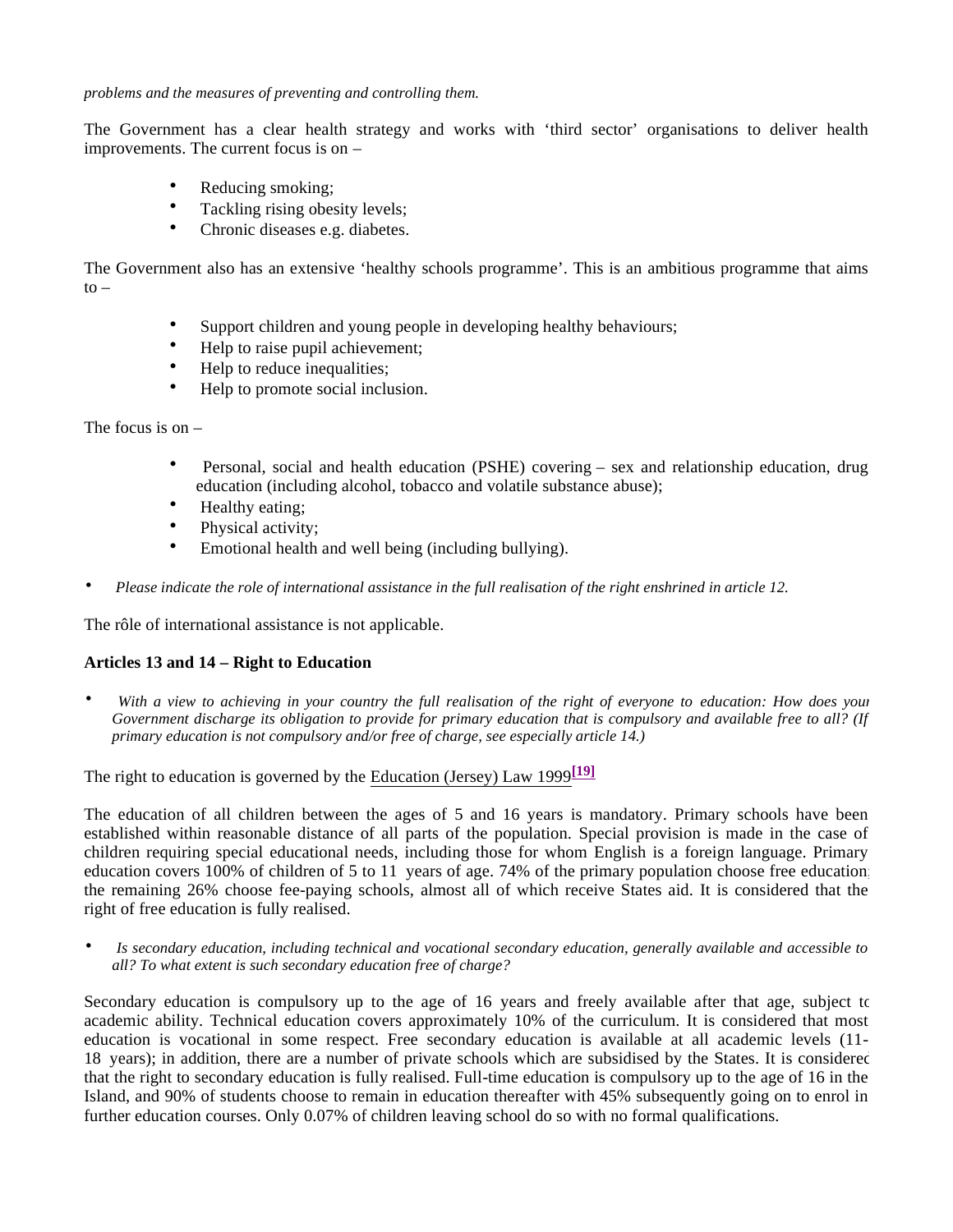*problems and the measures of preventing and controlling them.*

The Government has a clear health strategy and works with 'third sector' organisations to deliver health improvements. The current focus is on –

- Reducing smoking;
- Tackling rising obesity levels;
- Chronic diseases e.g. diabetes.

The Government also has an extensive 'healthy schools programme'. This is an ambitious programme that aims to –

- Support children and young people in developing healthy behaviours;
- Help to raise pupil achievement;
- Help to reduce inequalities;
- Help to promote social inclusion.

The focus is on –

- Personal, social and health education (PSHE) covering – sex and relationship education, drug education (including alcohol, tobacco and volatile substance abuse);
- Healthy eating;
- Physical activity;
- Emotional health and well being (including bullying).

- *Please indicate the role of international assistance in the full realisation of the right enshrined in article 12.*

The rôle of international assistance is not applicable.

**Articles 13 and 14 – Right to Education**

- *With a view to achieving in your country the full realisation of the right of everyone to education: How does your Government discharge its obligation to provide for primary education that is compulsory and available free to all? (If primary education is not compulsory and/or free of charge, see especially article 14.)*

The right to education is governed by the Education (Jersey) Law 1999[19]

The education of all children between the ages of 5 and 16 years is mandatory. Primary schools have been established within reasonable distance of all parts of the population. Special provision is made in the case of children requiring special educational needs, including those for whom English is a foreign language. Primary education covers 100% of children of 5 to 11 years of age. 74% of the primary population choose free education; the remaining 26% choose fee-paying schools, almost all of which receive States aid. It is considered that the right of free education is fully realised.

- *Is secondary education, including technical and vocational secondary education, generally available and accessible to all? To what extent is such secondary education free of charge?*

Secondary education is compulsory up to the age of 16 years and freely available after that age, subject to academic ability. Technical education covers approximately 10% of the curriculum. It is considered that most education is vocational in some respect. Free secondary education is available at all academic levels (11-18 years); in addition, there are a number of private schools which are subsidised by the States. It is considered that the right to secondary education is fully realised. Full-time education is compulsory up to the age of 16 in the Island, and 90% of students choose to remain in education thereafter with 45% subsequently going on to enrol in further education courses. Only 0.07% of children leaving school do so with no formal qualifications.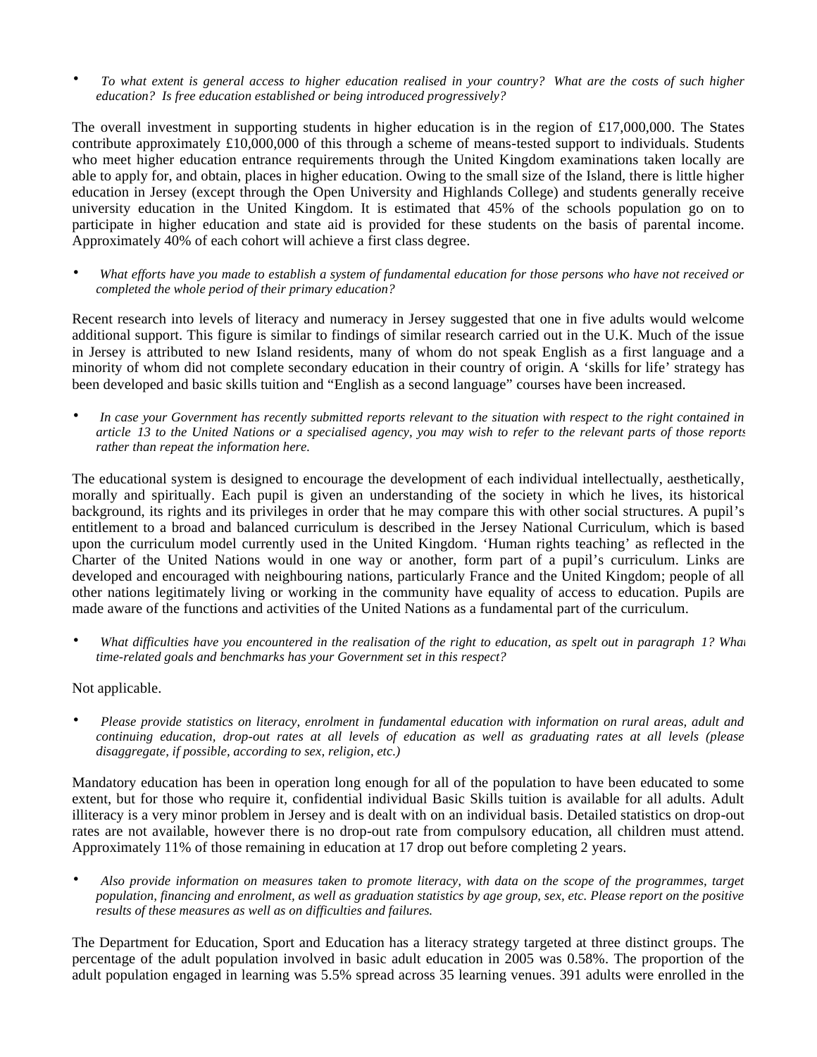- *To what extent is general access to higher education realised in your country? What are the costs of such higher education? Is free education established or being introduced progressively?*

The overall investment in supporting students in higher education is in the region of £17,000,000. The States contribute approximately £10,000,000 of this through a scheme of means-tested support to individuals. Students who meet higher education entrance requirements through the United Kingdom examinations taken locally are able to apply for, and obtain, places in higher education. Owing to the small size of the Island, there is little higher education in Jersey (except through the Open University and Highlands College) and students generally receive university education in the United Kingdom. It is estimated that 45% of the schools population go on to participate in higher education and state aid is provided for these students on the basis of parental income. Approximately 40% of each cohort will achieve a first class degree.

- *What efforts have you made to establish a system of fundamental education for those persons who have not received or completed the whole period of their primary education?*

Recent research into levels of literacy and numeracy in Jersey suggested that one in five adults would welcome additional support. This figure is similar to findings of similar research carried out in the U.K. Much of the issue in Jersey is attributed to new Island residents, many of whom do not speak English as a first language and a minority of whom did not complete secondary education in their country of origin. A 'skills for life' strategy has been developed and basic skills tuition and "English as a second language" courses have been increased.

- *In case your Government has recently submitted reports relevant to the situation with respect to the right contained in article 13 to the United Nations or a specialised agency, you may wish to refer to the relevant parts of those reports rather than repeat the information here.*

The educational system is designed to encourage the development of each individual intellectually, aesthetically, morally and spiritually. Each pupil is given an understanding of the society in which he lives, its historical background, its rights and its privileges in order that he may compare this with other social structures. A pupil's entitlement to a broad and balanced curriculum is described in the Jersey National Curriculum, which is based upon the curriculum model currently used in the United Kingdom. 'Human rights teaching' as reflected in the Charter of the United Nations would in one way or another, form part of a pupil's curriculum. Links are developed and encouraged with neighbouring nations, particularly France and the United Kingdom; people of all other nations legitimately living or working in the community have equality of access to education. Pupils are made aware of the functions and activities of the United Nations as a fundamental part of the curriculum.

- *What difficulties have you encountered in the realisation of the right to education, as spelt out in paragraph 1? What time-related goals and benchmarks has your Government set in this respect?*

Not applicable.

- *Please provide statistics on literacy, enrolment in fundamental education with information on rural areas, adult and continuing education, drop-out rates at all levels of education as well as graduating rates at all levels (please disaggregate, if possible, according to sex, religion, etc.)*

Mandatory education has been in operation long enough for all of the population to have been educated to some extent, but for those who require it, confidential individual Basic Skills tuition is available for all adults. Adult illiteracy is a very minor problem in Jersey and is dealt with on an individual basis. Detailed statistics on drop-out rates are not available, however there is no drop-out rate from compulsory education, all children must attend. Approximately 11% of those remaining in education at 17 drop out before completing 2 years.

- *Also provide information on measures taken to promote literacy, with data on the scope of the programmes, target population, financing and enrolment, as well as graduation statistics by age group, sex, etc. Please report on the positive results of these measures as well as on difficulties and failures.*

The Department for Education, Sport and Education has a literacy strategy targeted at three distinct groups. The percentage of the adult population involved in basic adult education in 2005 was 0.58%. The proportion of the adult population engaged in learning was 5.5% spread across 35 learning venues. 391 adults were enrolled in the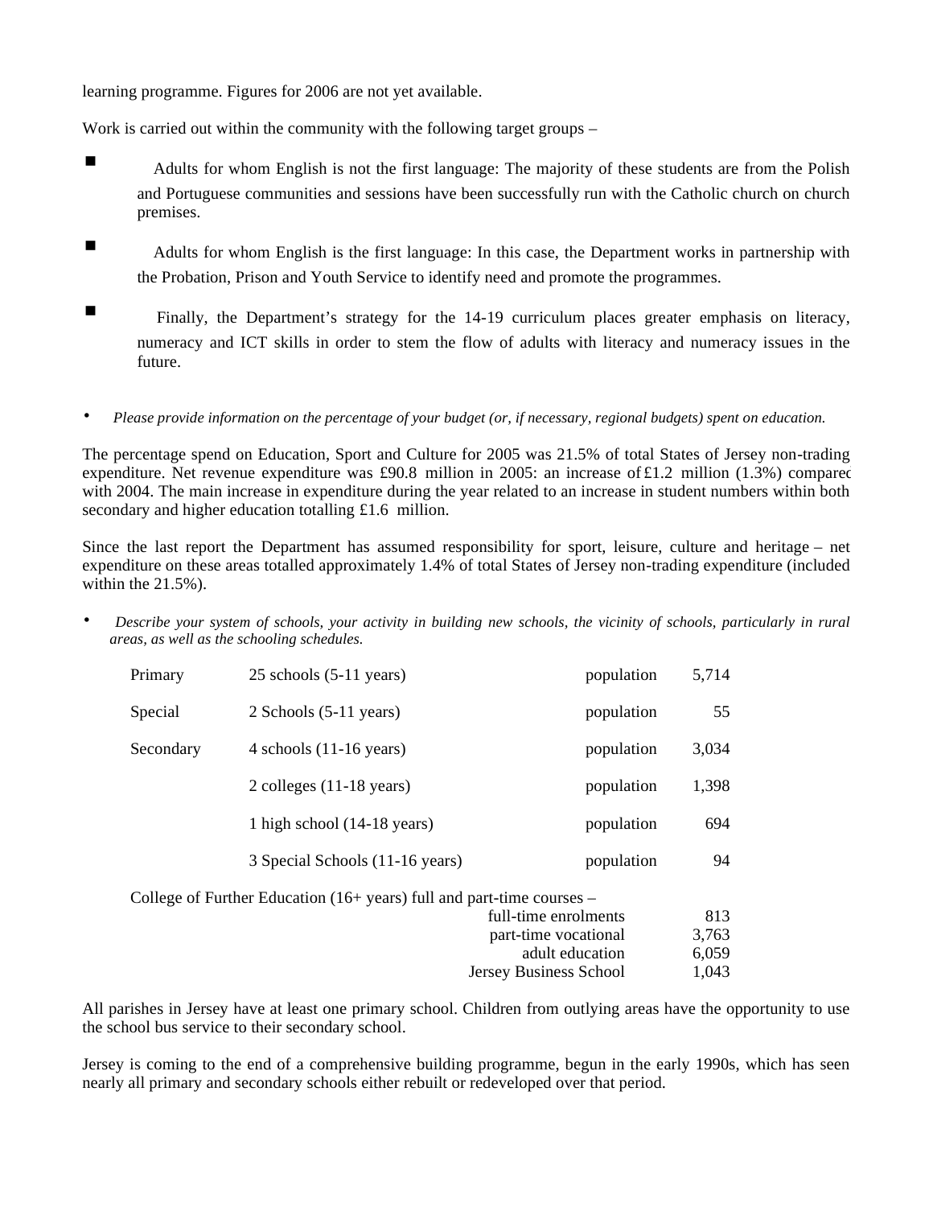learning programme. Figures for 2006 are not yet available.

Work is carried out within the community with the following target groups –

- Adults for whom English is not the first language: The majority of these students are from the Polish and Portuguese communities and sessions have been successfully run with the Catholic church on church premises.
- Adults for whom English is the first language: In this case, the Department works in partnership with the Probation, Prison and Youth Service to identify need and promote the programmes.
- Finally, the Department's strategy for the 14-19 curriculum places greater emphasis on literacy, numeracy and ICT skills in order to stem the flow of adults with literacy and numeracy issues in the future.

- *Please provide information on the percentage of your budget (or, if necessary, regional budgets) spent on education.*

The percentage spend on Education, Sport and Culture for 2005 was 21.5% of total States of Jersey non-trading expenditure. Net revenue expenditure was £90.8 million in 2005: an increase of £1.2 million (1.3%) compared with 2004. The main increase in expenditure during the year related to an increase in student numbers within both secondary and higher education totalling £1.6 million.

Since the last report the Department has assumed responsibility for sport, leisure, culture and heritage – net expenditure on these areas totalled approximately 1.4% of total States of Jersey non-trading expenditure (included within the 21.5%).

- *Describe your system of schools, your activity in building new schools, the vicinity of schools, particularly in rural areas, as well as the schooling schedules.*

| | | | |
|---|---|---|---|
| Primary | 25 schools (5-11 years) | population | 5,714 |
| Special | 2 Schools (5-11 years) | population | 55 |
| Secondary | 4 schools (11-16 years) | population | 3,034 |
| | 2 colleges (11-18 years) | population | 1,398 |
| | 1 high school (14-18 years) | population | 694 |
| | 3 Special Schools (11-16 years) | population | 94 |

College of Further Education (16+ years) full and part-time courses –

| | |
|---|---|
| full-time enrolments | 813 |
| part-time vocational | 3,763 |
| adult education | 6,059 |
| Jersey Business School | 1,043 |

All parishes in Jersey have at least one primary school. Children from outlying areas have the opportunity to use the school bus service to their secondary school.

Jersey is coming to the end of a comprehensive building programme, begun in the early 1990s, which has seen nearly all primary and secondary schools either rebuilt or redeveloped over that period.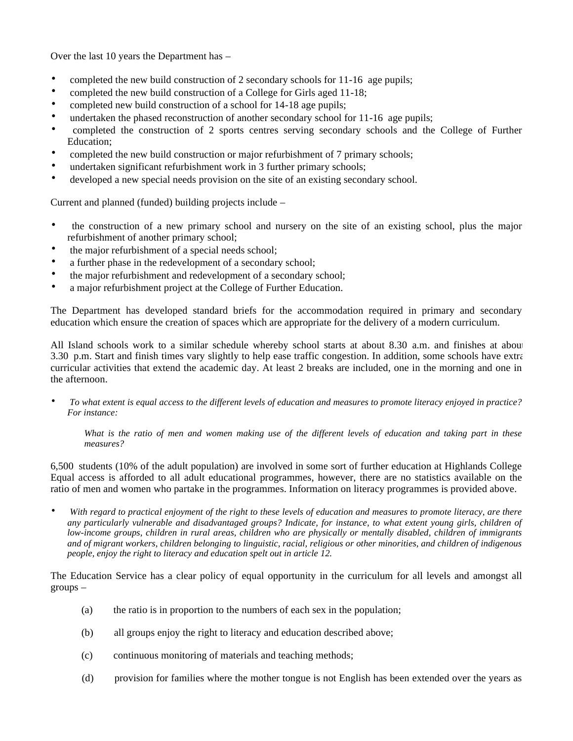Over the last 10 years the Department has –

- completed the new build construction of 2 secondary schools for 11-16 age pupils;
- completed the new build construction of a College for Girls aged 11-18;
- completed new build construction of a school for 14-18 age pupils;
- undertaken the phased reconstruction of another secondary school for 11-16 age pupils;
- completed the construction of 2 sports centres serving secondary schools and the College of Further Education;
- completed the new build construction or major refurbishment of 7 primary schools;
- undertaken significant refurbishment work in 3 further primary schools;
- developed a new special needs provision on the site of an existing secondary school.

Current and planned (funded) building projects include –

- the construction of a new primary school and nursery on the site of an existing school, plus the major refurbishment of another primary school;
- the major refurbishment of a special needs school;
- a further phase in the redevelopment of a secondary school;
- the major refurbishment and redevelopment of a secondary school;
- a major refurbishment project at the College of Further Education.

The Department has developed standard briefs for the accommodation required in primary and secondary education which ensure the creation of spaces which are appropriate for the delivery of a modern curriculum.

All Island schools work to a similar schedule whereby school starts at about 8.30 a.m. and finishes at about 3.30 p.m. Start and finish times vary slightly to help ease traffic congestion. In addition, some schools have extra curricular activities that extend the academic day. At least 2 breaks are included, one in the morning and one in the afternoon.

- *To what extent is equal access to the different levels of education and measures to promote literacy enjoyed in practice? For instance:*

  *What is the ratio of men and women making use of the different levels of education and taking part in these measures?*

6,500 students (10% of the adult population) are involved in some sort of further education at Highlands College. Equal access is afforded to all adult educational programmes, however, there are no statistics available on the ratio of men and women who partake in the programmes. Information on literacy programmes is provided above.

- *With regard to practical enjoyment of the right to these levels of education and measures to promote literacy, are there any particularly vulnerable and disadvantaged groups? Indicate, for instance, to what extent young girls, children of low-income groups, children in rural areas, children who are physically or mentally disabled, children of immigrants and of migrant workers, children belonging to linguistic, racial, religious or other minorities, and children of indigenous people, enjoy the right to literacy and education spelt out in article 12.*

The Education Service has a clear policy of equal opportunity in the curriculum for all levels and amongst all groups –

(a) the ratio is in proportion to the numbers of each sex in the population;

(b) all groups enjoy the right to literacy and education described above;

(c) continuous monitoring of materials and teaching methods;

(d) provision for families where the mother tongue is not English has been extended over the years as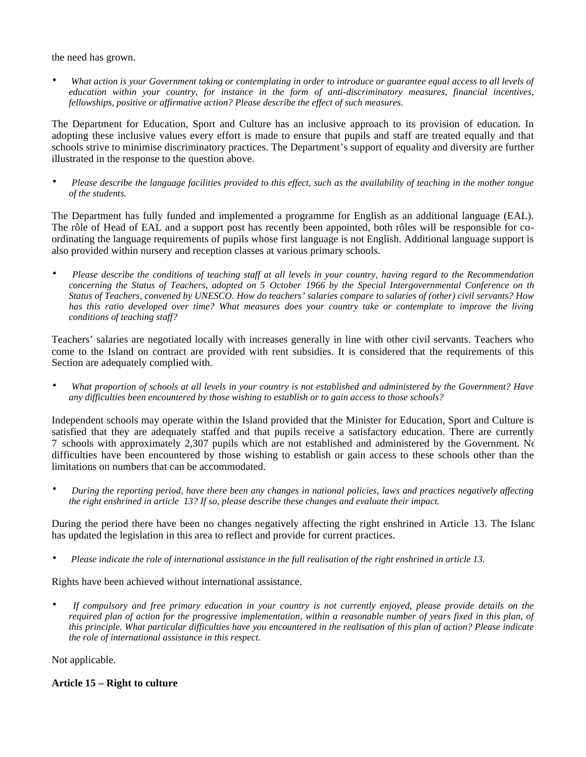the need has grown.

- *What action is your Government taking or contemplating in order to introduce or guarantee equal access to all levels of education within your country, for instance in the form of anti-discriminatory measures, financial incentives, fellowships, positive or affirmative action? Please describe the effect of such measures.*

The Department for Education, Sport and Culture has an inclusive approach to its provision of education. In adopting these inclusive values every effort is made to ensure that pupils and staff are treated equally and that schools strive to minimise discriminatory practices. The Department's support of equality and diversity are further illustrated in the response to the question above.

- *Please describe the language facilities provided to this effect, such as the availability of teaching in the mother tongue of the students.*

The Department has fully funded and implemented a programme for English as an additional language (EAL). The rôle of Head of EAL and a support post has recently been appointed, both rôles will be responsible for co-ordinating the language requirements of pupils whose first language is not English. Additional language support is also provided within nursery and reception classes at various primary schools.

- *Please describe the conditions of teaching staff at all levels in your country, having regard to the Recommendation concerning the Status of Teachers, adopted on 5 October 1966 by the Special Intergovernmental Conference on the Status of Teachers, convened by UNESCO. How do teachers' salaries compare to salaries of (other) civil servants? How has this ratio developed over time? What measures does your country take or contemplate to improve the living conditions of teaching staff?*

Teachers' salaries are negotiated locally with increases generally in line with other civil servants. Teachers who come to the Island on contract are provided with rent subsidies. It is considered that the requirements of this Section are adequately complied with.

- *What proportion of schools at all levels in your country is not established and administered by the Government? Have any difficulties been encountered by those wishing to establish or to gain access to those schools?*

Independent schools may operate within the Island provided that the Minister for Education, Sport and Culture is satisfied that they are adequately staffed and that pupils receive a satisfactory education. There are currently 7 schools with approximately 2,307 pupils which are not established and administered by the Government. No difficulties have been encountered by those wishing to establish or gain access to these schools other than the limitations on numbers that can be accommodated.

- *During the reporting period, have there been any changes in national policies, laws and practices negatively affecting the right enshrined in article 13? If so, please describe these changes and evaluate their impact.*

During the period there have been no changes negatively affecting the right enshrined in Article 13. The Island has updated the legislation in this area to reflect and provide for current practices.

- *Please indicate the role of international assistance in the full realisation of the right enshrined in article 13.*

Rights have been achieved without international assistance.

- *If compulsory and free primary education in your country is not currently enjoyed, please provide details on the required plan of action for the progressive implementation, within a reasonable number of years fixed in this plan, of this principle. What particular difficulties have you encountered in the realisation of this plan of action? Please indicate the role of international assistance in this respect.*

Not applicable.

**Article 15 – Right to culture**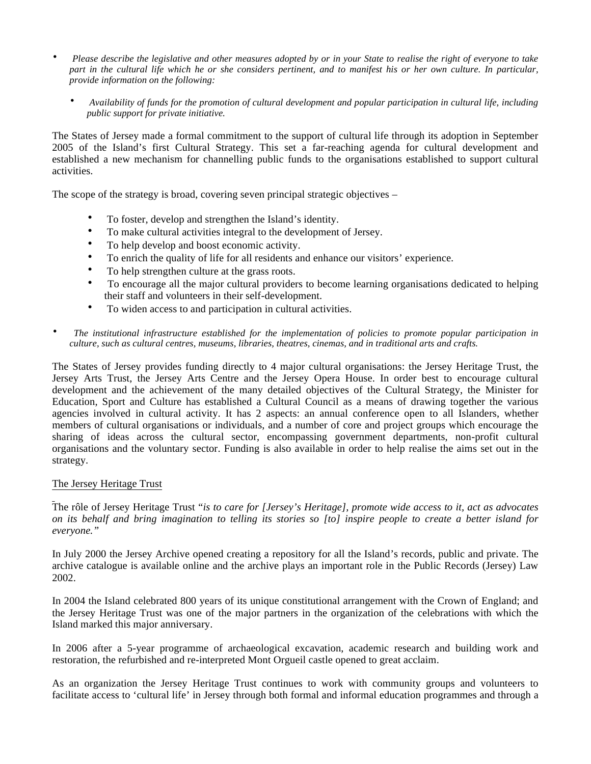- *Please describe the legislative and other measures adopted by or in your State to realise the right of everyone to take part in the cultural life which he or she considers pertinent, and to manifest his or her own culture. In particular, provide information on the following:*

  - *Availability of funds for the promotion of cultural development and popular participation in cultural life, including public support for private initiative.*

The States of Jersey made a formal commitment to the support of cultural life through its adoption in September 2005 of the Island's first Cultural Strategy. This set a far-reaching agenda for cultural development and established a new mechanism for channelling public funds to the organisations established to support cultural activities.

The scope of the strategy is broad, covering seven principal strategic objectives –

- To foster, develop and strengthen the Island's identity.
- To make cultural activities integral to the development of Jersey.
- To help develop and boost economic activity.
- To enrich the quality of life for all residents and enhance our visitors' experience.
- To help strengthen culture at the grass roots.
- To encourage all the major cultural providers to become learning organisations dedicated to helping their staff and volunteers in their self-development.
- To widen access to and participation in cultural activities.

- *The institutional infrastructure established for the implementation of policies to promote popular participation in culture, such as cultural centres, museums, libraries, theatres, cinemas, and in traditional arts and crafts.*

The States of Jersey provides funding directly to 4 major cultural organisations: the Jersey Heritage Trust, the Jersey Arts Trust, the Jersey Arts Centre and the Jersey Opera House. In order best to encourage cultural development and the achievement of the many detailed objectives of the Cultural Strategy, the Minister for Education, Sport and Culture has established a Cultural Council as a means of drawing together the various agencies involved in cultural activity. It has 2 aspects: an annual conference open to all Islanders, whether members of cultural organisations or individuals, and a number of core and project groups which encourage the sharing of ideas across the cultural sector, encompassing government departments, non-profit cultural organisations and the voluntary sector. Funding is also available in order to help realise the aims set out in the strategy.

<u>The Jersey Heritage Trust</u>

The rôle of Jersey Heritage Trust "*is to care for [Jersey's Heritage], promote wide access to it, act as advocates on its behalf and bring imagination to telling its stories so [to] inspire people to create a better island for everyone."*

In July 2000 the Jersey Archive opened creating a repository for all the Island's records, public and private. The archive catalogue is available online and the archive plays an important role in the Public Records (Jersey) Law 2002.

In 2004 the Island celebrated 800 years of its unique constitutional arrangement with the Crown of England; and the Jersey Heritage Trust was one of the major partners in the organization of the celebrations with which the Island marked this major anniversary.

In 2006 after a 5-year programme of archaeological excavation, academic research and building work and restoration, the refurbished and re-interpreted Mont Orgueil castle opened to great acclaim.

As an organization the Jersey Heritage Trust continues to work with community groups and volunteers to facilitate access to 'cultural life' in Jersey through both formal and informal education programmes and through a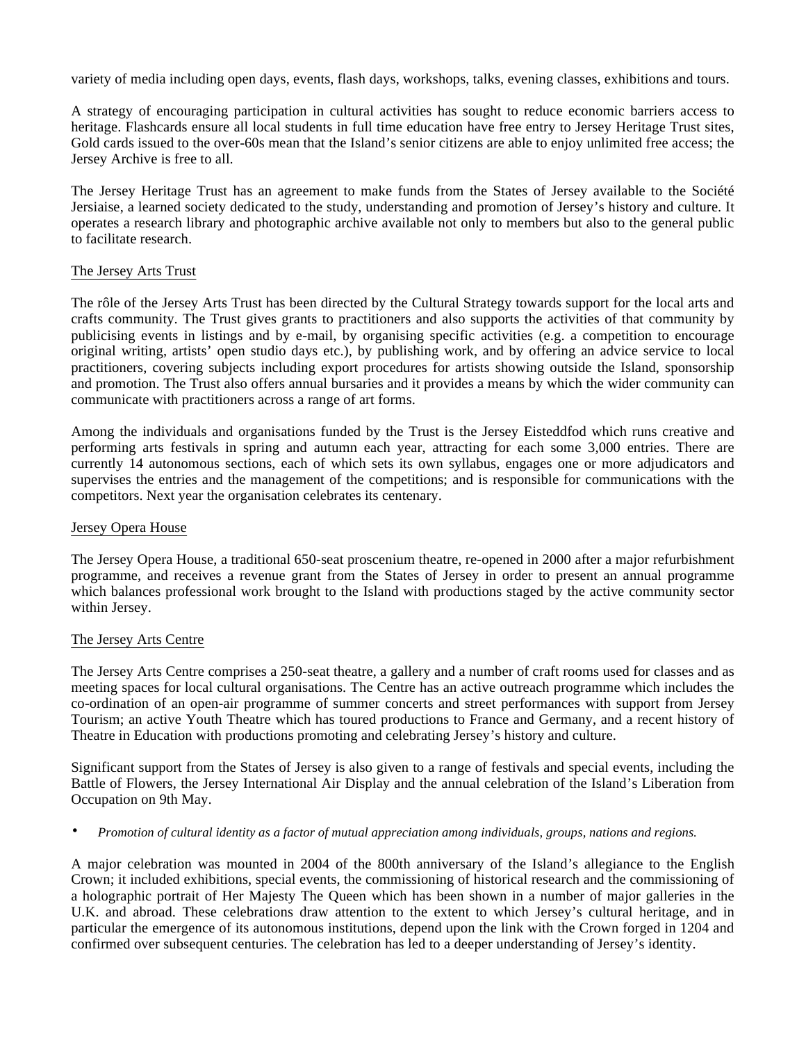variety of media including open days, events, flash days, workshops, talks, evening classes, exhibitions and tours.

A strategy of encouraging participation in cultural activities has sought to reduce economic barriers access to heritage. Flashcards ensure all local students in full time education have free entry to Jersey Heritage Trust sites, Gold cards issued to the over-60s mean that the Island's senior citizens are able to enjoy unlimited free access; the Jersey Archive is free to all.

The Jersey Heritage Trust has an agreement to make funds from the States of Jersey available to the Société Jersiaise, a learned society dedicated to the study, understanding and promotion of Jersey's history and culture. It operates a research library and photographic archive available not only to members but also to the general public to facilitate research.

<u>The Jersey Arts Trust</u>

The rôle of the Jersey Arts Trust has been directed by the Cultural Strategy towards support for the local arts and crafts community. The Trust gives grants to practitioners and also supports the activities of that community by publicising events in listings and by e-mail, by organising specific activities (e.g. a competition to encourage original writing, artists' open studio days etc.), by publishing work, and by offering an advice service to local practitioners, covering subjects including export procedures for artists showing outside the Island, sponsorship and promotion. The Trust also offers annual bursaries and it provides a means by which the wider community can communicate with practitioners across a range of art forms.

Among the individuals and organisations funded by the Trust is the Jersey Eisteddfod which runs creative and performing arts festivals in spring and autumn each year, attracting for each some 3,000 entries. There are currently 14 autonomous sections, each of which sets its own syllabus, engages one or more adjudicators and supervises the entries and the management of the competitions; and is responsible for communications with the competitors. Next year the organisation celebrates its centenary.

<u>Jersey Opera House</u>

The Jersey Opera House, a traditional 650-seat proscenium theatre, re-opened in 2000 after a major refurbishment programme, and receives a revenue grant from the States of Jersey in order to present an annual programme which balances professional work brought to the Island with productions staged by the active community sector within Jersey.

<u>The Jersey Arts Centre</u>

The Jersey Arts Centre comprises a 250-seat theatre, a gallery and a number of craft rooms used for classes and as meeting spaces for local cultural organisations. The Centre has an active outreach programme which includes the co-ordination of an open-air programme of summer concerts and street performances with support from Jersey Tourism; an active Youth Theatre which has toured productions to France and Germany, and a recent history of Theatre in Education with productions promoting and celebrating Jersey's history and culture.

Significant support from the States of Jersey is also given to a range of festivals and special events, including the Battle of Flowers, the Jersey International Air Display and the annual celebration of the Island's Liberation from Occupation on 9th May.

- *Promotion of cultural identity as a factor of mutual appreciation among individuals, groups, nations and regions.*

A major celebration was mounted in 2004 of the 800th anniversary of the Island's allegiance to the English Crown; it included exhibitions, special events, the commissioning of historical research and the commissioning of a holographic portrait of Her Majesty The Queen which has been shown in a number of major galleries in the U.K. and abroad. These celebrations draw attention to the extent to which Jersey's cultural heritage, and in particular the emergence of its autonomous institutions, depend upon the link with the Crown forged in 1204 and confirmed over subsequent centuries. The celebration has led to a deeper understanding of Jersey's identity.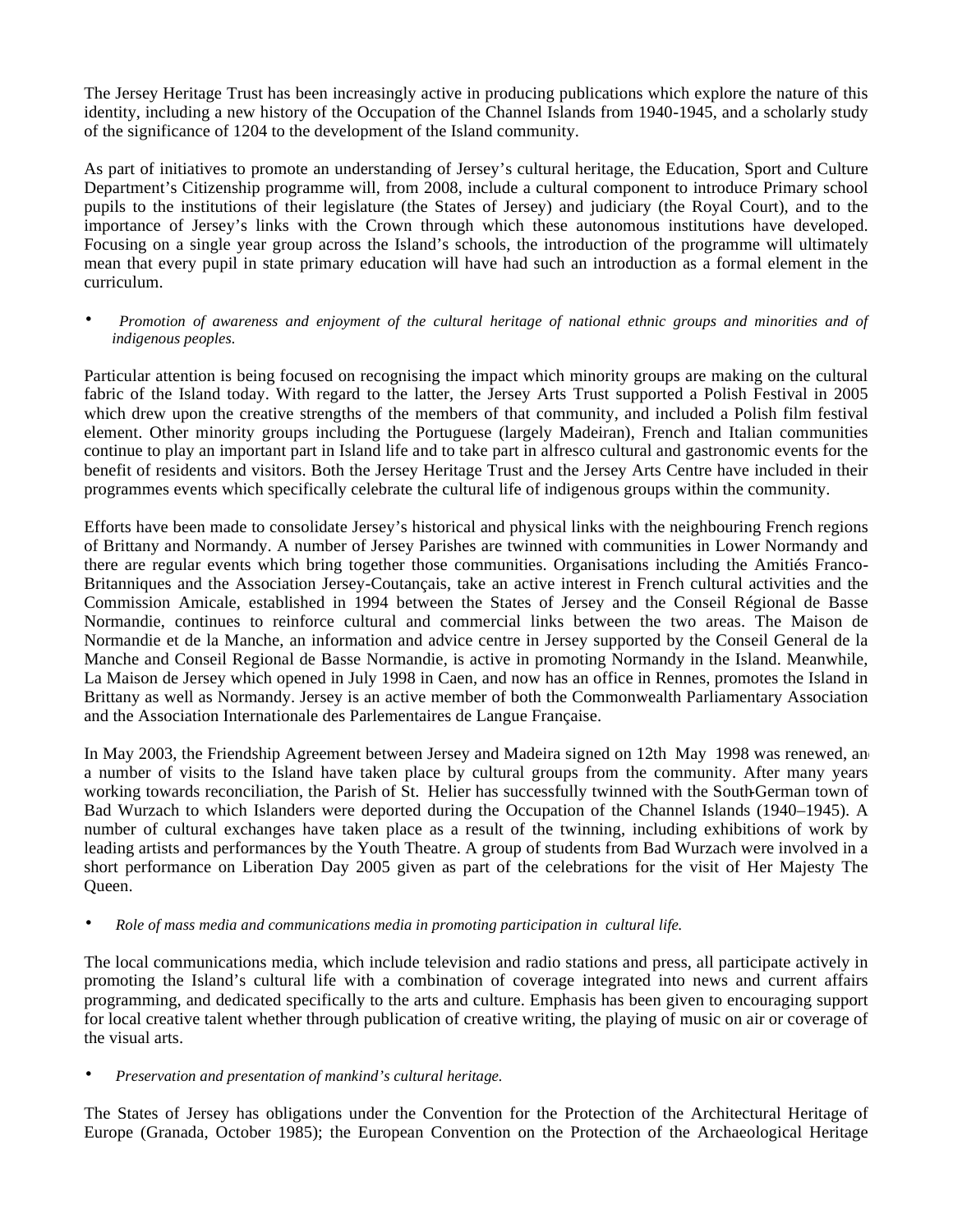The Jersey Heritage Trust has been increasingly active in producing publications which explore the nature of this identity, including a new history of the Occupation of the Channel Islands from 1940-1945, and a scholarly study of the significance of 1204 to the development of the Island community.

As part of initiatives to promote an understanding of Jersey's cultural heritage, the Education, Sport and Culture Department's Citizenship programme will, from 2008, include a cultural component to introduce Primary school pupils to the institutions of their legislature (the States of Jersey) and judiciary (the Royal Court), and to the importance of Jersey's links with the Crown through which these autonomous institutions have developed. Focusing on a single year group across the Island's schools, the introduction of the programme will ultimately mean that every pupil in state primary education will have had such an introduction as a formal element in the curriculum.

- *Promotion of awareness and enjoyment of the cultural heritage of national ethnic groups and minorities and of indigenous peoples.*

Particular attention is being focused on recognising the impact which minority groups are making on the cultural fabric of the Island today. With regard to the latter, the Jersey Arts Trust supported a Polish Festival in 2005 which drew upon the creative strengths of the members of that community, and included a Polish film festival element. Other minority groups including the Portuguese (largely Madeiran), French and Italian communities continue to play an important part in Island life and to take part in alfresco cultural and gastronomic events for the benefit of residents and visitors. Both the Jersey Heritage Trust and the Jersey Arts Centre have included in their programmes events which specifically celebrate the cultural life of indigenous groups within the community.

Efforts have been made to consolidate Jersey's historical and physical links with the neighbouring French regions of Brittany and Normandy. A number of Jersey Parishes are twinned with communities in Lower Normandy and there are regular events which bring together those communities. Organisations including the Amitiés Franco-Britanniques and the Association Jersey-Coutançais, take an active interest in French cultural activities and the Commission Amicale, established in 1994 between the States of Jersey and the Conseil Régional de Basse Normandie, continues to reinforce cultural and commercial links between the two areas. The Maison de Normandie et de la Manche, an information and advice centre in Jersey supported by the Conseil General de la Manche and Conseil Regional de Basse Normandie, is active in promoting Normandy in the Island. Meanwhile, La Maison de Jersey which opened in July 1998 in Caen, and now has an office in Rennes, promotes the Island in Brittany as well as Normandy. Jersey is an active member of both the Commonwealth Parliamentary Association and the Association Internationale des Parlementaires de Langue Française.

In May 2003, the Friendship Agreement between Jersey and Madeira signed on 12th May 1998 was renewed, and a number of visits to the Island have taken place by cultural groups from the community. After many years working towards reconciliation, the Parish of St. Helier has successfully twinned with the South-German town of Bad Wurzach to which Islanders were deported during the Occupation of the Channel Islands (1940–1945). A number of cultural exchanges have taken place as a result of the twinning, including exhibitions of work by leading artists and performances by the Youth Theatre. A group of students from Bad Wurzach were involved in a short performance on Liberation Day 2005 given as part of the celebrations for the visit of Her Majesty The Queen.

- *Role of mass media and communications media in promoting participation in cultural life.*

The local communications media, which include television and radio stations and press, all participate actively in promoting the Island's cultural life with a combination of coverage integrated into news and current affairs programming, and dedicated specifically to the arts and culture. Emphasis has been given to encouraging support for local creative talent whether through publication of creative writing, the playing of music on air or coverage of the visual arts.

- *Preservation and presentation of mankind's cultural heritage.*

The States of Jersey has obligations under the Convention for the Protection of the Architectural Heritage of Europe (Granada, October 1985); the European Convention on the Protection of the Archaeological Heritage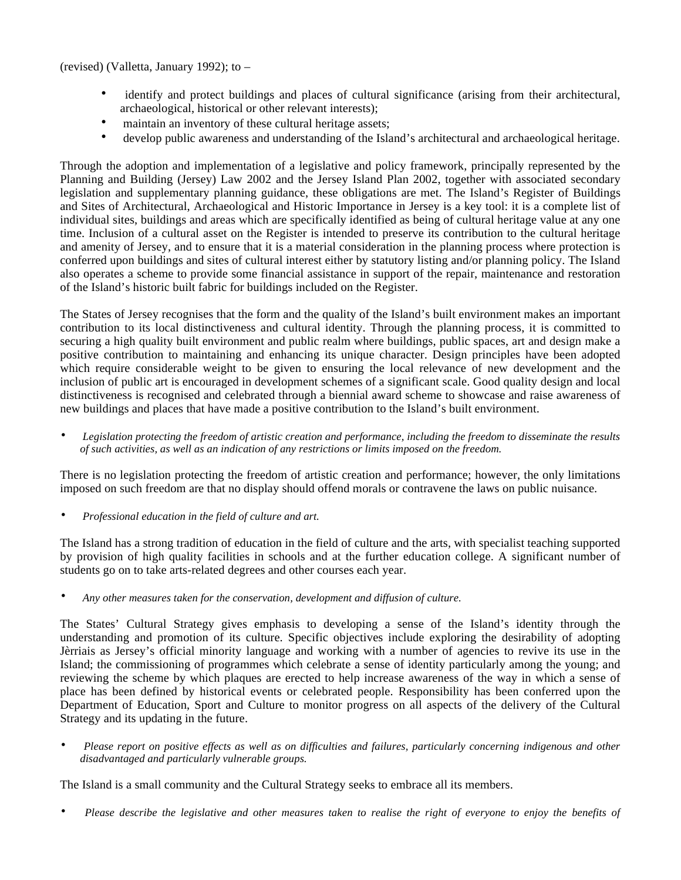(revised) (Valletta, January 1992); to –

- identify and protect buildings and places of cultural significance (arising from their architectural, archaeological, historical or other relevant interests);
- maintain an inventory of these cultural heritage assets;
- develop public awareness and understanding of the Island's architectural and archaeological heritage.

Through the adoption and implementation of a legislative and policy framework, principally represented by the Planning and Building (Jersey) Law 2002 and the Jersey Island Plan 2002, together with associated secondary legislation and supplementary planning guidance, these obligations are met. The Island's Register of Buildings and Sites of Architectural, Archaeological and Historic Importance in Jersey is a key tool: it is a complete list of individual sites, buildings and areas which are specifically identified as being of cultural heritage value at any one time. Inclusion of a cultural asset on the Register is intended to preserve its contribution to the cultural heritage and amenity of Jersey, and to ensure that it is a material consideration in the planning process where protection is conferred upon buildings and sites of cultural interest either by statutory listing and/or planning policy. The Island also operates a scheme to provide some financial assistance in support of the repair, maintenance and restoration of the Island's historic built fabric for buildings included on the Register.

The States of Jersey recognises that the form and the quality of the Island's built environment makes an important contribution to its local distinctiveness and cultural identity. Through the planning process, it is committed to securing a high quality built environment and public realm where buildings, public spaces, art and design make a positive contribution to maintaining and enhancing its unique character. Design principles have been adopted which require considerable weight to be given to ensuring the local relevance of new development and the inclusion of public art is encouraged in development schemes of a significant scale. Good quality design and local distinctiveness is recognised and celebrated through a biennial award scheme to showcase and raise awareness of new buildings and places that have made a positive contribution to the Island's built environment.

- *Legislation protecting the freedom of artistic creation and performance, including the freedom to disseminate the results of such activities, as well as an indication of any restrictions or limits imposed on the freedom.*

There is no legislation protecting the freedom of artistic creation and performance; however, the only limitations imposed on such freedom are that no display should offend morals or contravene the laws on public nuisance.

- *Professional education in the field of culture and art.*

The Island has a strong tradition of education in the field of culture and the arts, with specialist teaching supported by provision of high quality facilities in schools and at the further education college. A significant number of students go on to take arts-related degrees and other courses each year.

- *Any other measures taken for the conservation, development and diffusion of culture.*

The States' Cultural Strategy gives emphasis to developing a sense of the Island's identity through the understanding and promotion of its culture. Specific objectives include exploring the desirability of adopting Jèrriais as Jersey's official minority language and working with a number of agencies to revive its use in the Island; the commissioning of programmes which celebrate a sense of identity particularly among the young; and reviewing the scheme by which plaques are erected to help increase awareness of the way in which a sense of place has been defined by historical events or celebrated people. Responsibility has been conferred upon the Department of Education, Sport and Culture to monitor progress on all aspects of the delivery of the Cultural Strategy and its updating in the future.

- *Please report on positive effects as well as on difficulties and failures, particularly concerning indigenous and other disadvantaged and particularly vulnerable groups.*

The Island is a small community and the Cultural Strategy seeks to embrace all its members.

- *Please describe the legislative and other measures taken to realise the right of everyone to enjoy the benefits of*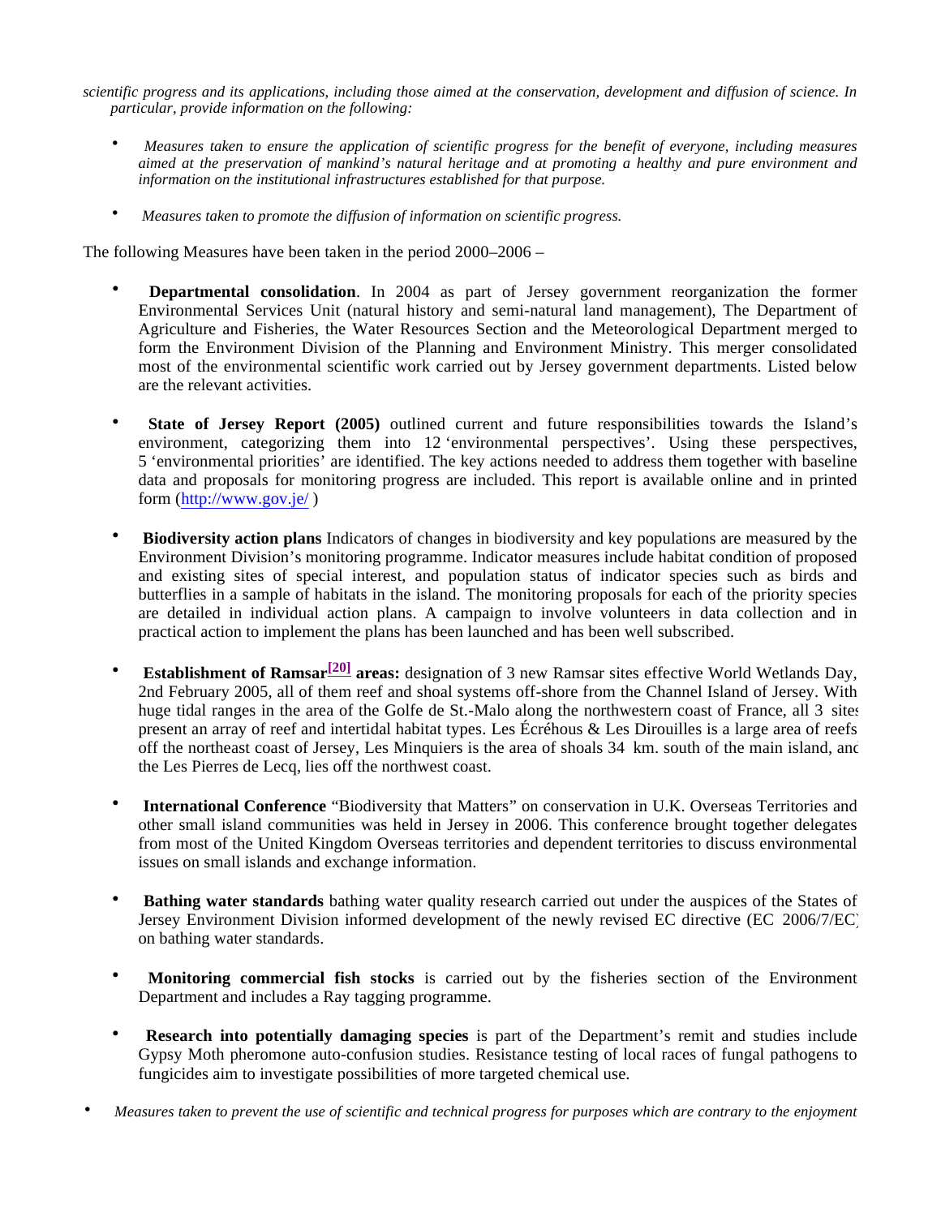*scientific progress and its applications, including those aimed at the conservation, development and diffusion of science. In particular, provide information on the following:*

- *Measures taken to ensure the application of scientific progress for the benefit of everyone, including measures aimed at the preservation of mankind's natural heritage and at promoting a healthy and pure environment and information on the institutional infrastructures established for that purpose.*
- *Measures taken to promote the diffusion of information on scientific progress.*

The following Measures have been taken in the period 2000–2006 –

- **Departmental consolidation**. In 2004 as part of Jersey government reorganization the former Environmental Services Unit (natural history and semi-natural land management), The Department of Agriculture and Fisheries, the Water Resources Section and the Meteorological Department merged to form the Environment Division of the Planning and Environment Ministry. This merger consolidated most of the environmental scientific work carried out by Jersey government departments. Listed below are the relevant activities.
- **State of Jersey Report (2005)** outlined current and future responsibilities towards the Island's environment, categorizing them into 12 'environmental perspectives'. Using these perspectives, 5 'environmental priorities' are identified. The key actions needed to address them together with baseline data and proposals for monitoring progress are included. This report is available online and in printed form (http://www.gov.je/ )
- **Biodiversity action plans** Indicators of changes in biodiversity and key populations are measured by the Environment Division's monitoring programme. Indicator measures include habitat condition of proposed and existing sites of special interest, and population status of indicator species such as birds and butterflies in a sample of habitats in the island. The monitoring proposals for each of the priority species are detailed in individual action plans. A campaign to involve volunteers in data collection and in practical action to implement the plans has been launched and has been well subscribed.
- **Establishment of Ramsar[20] areas:** designation of 3 new Ramsar sites effective World Wetlands Day, 2nd February 2005, all of them reef and shoal systems off-shore from the Channel Island of Jersey. With huge tidal ranges in the area of the Golfe de St.-Malo along the northwestern coast of France, all 3 sites present an array of reef and intertidal habitat types. Les Écréhous & Les Dirouilles is a large area of reefs off the northeast coast of Jersey, Les Minquiers is the area of shoals 34 km. south of the main island, and the Les Pierres de Lecq, lies off the northwest coast.
- **International Conference** "Biodiversity that Matters" on conservation in U.K. Overseas Territories and other small island communities was held in Jersey in 2006. This conference brought together delegates from most of the United Kingdom Overseas territories and dependent territories to discuss environmental issues on small islands and exchange information.
- **Bathing water standards** bathing water quality research carried out under the auspices of the States of Jersey Environment Division informed development of the newly revised EC directive (EC 2006/7/EC) on bathing water standards.
- **Monitoring commercial fish stocks** is carried out by the fisheries section of the Environment Department and includes a Ray tagging programme.
- **Research into potentially damaging species** is part of the Department's remit and studies include Gypsy Moth pheromone auto-confusion studies. Resistance testing of local races of fungal pathogens to fungicides aim to investigate possibilities of more targeted chemical use.

- *Measures taken to prevent the use of scientific and technical progress for purposes which are contrary to the enjoyment*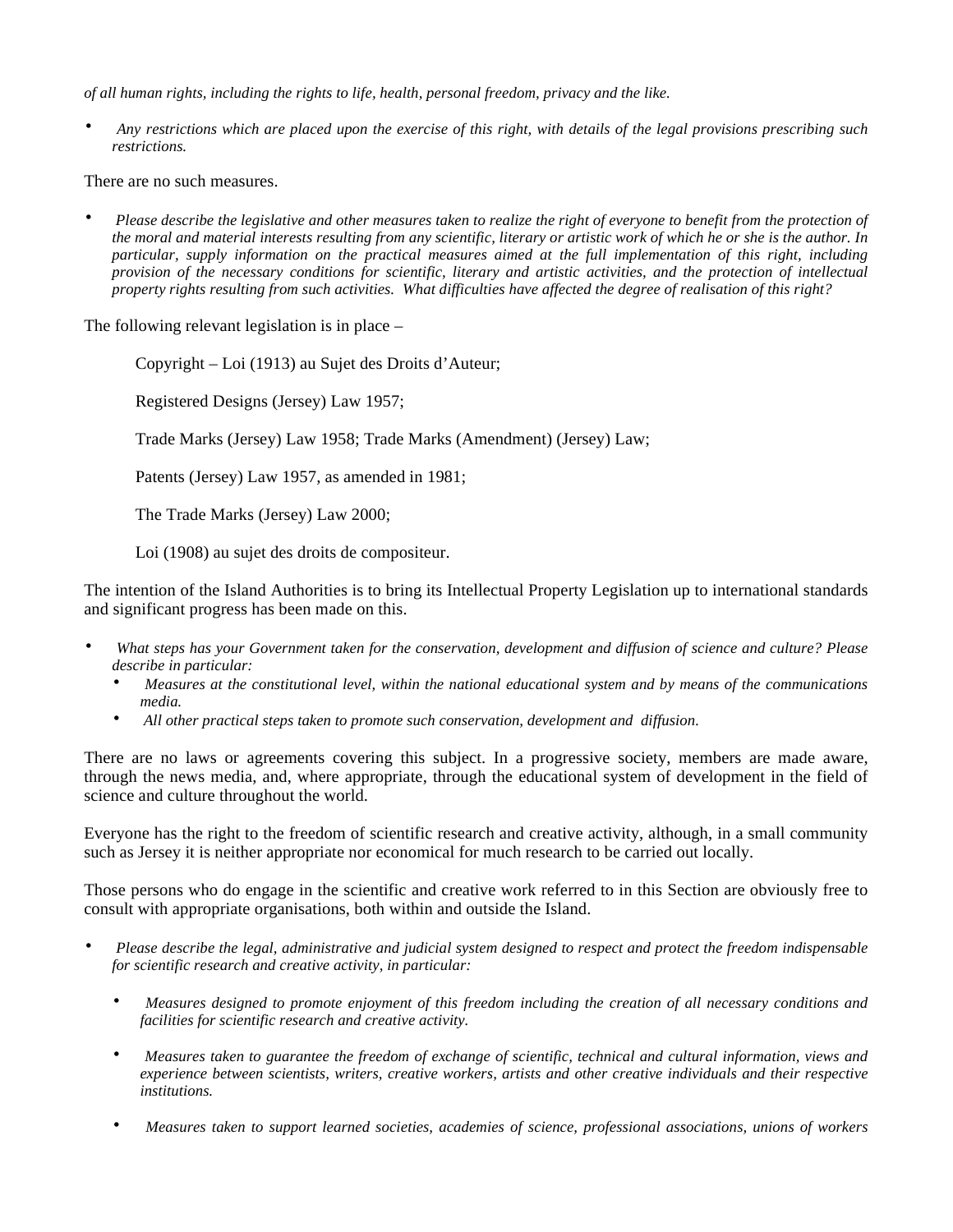*of all human rights, including the rights to life, health, personal freedom, privacy and the like.*

- *Any restrictions which are placed upon the exercise of this right, with details of the legal provisions prescribing such restrictions.*

There are no such measures.

- *Please describe the legislative and other measures taken to realize the right of everyone to benefit from the protection of the moral and material interests resulting from any scientific, literary or artistic work of which he or she is the author. In particular, supply information on the practical measures aimed at the full implementation of this right, including provision of the necessary conditions for scientific, literary and artistic activities, and the protection of intellectual property rights resulting from such activities. What difficulties have affected the degree of realisation of this right?*

The following relevant legislation is in place –

> Copyright – Loi (1913) au Sujet des Droits d'Auteur;
>
> Registered Designs (Jersey) Law 1957;
>
> Trade Marks (Jersey) Law 1958; Trade Marks (Amendment) (Jersey) Law;
>
> Patents (Jersey) Law 1957, as amended in 1981;
>
> The Trade Marks (Jersey) Law 2000;
>
> Loi (1908) au sujet des droits de compositeur.

The intention of the Island Authorities is to bring its Intellectual Property Legislation up to international standards and significant progress has been made on this.

- *What steps has your Government taken for the conservation, development and diffusion of science and culture? Please describe in particular:*
  - *Measures at the constitutional level, within the national educational system and by means of the communications media.*
  - *All other practical steps taken to promote such conservation, development and diffusion.*

There are no laws or agreements covering this subject. In a progressive society, members are made aware, through the news media, and, where appropriate, through the educational system of development in the field of science and culture throughout the world.

Everyone has the right to the freedom of scientific research and creative activity, although, in a small community such as Jersey it is neither appropriate nor economical for much research to be carried out locally.

Those persons who do engage in the scientific and creative work referred to in this Section are obviously free to consult with appropriate organisations, both within and outside the Island.

- *Please describe the legal, administrative and judicial system designed to respect and protect the freedom indispensable for scientific research and creative activity, in particular:*
  - *Measures designed to promote enjoyment of this freedom including the creation of all necessary conditions and facilities for scientific research and creative activity.*
  - *Measures taken to guarantee the freedom of exchange of scientific, technical and cultural information, views and experience between scientists, writers, creative workers, artists and other creative individuals and their respective institutions.*
  - *Measures taken to support learned societies, academies of science, professional associations, unions of workers*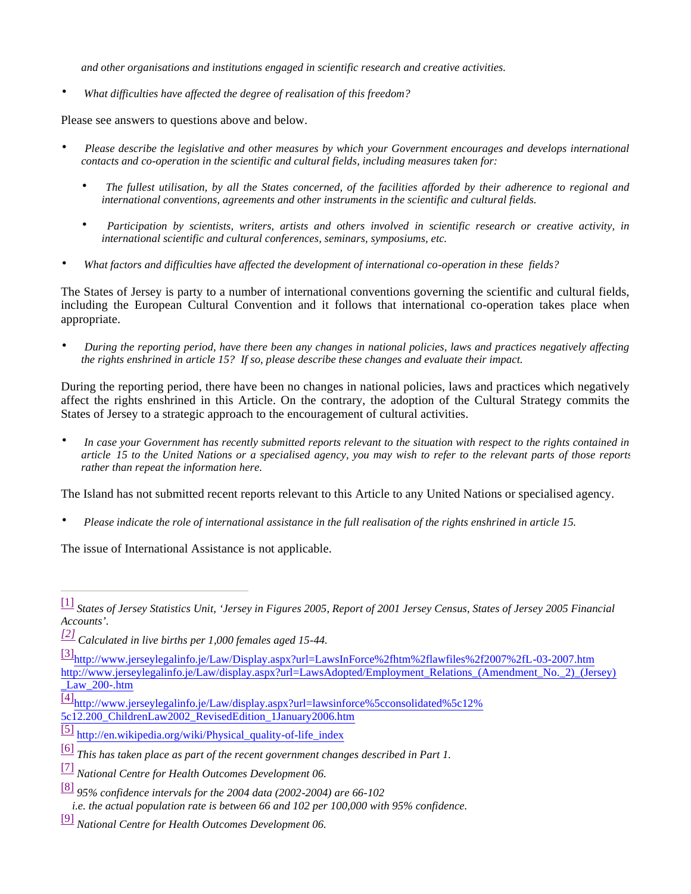*and other organisations and institutions engaged in scientific research and creative activities.*

- *What difficulties have affected the degree of realisation of this freedom?*

Please see answers to questions above and below.

- *Please describe the legislative and other measures by which your Government encourages and develops international contacts and co-operation in the scientific and cultural fields, including measures taken for:*
  - *The fullest utilisation, by all the States concerned, of the facilities afforded by their adherence to regional and international conventions, agreements and other instruments in the scientific and cultural fields.*
  - *Participation by scientists, writers, artists and others involved in scientific research or creative activity, in international scientific and cultural conferences, seminars, symposiums, etc.*
- *What factors and difficulties have affected the development of international co-operation in these fields?*

The States of Jersey is party to a number of international conventions governing the scientific and cultural fields, including the European Cultural Convention and it follows that international co-operation takes place when appropriate.

- *During the reporting period, have there been any changes in national policies, laws and practices negatively affecting the rights enshrined in article 15? If so, please describe these changes and evaluate their impact.*

During the reporting period, there have been no changes in national policies, laws and practices which negatively affect the rights enshrined in this Article. On the contrary, the adoption of the Cultural Strategy commits the States of Jersey to a strategic approach to the encouragement of cultural activities.

- *In case your Government has recently submitted reports relevant to the situation with respect to the rights contained in article 15 to the United Nations or a specialised agency, you may wish to refer to the relevant parts of those reports rather than repeat the information here.*

The Island has not submitted recent reports relevant to this Article to any United Nations or specialised agency.

- *Please indicate the role of international assistance in the full realisation of the rights enshrined in article 15.*

The issue of International Assistance is not applicable.

---

[1] *States of Jersey Statistics Unit, 'Jersey in Figures 2005, Report of 2001 Jersey Census, States of Jersey 2005 Financial Accounts'.*

[2] *Calculated in live births per 1,000 females aged 15-44.*

[3] http://www.jerseylegalinfo.je/Law/Display.aspx?url=LawsInForce%2fhtm%2flawfiles%2f2007%2fL-03-2007.htm http://www.jerseylegalinfo.je/Law/display.aspx?url=LawsAdopted/Employment_Relations_(Amendment_No._2)_(Jersey)_Law_200-.htm

[4] http://www.jerseylegalinfo.je/Law/display.aspx?url=lawsinforce%5cconsolidated%5c12%5c12.200_ChildrenLaw2002_RevisedEdition_1January2006.htm

[5] http://en.wikipedia.org/wiki/Physical_quality-of-life_index

[6] *This has taken place as part of the recent government changes described in Part 1.*

[7] *National Centre for Health Outcomes Development 06.*

[8] *95% confidence intervals for the 2004 data (2002-2004) are 66-102 i.e. the actual population rate is between 66 and 102 per 100,000 with 95% confidence.*

[9] *National Centre for Health Outcomes Development 06.*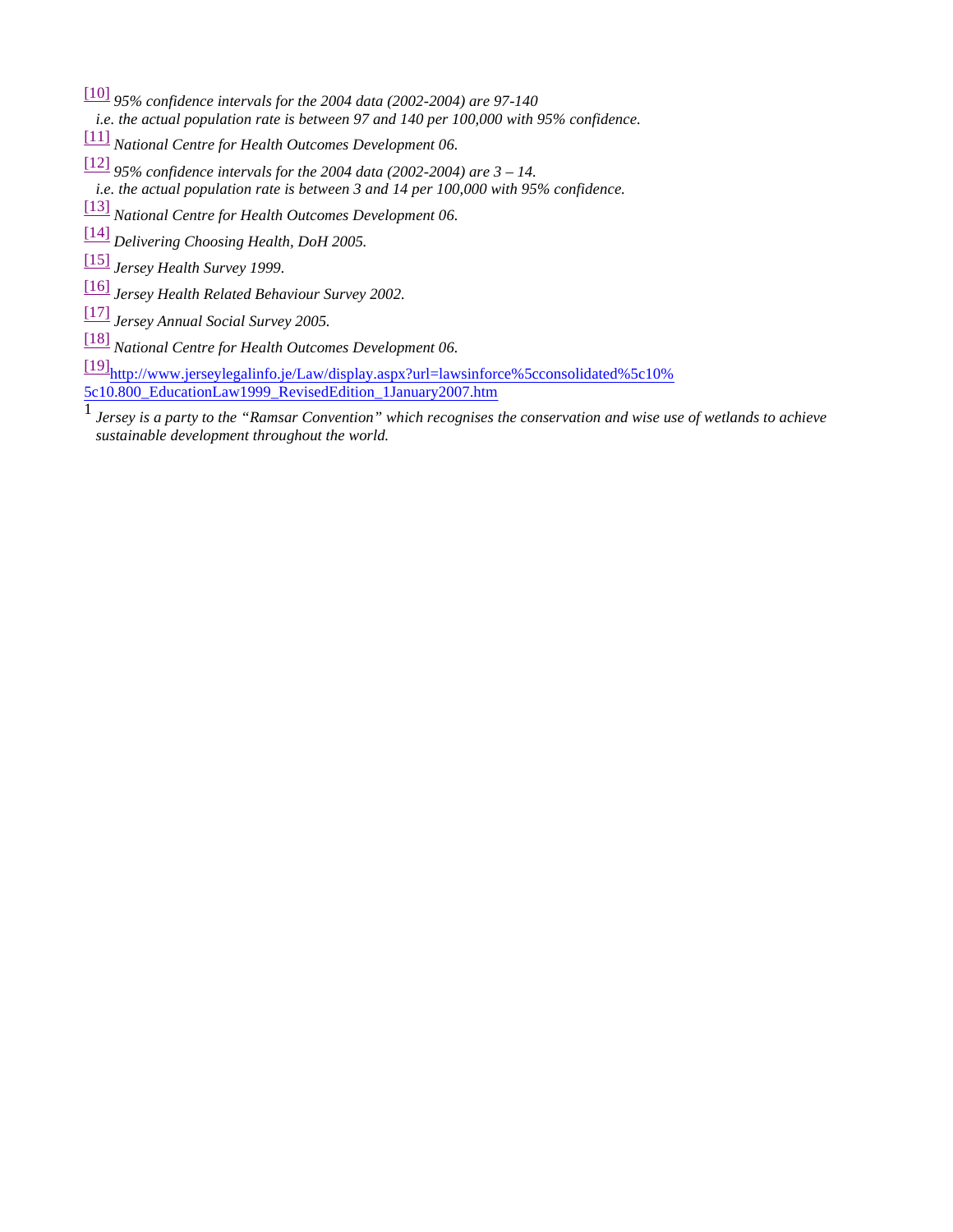[10] *95% confidence intervals for the 2004 data (2002-2004) are 97-140*
*i.e. the actual population rate is between 97 and 140 per 100,000 with 95% confidence.*

[11] *National Centre for Health Outcomes Development 06.*

[12] *95% confidence intervals for the 2004 data (2002-2004) are 3 – 14.*
*i.e. the actual population rate is between 3 and 14 per 100,000 with 95% confidence.*

[13] *National Centre for Health Outcomes Development 06.*

[14] *Delivering Choosing Health, DoH 2005.*

[15] *Jersey Health Survey 1999.*

[16] *Jersey Health Related Behaviour Survey 2002.*

[17] *Jersey Annual Social Survey 2005.*

[18] *National Centre for Health Outcomes Development 06.*

[19] http://www.jerseylegalinfo.je/Law/display.aspx?url=lawsinforce%5cconsolidated%5c10%5c10.800_EducationLaw1999_RevisedEdition_1January2007.htm

1 *Jersey is a party to the "Ramsar Convention" which recognises the conservation and wise use of wetlands to achieve sustainable development throughout the world.*